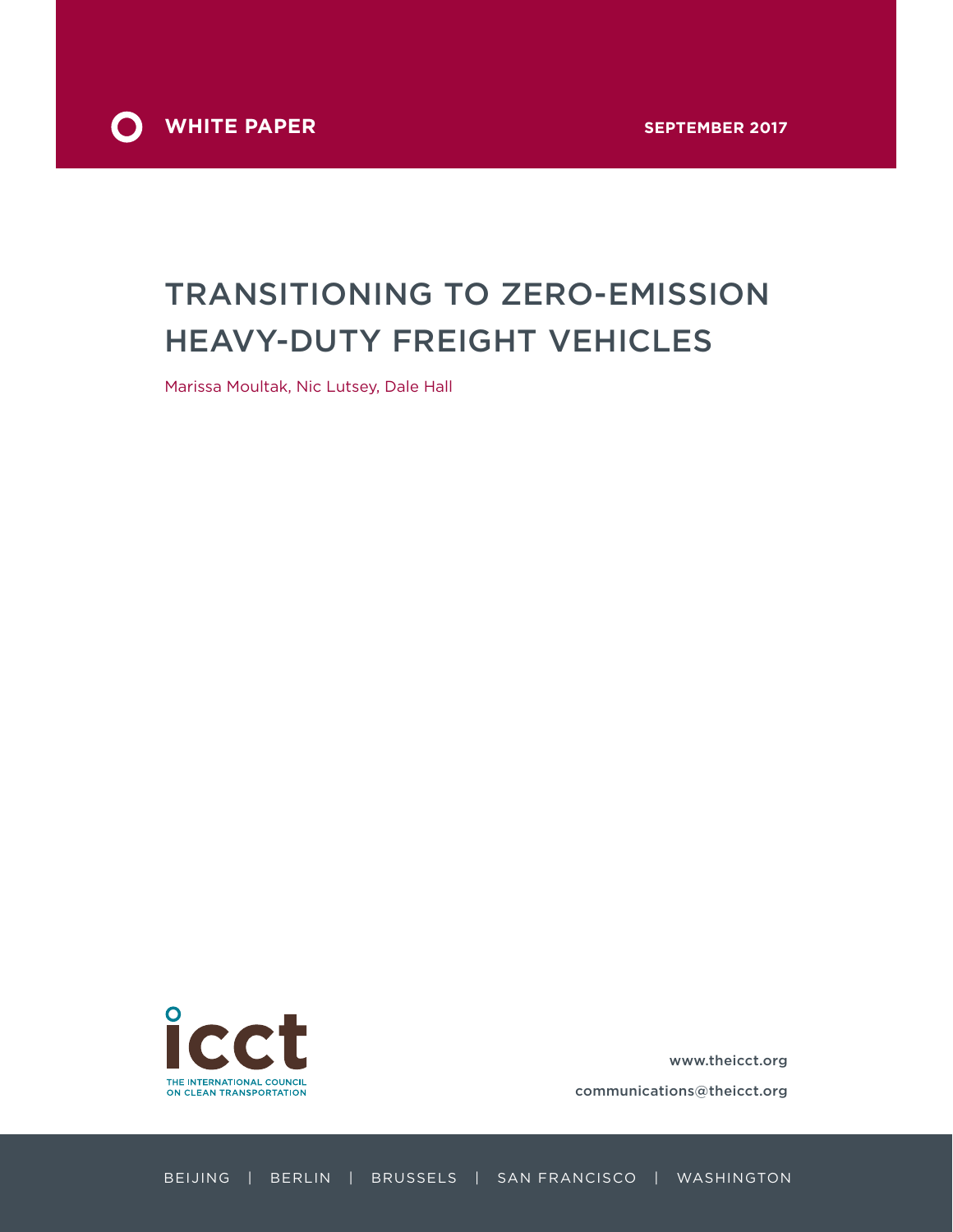**WHITE PAPER**

**SEPTEMBER 2017**

# TRANSITIONING TO ZERO-EMISSION HEAVY-DUTY FREIGHT VEHICLES

Marissa Moultak, Nic Lutsey, Dale Hall

icct

THE INTERNATIONAL COUNCIL ON CLEAN TRANSPORTATION

www.theicct.org

communications@theicct.org

BEIJING | BERLIN | BRUSSELS | SAN FRANCISCO | WASHINGTON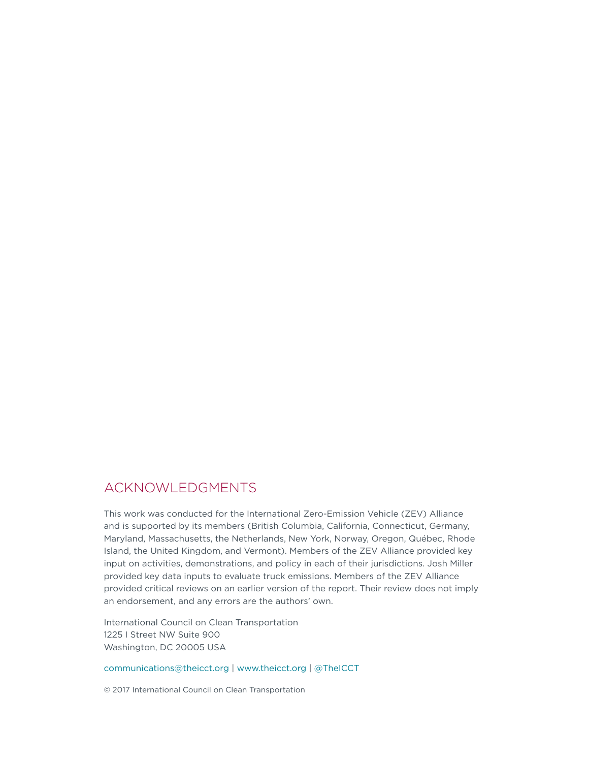## ACKNOWLEDGMENTS

This work was conducted for the International Zero-Emission Vehicle (ZEV) Alliance and is supported by its members (British Columbia, California, Connecticut, Germany, Maryland, Massachusetts, the Netherlands, New York, Norway, Oregon, Québec, Rhode Island, the United Kingdom, and Vermont). Members of the ZEV Alliance provided key input on activities, demonstrations, and policy in each of their jurisdictions. Josh Miller provided key data inputs to evaluate truck emissions. Members of the ZEV Alliance provided critical reviews on an earlier version of the report. Their review does not imply an endorsement, and any errors are the authors' own.

International Council on Clean Transportation
1225 I Street NW Suite 900
Washington, DC 20005 USA

communications@theicct.org | www.theicct.org | @TheICCT

© 2017 International Council on Clean Transportation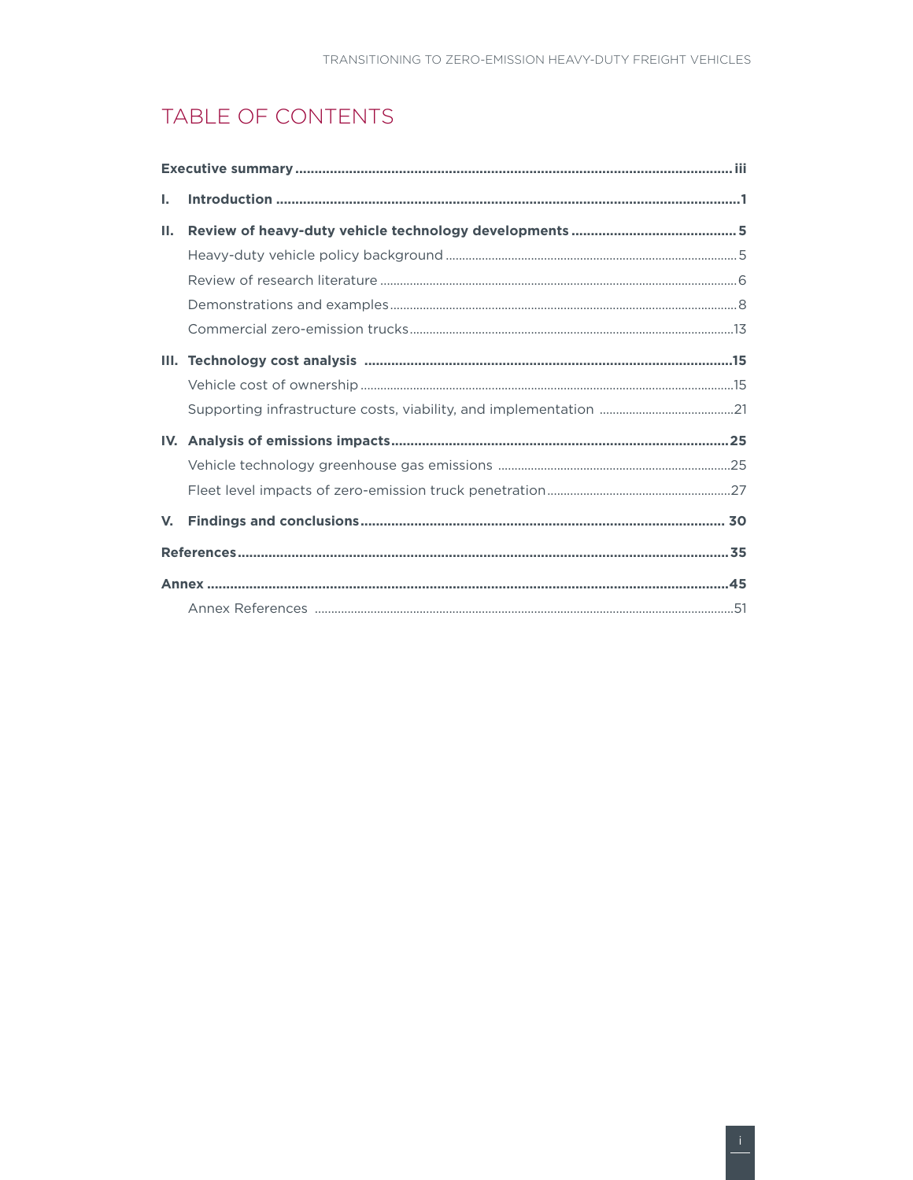# TABLE OF CONTENTS

**Executive summary** .......... iii

**I. Introduction** .......... 1

**II. Review of heavy-duty vehicle technology developments** .......... 5

- Heavy-duty vehicle policy background .......... 5
- Review of research literature .......... 6
- Demonstrations and examples .......... 8
- Commercial zero-emission trucks .......... 13

**III. Technology cost analysis** .......... 15

- Vehicle cost of ownership .......... 15
- Supporting infrastructure costs, viability, and implementation .......... 21

**IV. Analysis of emissions impacts** .......... 25

- Vehicle technology greenhouse gas emissions .......... 25
- Fleet level impacts of zero-emission truck penetration .......... 27

**V. Findings and conclusions** .......... 30

**References** .......... 35

**Annex** .......... 45

- Annex References .......... 51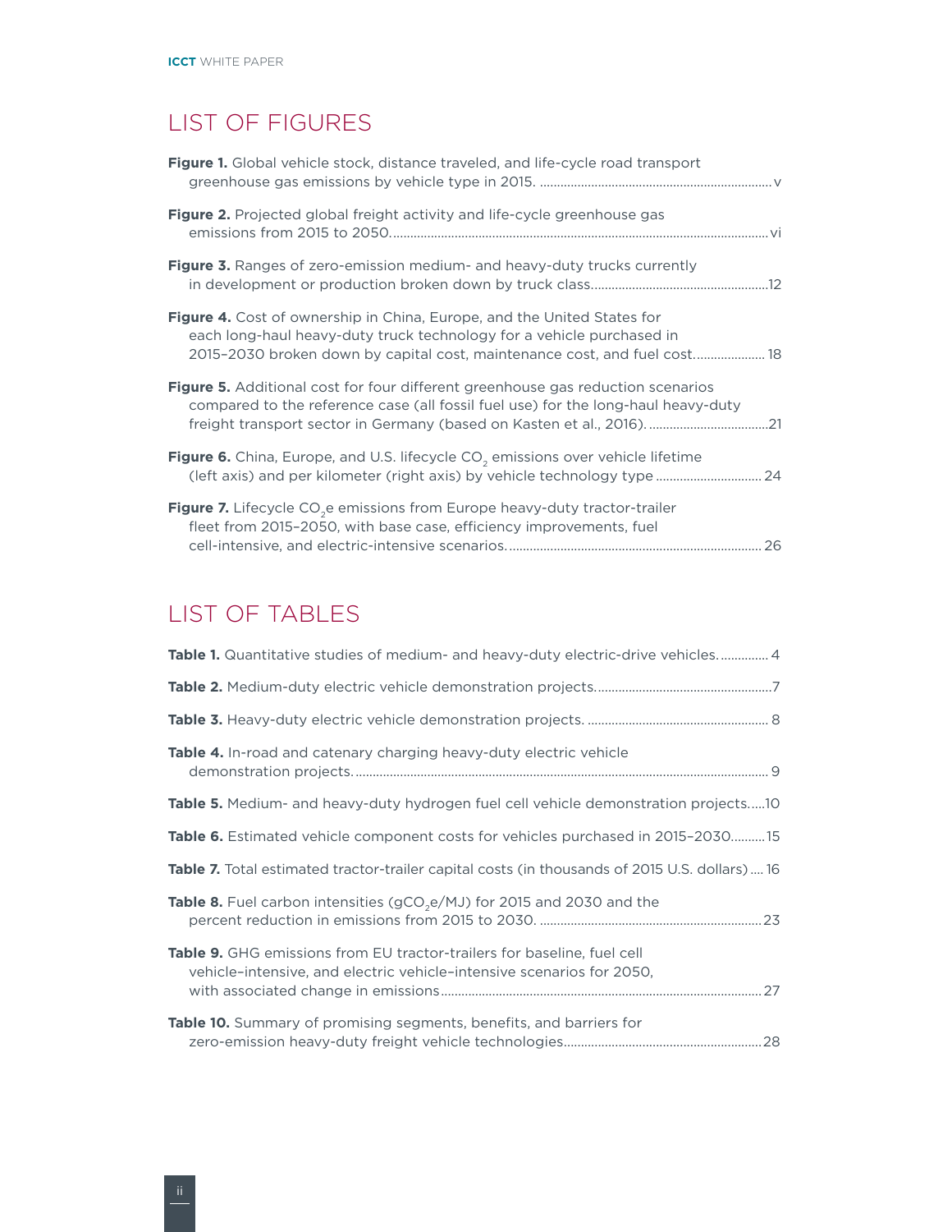# LIST OF FIGURES

**Figure 1.** Global vehicle stock, distance traveled, and life-cycle road transport greenhouse gas emissions by vehicle type in 2015. .......... v

**Figure 2.** Projected global freight activity and life-cycle greenhouse gas emissions from 2015 to 2050. .......... vi

**Figure 3.** Ranges of zero-emission medium- and heavy-duty trucks currently in development or production broken down by truck class. .......... 12

**Figure 4.** Cost of ownership in China, Europe, and the United States for each long-haul heavy-duty truck technology for a vehicle purchased in 2015–2030 broken down by capital cost, maintenance cost, and fuel cost. .......... 18

**Figure 5.** Additional cost for four different greenhouse gas reduction scenarios compared to the reference case (all fossil fuel use) for the long-haul heavy-duty freight transport sector in Germany (based on Kasten et al., 2016). .......... 21

**Figure 6.** China, Europe, and U.S. lifecycle $CO_2$ emissions over vehicle lifetime (left axis) and per kilometer (right axis) by vehicle technology type .......... 24

**Figure 7.** Lifecycle $CO_2e$ emissions from Europe heavy-duty tractor-trailer fleet from 2015–2050, with base case, efficiency improvements, fuel cell-intensive, and electric-intensive scenarios. .......... 26

# LIST OF TABLES

**Table 1.** Quantitative studies of medium- and heavy-duty electric-drive vehicles. .......... 4

**Table 2.** Medium-duty electric vehicle demonstration projects. .......... 7

**Table 3.** Heavy-duty electric vehicle demonstration projects. .......... 8

**Table 4.** In-road and catenary charging heavy-duty electric vehicle demonstration projects. .......... 9

**Table 5.** Medium- and heavy-duty hydrogen fuel cell vehicle demonstration projects. .......... 10

**Table 6.** Estimated vehicle component costs for vehicles purchased in 2015–2030. .......... 15

**Table 7.** Total estimated tractor-trailer capital costs (in thousands of 2015 U.S. dollars) .......... 16

**Table 8.** Fuel carbon intensities ($gCO_2e/MJ$) for 2015 and 2030 and the percent reduction in emissions from 2015 to 2030. .......... 23

**Table 9.** GHG emissions from EU tractor-trailers for baseline, fuel cell vehicle–intensive, and electric vehicle–intensive scenarios for 2050, with associated change in emissions .......... 27

**Table 10.** Summary of promising segments, benefits, and barriers for zero-emission heavy-duty freight vehicle technologies .......... 28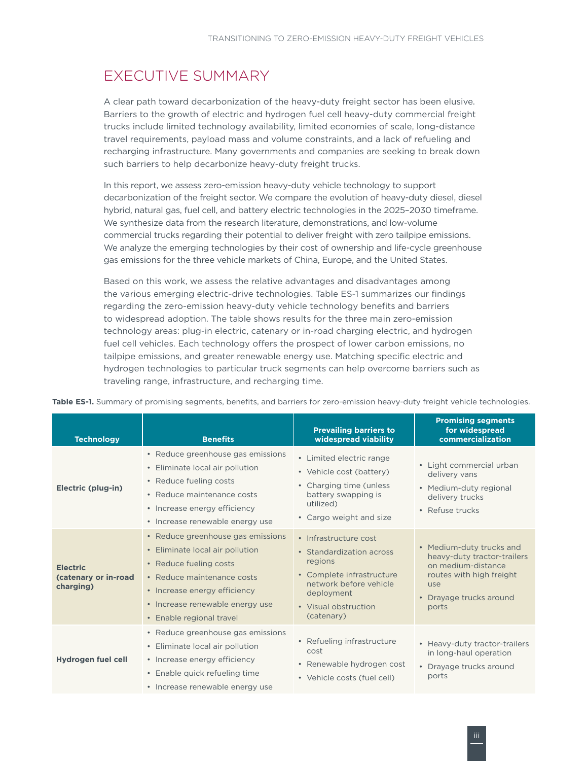# EXECUTIVE SUMMARY

A clear path toward decarbonization of the heavy-duty freight sector has been elusive. Barriers to the growth of electric and hydrogen fuel cell heavy-duty commercial freight trucks include limited technology availability, limited economies of scale, long-distance travel requirements, payload mass and volume constraints, and a lack of refueling and recharging infrastructure. Many governments and companies are seeking to break down such barriers to help decarbonize heavy-duty freight trucks.

In this report, we assess zero-emission heavy-duty vehicle technology to support decarbonization of the freight sector. We compare the evolution of heavy-duty diesel, diesel hybrid, natural gas, fuel cell, and battery electric technologies in the 2025–2030 timeframe. We synthesize data from the research literature, demonstrations, and low-volume commercial trucks regarding their potential to deliver freight with zero tailpipe emissions. We analyze the emerging technologies by their cost of ownership and life-cycle greenhouse gas emissions for the three vehicle markets of China, Europe, and the United States.

Based on this work, we assess the relative advantages and disadvantages among the various emerging electric-drive technologies. Table ES-1 summarizes our findings regarding the zero-emission heavy-duty vehicle technology benefits and barriers to widespread adoption. The table shows results for the three main zero-emission technology areas: plug-in electric, catenary or in-road charging electric, and hydrogen fuel cell vehicles. Each technology offers the prospect of lower carbon emissions, no tailpipe emissions, and greater renewable energy use. Matching specific electric and hydrogen technologies to particular truck segments can help overcome barriers such as traveling range, infrastructure, and recharging time.

**Table ES-1.** Summary of promising segments, benefits, and barriers for zero-emission heavy-duty freight vehicle technologies.

| Technology | Benefits | Prevailing barriers to widespread viability | Promising segments for widespread commercialization |
|---|---|---|---|
| **Electric (plug-in)** | • Reduce greenhouse gas emissions<br>• Eliminate local air pollution<br>• Reduce fueling costs<br>• Reduce maintenance costs<br>• Increase energy efficiency<br>• Increase renewable energy use | • Limited electric range<br>• Vehicle cost (battery)<br>• Charging time (unless battery swapping is utilized)<br>• Cargo weight and size | • Light commercial urban delivery vans<br>• Medium-duty regional delivery trucks<br>• Refuse trucks |
| **Electric (catenary or in-road charging)** | • Reduce greenhouse gas emissions<br>• Eliminate local air pollution<br>• Reduce fueling costs<br>• Reduce maintenance costs<br>• Increase energy efficiency<br>• Increase renewable energy use<br>• Enable regional travel | • Infrastructure cost<br>• Standardization across regions<br>• Complete infrastructure network before vehicle deployment<br>• Visual obstruction (catenary) | • Medium-duty trucks and heavy-duty tractor-trailers on medium-distance routes with high freight use<br>• Drayage trucks around ports |
| **Hydrogen fuel cell** | • Reduce greenhouse gas emissions<br>• Eliminate local air pollution<br>• Increase energy efficiency<br>• Enable quick refueling time<br>• Increase renewable energy use | • Refueling infrastructure cost<br>• Renewable hydrogen cost<br>• Vehicle costs (fuel cell) | • Heavy-duty tractor-trailers in long-haul operation<br>• Drayage trucks around ports |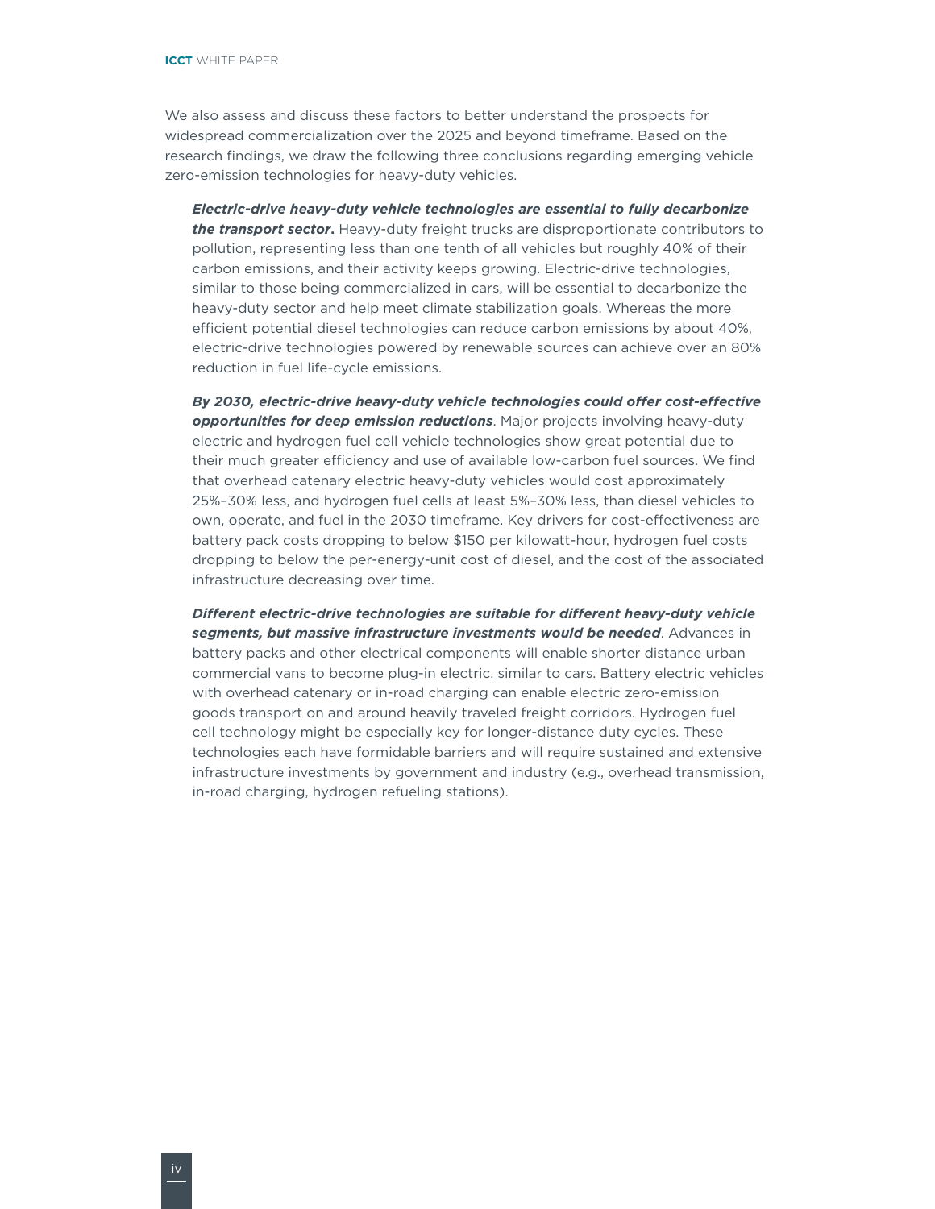We also assess and discuss these factors to better understand the prospects for widespread commercialization over the 2025 and beyond timeframe. Based on the research findings, we draw the following three conclusions regarding emerging vehicle zero-emission technologies for heavy-duty vehicles.

***Electric-drive heavy-duty vehicle technologies are essential to fully decarbonize the transport sector*.** Heavy-duty freight trucks are disproportionate contributors to pollution, representing less than one tenth of all vehicles but roughly 40% of their carbon emissions, and their activity keeps growing. Electric-drive technologies, similar to those being commercialized in cars, will be essential to decarbonize the heavy-duty sector and help meet climate stabilization goals. Whereas the more efficient potential diesel technologies can reduce carbon emissions by about 40%, electric-drive technologies powered by renewable sources can achieve over an 80% reduction in fuel life-cycle emissions.

***By 2030, electric-drive heavy-duty vehicle technologies could offer cost-effective opportunities for deep emission reductions***. Major projects involving heavy-duty electric and hydrogen fuel cell vehicle technologies show great potential due to their much greater efficiency and use of available low-carbon fuel sources. We find that overhead catenary electric heavy-duty vehicles would cost approximately 25%–30% less, and hydrogen fuel cells at least 5%–30% less, than diesel vehicles to own, operate, and fuel in the 2030 timeframe. Key drivers for cost-effectiveness are battery pack costs dropping to below $150 per kilowatt-hour, hydrogen fuel costs dropping to below the per-energy-unit cost of diesel, and the cost of the associated infrastructure decreasing over time.

***Different electric-drive technologies are suitable for different heavy-duty vehicle segments, but massive infrastructure investments would be needed***. Advances in battery packs and other electrical components will enable shorter distance urban commercial vans to become plug-in electric, similar to cars. Battery electric vehicles with overhead catenary or in-road charging can enable electric zero-emission goods transport on and around heavily traveled freight corridors. Hydrogen fuel cell technology might be especially key for longer-distance duty cycles. These technologies each have formidable barriers and will require sustained and extensive infrastructure investments by government and industry (e.g., overhead transmission, in-road charging, hydrogen refueling stations).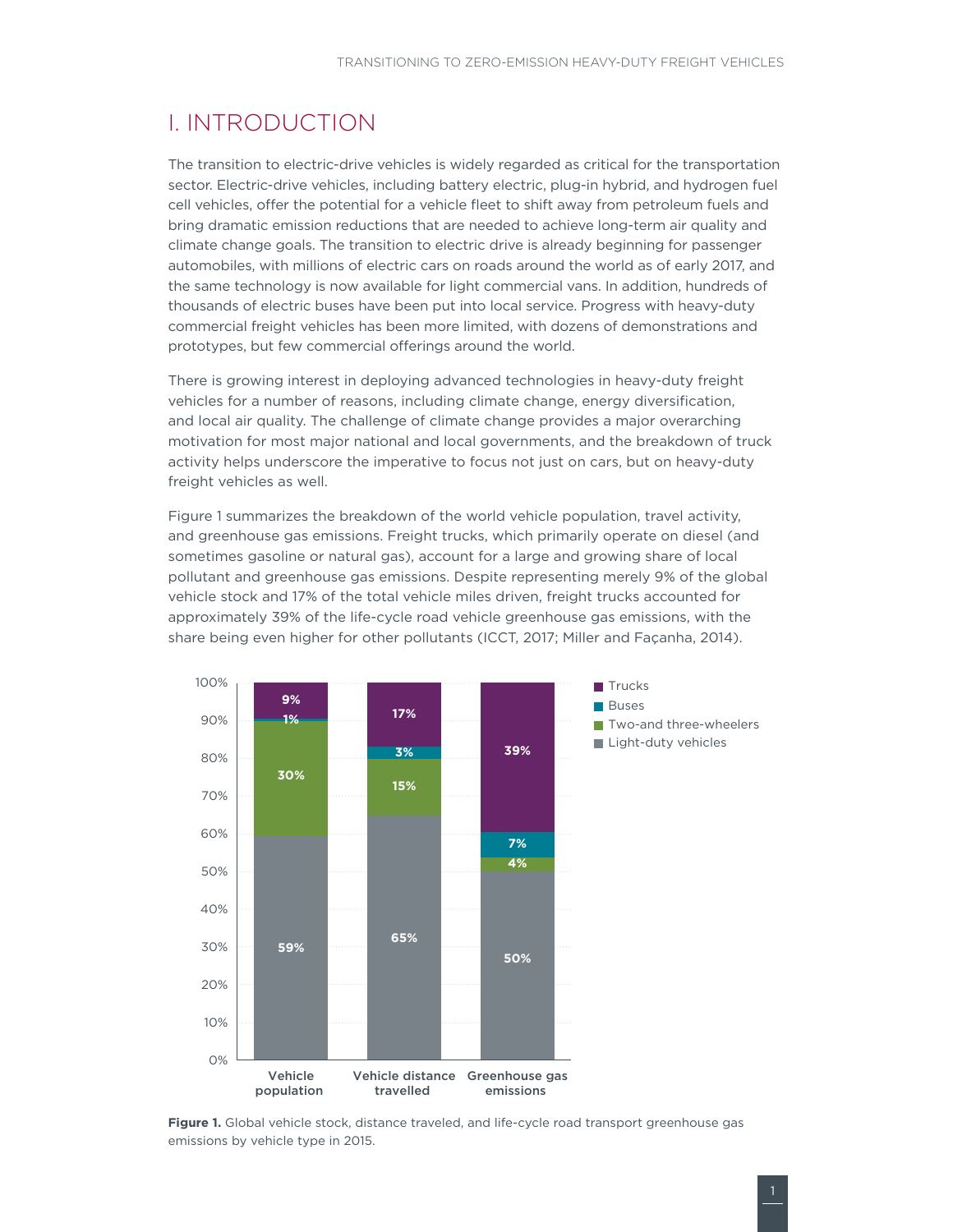# I. INTRODUCTION

The transition to electric-drive vehicles is widely regarded as critical for the transportation sector. Electric-drive vehicles, including battery electric, plug-in hybrid, and hydrogen fuel cell vehicles, offer the potential for a vehicle fleet to shift away from petroleum fuels and bring dramatic emission reductions that are needed to achieve long-term air quality and climate change goals. The transition to electric drive is already beginning for passenger automobiles, with millions of electric cars on roads around the world as of early 2017, and the same technology is now available for light commercial vans. In addition, hundreds of thousands of electric buses have been put into local service. Progress with heavy-duty commercial freight vehicles has been more limited, with dozens of demonstrations and prototypes, but few commercial offerings around the world.

There is growing interest in deploying advanced technologies in heavy-duty freight vehicles for a number of reasons, including climate change, energy diversification, and local air quality. The challenge of climate change provides a major overarching motivation for most major national and local governments, and the breakdown of truck activity helps underscore the imperative to focus not just on cars, but on heavy-duty freight vehicles as well.

Figure 1 summarizes the breakdown of the world vehicle population, travel activity, and greenhouse gas emissions. Freight trucks, which primarily operate on diesel (and sometimes gasoline or natural gas), account for a large and growing share of local pollutant and greenhouse gas emissions. Despite representing merely 9% of the global vehicle stock and 17% of the total vehicle miles driven, freight trucks accounted for approximately 39% of the life-cycle road vehicle greenhouse gas emissions, with the share being even higher for other pollutants (ICCT, 2017; Miller and Façanha, 2014).

| | Vehicle population | Vehicle distance travelled | Greenhouse gas emissions |
|---|---|---|---|
| Trucks | 9% | 17% | 39% |
| Buses | 1% | 3% | 7% |
| Two-and three-wheelers | 30% | 15% | 4% |
| Light-duty vehicles | 59% | 65% | 50% |

**Figure 1.** Global vehicle stock, distance traveled, and life-cycle road transport greenhouse gas emissions by vehicle type in 2015.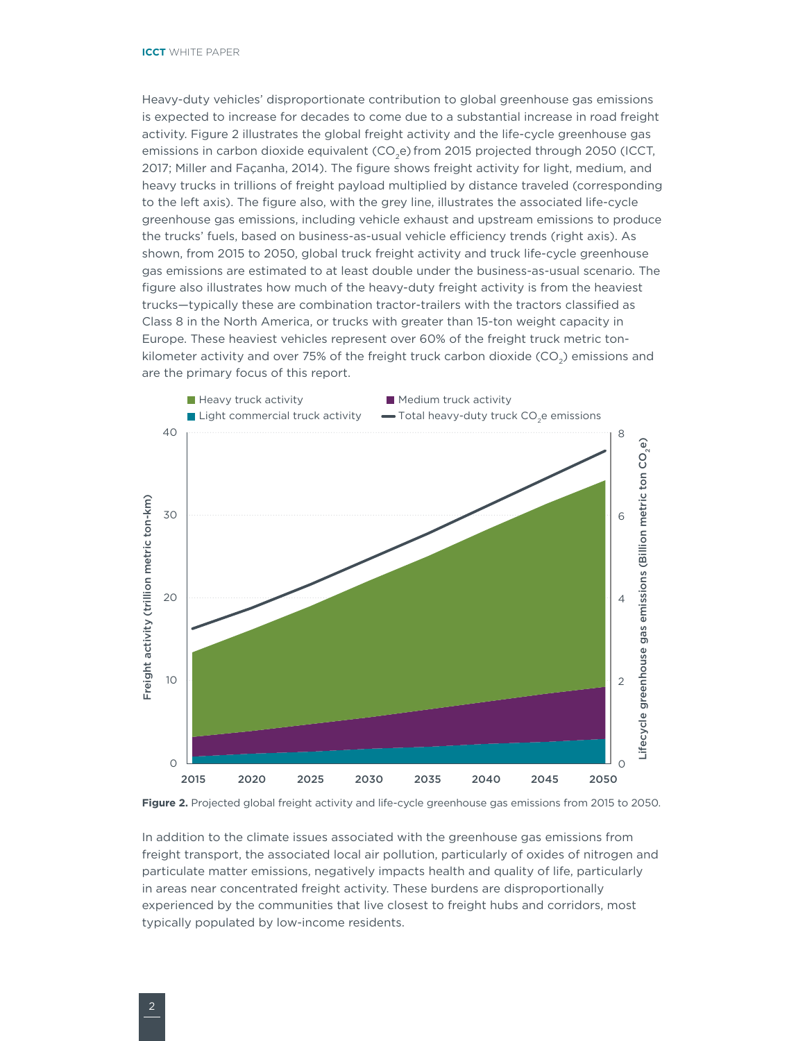Heavy-duty vehicles' disproportionate contribution to global greenhouse gas emissions is expected to increase for decades to come due to a substantial increase in road freight activity. Figure 2 illustrates the global freight activity and the life-cycle greenhouse gas emissions in carbon dioxide equivalent ($CO_2e$) from 2015 projected through 2050 (ICCT, 2017; Miller and Façanha, 2014). The figure shows freight activity for light, medium, and heavy trucks in trillions of freight payload multiplied by distance traveled (corresponding to the left axis). The figure also, with the grey line, illustrates the associated life-cycle greenhouse gas emissions, including vehicle exhaust and upstream emissions to produce the trucks' fuels, based on business-as-usual vehicle efficiency trends (right axis). As shown, from 2015 to 2050, global truck freight activity and truck life-cycle greenhouse gas emissions are estimated to at least double under the business-as-usual scenario. The figure also illustrates how much of the heavy-duty freight activity is from the heaviest trucks—typically these are combination tractor-trailers with the tractors classified as Class 8 in the North America, or trucks with greater than 15-ton weight capacity in Europe. These heaviest vehicles represent over 60% of the freight truck metric ton-kilometer activity and over 75% of the freight truck carbon dioxide ($CO_2$) emissions and are the primary focus of this report.

**Figure 2.** Projected global freight activity and life-cycle greenhouse gas emissions from 2015 to 2050.

In addition to the climate issues associated with the greenhouse gas emissions from freight transport, the associated local air pollution, particularly of oxides of nitrogen and particulate matter emissions, negatively impacts health and quality of life, particularly in areas near concentrated freight activity. These burdens are disproportionally experienced by the communities that live closest to freight hubs and corridors, most typically populated by low-income residents.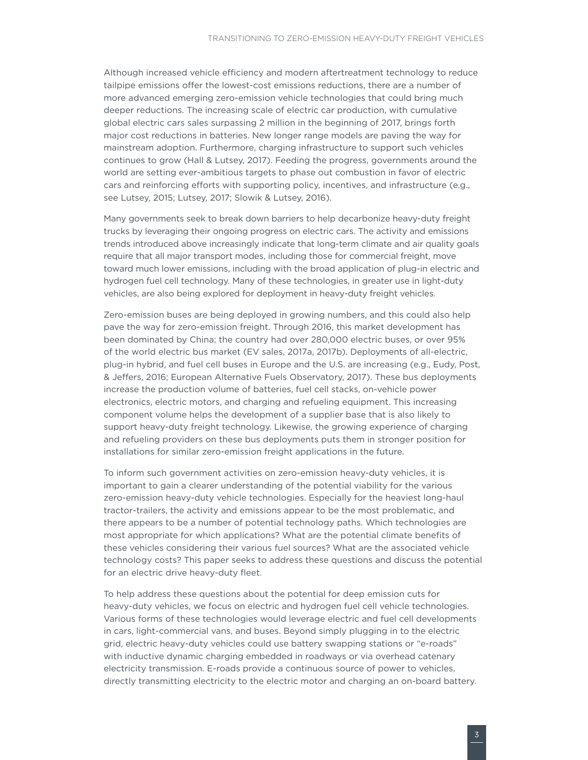Although increased vehicle efficiency and modern aftertreatment technology to reduce tailpipe emissions offer the lowest-cost emissions reductions, there are a number of more advanced emerging zero-emission vehicle technologies that could bring much deeper reductions. The increasing scale of electric car production, with cumulative global electric cars sales surpassing 2 million in the beginning of 2017, brings forth major cost reductions in batteries. New longer range models are paving the way for mainstream adoption. Furthermore, charging infrastructure to support such vehicles continues to grow (Hall & Lutsey, 2017). Feeding the progress, governments around the world are setting ever-ambitious targets to phase out combustion in favor of electric cars and reinforcing efforts with supporting policy, incentives, and infrastructure (e.g., see Lutsey, 2015; Lutsey, 2017; Slowik & Lutsey, 2016).

Many governments seek to break down barriers to help decarbonize heavy-duty freight trucks by leveraging their ongoing progress on electric cars. The activity and emissions trends introduced above increasingly indicate that long-term climate and air quality goals require that all major transport modes, including those for commercial freight, move toward much lower emissions, including with the broad application of plug-in electric and hydrogen fuel cell technology. Many of these technologies, in greater use in light-duty vehicles, are also being explored for deployment in heavy-duty freight vehicles.

Zero-emission buses are being deployed in growing numbers, and this could also help pave the way for zero-emission freight. Through 2016, this market development has been dominated by China; the country had over 280,000 electric buses, or over 95% of the world electric bus market (EV sales, 2017a, 2017b). Deployments of all-electric, plug-in hybrid, and fuel cell buses in Europe and the U.S. are increasing (e.g., Eudy, Post, & Jeffers, 2016; European Alternative Fuels Observatory, 2017). These bus deployments increase the production volume of batteries, fuel cell stacks, on-vehicle power electronics, electric motors, and charging and refueling equipment. This increasing component volume helps the development of a supplier base that is also likely to support heavy-duty freight technology. Likewise, the growing experience of charging and refueling providers on these bus deployments puts them in stronger position for installations for similar zero-emission freight applications in the future.

To inform such government activities on zero-emission heavy-duty vehicles, it is important to gain a clearer understanding of the potential viability for the various zero-emission heavy-duty vehicle technologies. Especially for the heaviest long-haul tractor-trailers, the activity and emissions appear to be the most problematic, and there appears to be a number of potential technology paths. Which technologies are most appropriate for which applications? What are the potential climate benefits of these vehicles considering their various fuel sources? What are the associated vehicle technology costs? This paper seeks to address these questions and discuss the potential for an electric drive heavy-duty fleet.

To help address these questions about the potential for deep emission cuts for heavy-duty vehicles, we focus on electric and hydrogen fuel cell vehicle technologies. Various forms of these technologies would leverage electric and fuel cell developments in cars, light-commercial vans, and buses. Beyond simply plugging in to the electric grid, electric heavy-duty vehicles could use battery swapping stations or "e-roads" with inductive dynamic charging embedded in roadways or via overhead catenary electricity transmission. E-roads provide a continuous source of power to vehicles, directly transmitting electricity to the electric motor and charging an on-board battery.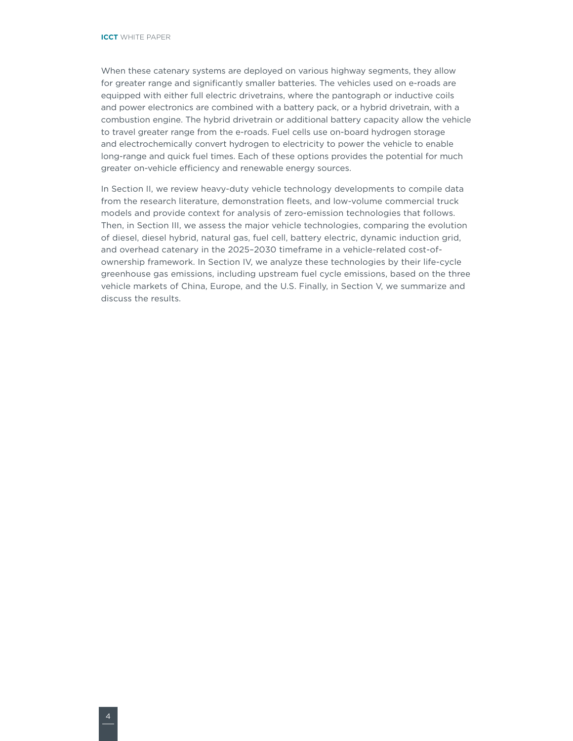When these catenary systems are deployed on various highway segments, they allow for greater range and significantly smaller batteries. The vehicles used on e-roads are equipped with either full electric drivetrains, where the pantograph or inductive coils and power electronics are combined with a battery pack, or a hybrid drivetrain, with a combustion engine. The hybrid drivetrain or additional battery capacity allow the vehicle to travel greater range from the e-roads. Fuel cells use on-board hydrogen storage and electrochemically convert hydrogen to electricity to power the vehicle to enable long-range and quick fuel times. Each of these options provides the potential for much greater on-vehicle efficiency and renewable energy sources.

In Section II, we review heavy-duty vehicle technology developments to compile data from the research literature, demonstration fleets, and low-volume commercial truck models and provide context for analysis of zero-emission technologies that follows. Then, in Section III, we assess the major vehicle technologies, comparing the evolution of diesel, diesel hybrid, natural gas, fuel cell, battery electric, dynamic induction grid, and overhead catenary in the 2025–2030 timeframe in a vehicle-related cost-of-ownership framework. In Section IV, we analyze these technologies by their life-cycle greenhouse gas emissions, including upstream fuel cycle emissions, based on the three vehicle markets of China, Europe, and the U.S. Finally, in Section V, we summarize and discuss the results.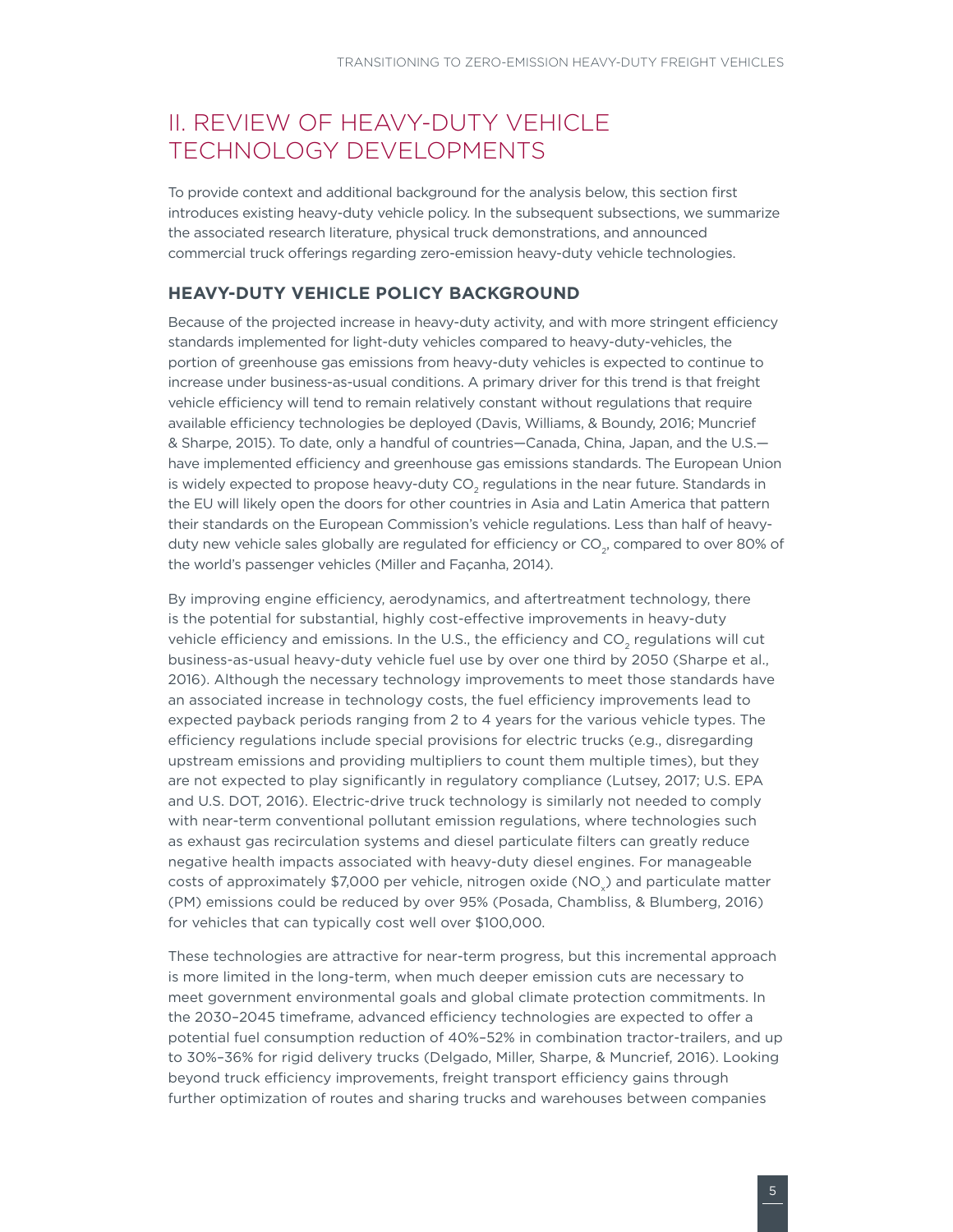# II. REVIEW OF HEAVY-DUTY VEHICLE TECHNOLOGY DEVELOPMENTS

To provide context and additional background for the analysis below, this section first introduces existing heavy-duty vehicle policy. In the subsequent subsections, we summarize the associated research literature, physical truck demonstrations, and announced commercial truck offerings regarding zero-emission heavy-duty vehicle technologies.

## HEAVY-DUTY VEHICLE POLICY BACKGROUND

Because of the projected increase in heavy-duty activity, and with more stringent efficiency standards implemented for light-duty vehicles compared to heavy-duty-vehicles, the portion of greenhouse gas emissions from heavy-duty vehicles is expected to continue to increase under business-as-usual conditions. A primary driver for this trend is that freight vehicle efficiency will tend to remain relatively constant without regulations that require available efficiency technologies be deployed (Davis, Williams, & Boundy, 2016; Muncrief & Sharpe, 2015). To date, only a handful of countries—Canada, China, Japan, and the U.S.—have implemented efficiency and greenhouse gas emissions standards. The European Union is widely expected to propose heavy-duty $CO_2$ regulations in the near future. Standards in the EU will likely open the doors for other countries in Asia and Latin America that pattern their standards on the European Commission's vehicle regulations. Less than half of heavy-duty new vehicle sales globally are regulated for efficiency or $CO_2$, compared to over 80% of the world's passenger vehicles (Miller and Façanha, 2014).

By improving engine efficiency, aerodynamics, and aftertreatment technology, there is the potential for substantial, highly cost-effective improvements in heavy-duty vehicle efficiency and emissions. In the U.S., the efficiency and $CO_2$ regulations will cut business-as-usual heavy-duty vehicle fuel use by over one third by 2050 (Sharpe et al., 2016). Although the necessary technology improvements to meet those standards have an associated increase in technology costs, the fuel efficiency improvements lead to expected payback periods ranging from 2 to 4 years for the various vehicle types. The efficiency regulations include special provisions for electric trucks (e.g., disregarding upstream emissions and providing multipliers to count them multiple times), but they are not expected to play significantly in regulatory compliance (Lutsey, 2017; U.S. EPA and U.S. DOT, 2016). Electric-drive truck technology is similarly not needed to comply with near-term conventional pollutant emission regulations, where technologies such as exhaust gas recirculation systems and diesel particulate filters can greatly reduce negative health impacts associated with heavy-duty diesel engines. For manageable costs of approximately $7,000 per vehicle, nitrogen oxide ($NO_x$) and particulate matter (PM) emissions could be reduced by over 95% (Posada, Chambliss, & Blumberg, 2016) for vehicles that can typically cost well over $100,000.

These technologies are attractive for near-term progress, but this incremental approach is more limited in the long-term, when much deeper emission cuts are necessary to meet government environmental goals and global climate protection commitments. In the 2030–2045 timeframe, advanced efficiency technologies are expected to offer a potential fuel consumption reduction of 40%–52% in combination tractor-trailers, and up to 30%–36% for rigid delivery trucks (Delgado, Miller, Sharpe, & Muncrief, 2016). Looking beyond truck efficiency improvements, freight transport efficiency gains through further optimization of routes and sharing trucks and warehouses between companies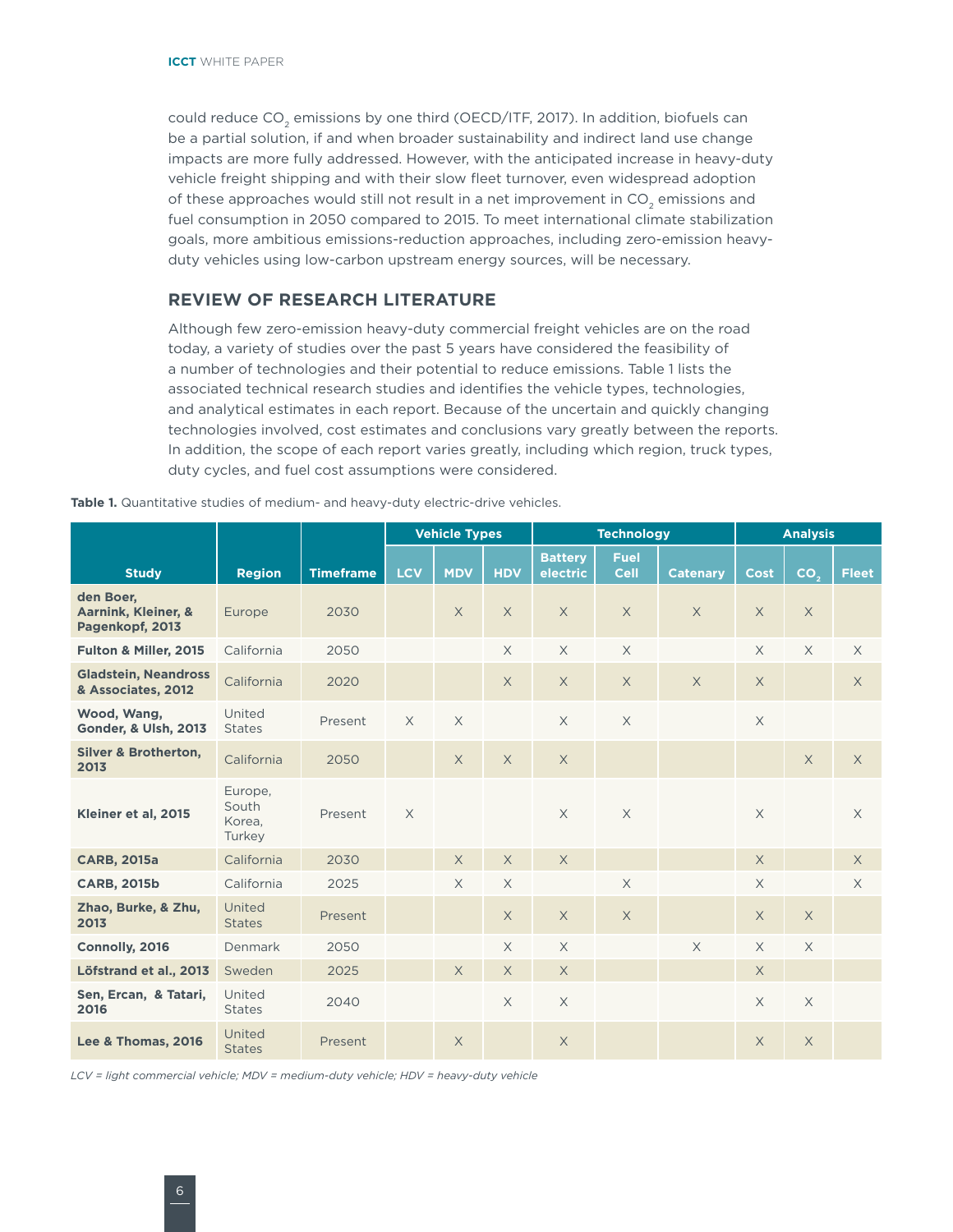could reduce $CO_2$ emissions by one third (OECD/ITF, 2017). In addition, biofuels can be a partial solution, if and when broader sustainability and indirect land use change impacts are more fully addressed. However, with the anticipated increase in heavy-duty vehicle freight shipping and with their slow fleet turnover, even widespread adoption of these approaches would still not result in a net improvement in $CO_2$ emissions and fuel consumption in 2050 compared to 2015. To meet international climate stabilization goals, more ambitious emissions-reduction approaches, including zero-emission heavy-duty vehicles using low-carbon upstream energy sources, will be necessary.

## REVIEW OF RESEARCH LITERATURE

Although few zero-emission heavy-duty commercial freight vehicles are on the road today, a variety of studies over the past 5 years have considered the feasibility of a number of technologies and their potential to reduce emissions. Table 1 lists the associated technical research studies and identifies the vehicle types, technologies, and analytical estimates in each report. Because of the uncertain and quickly changing technologies involved, cost estimates and conclusions vary greatly between the reports. In addition, the scope of each report varies greatly, including which region, truck types, duty cycles, and fuel cost assumptions were considered.

**Table 1.** Quantitative studies of medium- and heavy-duty electric-drive vehicles.

| Study | Region | Timeframe | Vehicle Types | | | Technology | | | Analysis | | |
|---|---|---|---|---|---|---|---|---|---|---|---|
| | | | LCV | MDV | HDV | Battery electric | Fuel Cell | Catenary | Cost | $CO_2$ | Fleet |
| **den Boer, Aarnink, Kleiner, & Pagenkopf, 2013** | Europe | 2030 | | X | X | X | X | X | X | X | |
| **Fulton & Miller, 2015** | California | 2050 | | | X | X | X | | X | X | X |
| **Gladstein, Neandross & Associates, 2012** | California | 2020 | | | X | X | X | X | X | | X |
| **Wood, Wang, Gonder, & Ulsh, 2013** | United States | Present | X | X | | X | X | | X | | |
| **Silver & Brotherton, 2013** | California | 2050 | | X | X | X | | | | X | X |
| **Kleiner et al, 2015** | Europe, South Korea, Turkey | Present | X | | | X | X | | X | | X |
| **CARB, 2015a** | California | 2030 | | X | X | X | | | X | | X |
| **CARB, 2015b** | California | 2025 | | X | X | | X | | X | | X |
| **Zhao, Burke, & Zhu, 2013** | United States | Present | | | X | X | X | | X | X | |
| **Connolly, 2016** | Denmark | 2050 | | | X | X | | X | X | X | |
| **Löfstrand et al., 2013** | Sweden | 2025 | | X | X | X | | | X | | |
| **Sen, Ercan, & Tatari, 2016** | United States | 2040 | | | X | X | | | X | X | |
| **Lee & Thomas, 2016** | United States | Present | | X | | X | | | X | X | |

*LCV = light commercial vehicle; MDV = medium-duty vehicle; HDV = heavy-duty vehicle*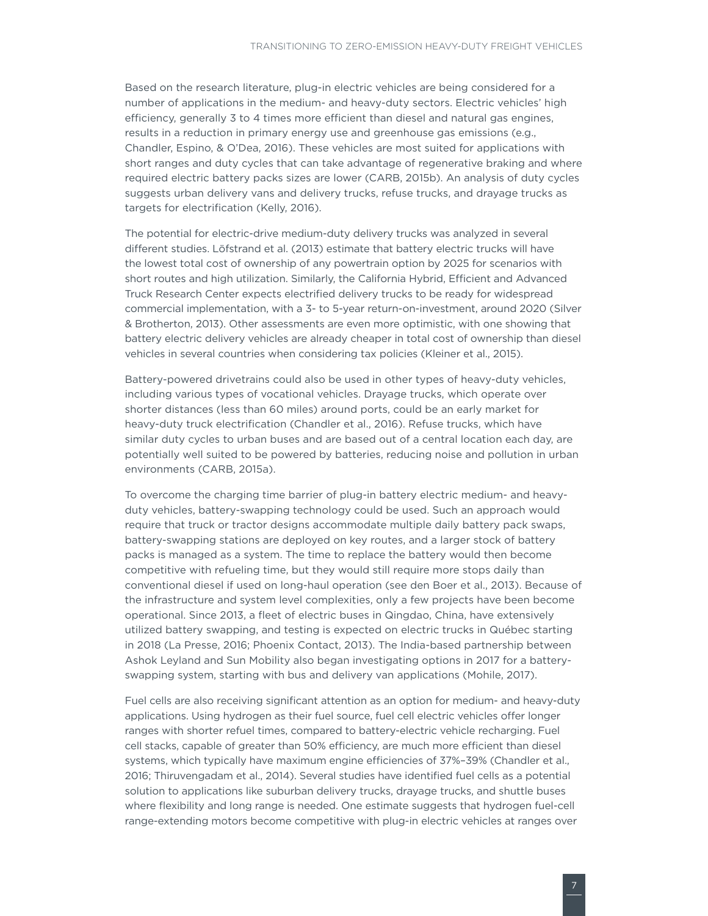Based on the research literature, plug-in electric vehicles are being considered for a number of applications in the medium- and heavy-duty sectors. Electric vehicles' high efficiency, generally 3 to 4 times more efficient than diesel and natural gas engines, results in a reduction in primary energy use and greenhouse gas emissions (e.g., Chandler, Espino, & O'Dea, 2016). These vehicles are most suited for applications with short ranges and duty cycles that can take advantage of regenerative braking and where required electric battery packs sizes are lower (CARB, 2015b). An analysis of duty cycles suggests urban delivery vans and delivery trucks, refuse trucks, and drayage trucks as targets for electrification (Kelly, 2016).

The potential for electric-drive medium-duty delivery trucks was analyzed in several different studies. Löfstrand et al. (2013) estimate that battery electric trucks will have the lowest total cost of ownership of any powertrain option by 2025 for scenarios with short routes and high utilization. Similarly, the California Hybrid, Efficient and Advanced Truck Research Center expects electrified delivery trucks to be ready for widespread commercial implementation, with a 3- to 5-year return-on-investment, around 2020 (Silver & Brotherton, 2013). Other assessments are even more optimistic, with one showing that battery electric delivery vehicles are already cheaper in total cost of ownership than diesel vehicles in several countries when considering tax policies (Kleiner et al., 2015).

Battery-powered drivetrains could also be used in other types of heavy-duty vehicles, including various types of vocational vehicles. Drayage trucks, which operate over shorter distances (less than 60 miles) around ports, could be an early market for heavy-duty truck electrification (Chandler et al., 2016). Refuse trucks, which have similar duty cycles to urban buses and are based out of a central location each day, are potentially well suited to be powered by batteries, reducing noise and pollution in urban environments (CARB, 2015a).

To overcome the charging time barrier of plug-in battery electric medium- and heavy-duty vehicles, battery-swapping technology could be used. Such an approach would require that truck or tractor designs accommodate multiple daily battery pack swaps, battery-swapping stations are deployed on key routes, and a larger stock of battery packs is managed as a system. The time to replace the battery would then become competitive with refueling time, but they would still require more stops daily than conventional diesel if used on long-haul operation (see den Boer et al., 2013). Because of the infrastructure and system level complexities, only a few projects have been become operational. Since 2013, a fleet of electric buses in Qingdao, China, have extensively utilized battery swapping, and testing is expected on electric trucks in Québec starting in 2018 (La Presse, 2016; Phoenix Contact, 2013). The India-based partnership between Ashok Leyland and Sun Mobility also began investigating options in 2017 for a battery-swapping system, starting with bus and delivery van applications (Mohile, 2017).

Fuel cells are also receiving significant attention as an option for medium- and heavy-duty applications. Using hydrogen as their fuel source, fuel cell electric vehicles offer longer ranges with shorter refuel times, compared to battery-electric vehicle recharging. Fuel cell stacks, capable of greater than 50% efficiency, are much more efficient than diesel systems, which typically have maximum engine efficiencies of 37%–39% (Chandler et al., 2016; Thiruvengadam et al., 2014). Several studies have identified fuel cells as a potential solution to applications like suburban delivery trucks, drayage trucks, and shuttle buses where flexibility and long range is needed. One estimate suggests that hydrogen fuel-cell range-extending motors become competitive with plug-in electric vehicles at ranges over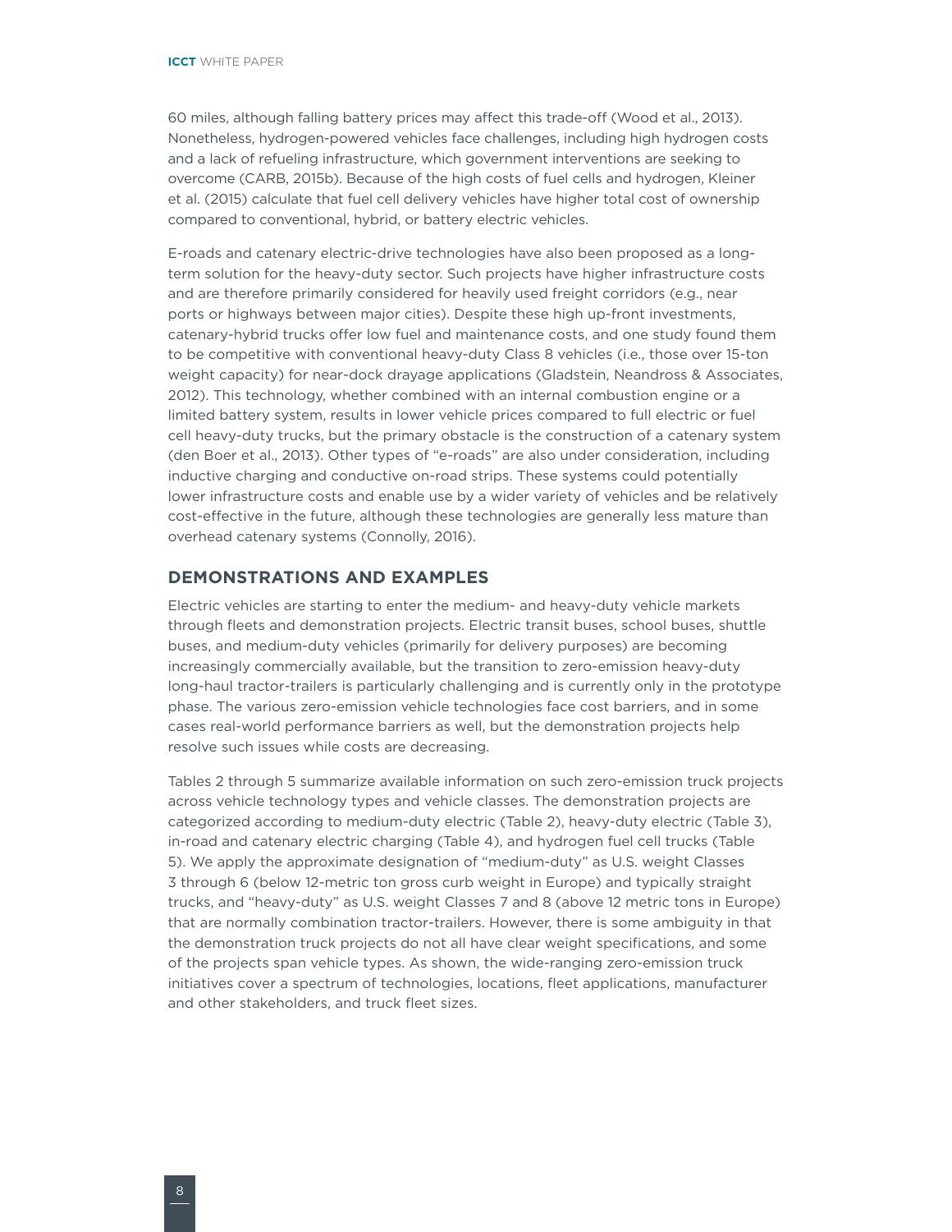60 miles, although falling battery prices may affect this trade-off (Wood et al., 2013). Nonetheless, hydrogen-powered vehicles face challenges, including high hydrogen costs and a lack of refueling infrastructure, which government interventions are seeking to overcome (CARB, 2015b). Because of the high costs of fuel cells and hydrogen, Kleiner et al. (2015) calculate that fuel cell delivery vehicles have higher total cost of ownership compared to conventional, hybrid, or battery electric vehicles.

E-roads and catenary electric-drive technologies have also been proposed as a long-term solution for the heavy-duty sector. Such projects have higher infrastructure costs and are therefore primarily considered for heavily used freight corridors (e.g., near ports or highways between major cities). Despite these high up-front investments, catenary-hybrid trucks offer low fuel and maintenance costs, and one study found them to be competitive with conventional heavy-duty Class 8 vehicles (i.e., those over 15-ton weight capacity) for near-dock drayage applications (Gladstein, Neandross & Associates, 2012). This technology, whether combined with an internal combustion engine or a limited battery system, results in lower vehicle prices compared to full electric or fuel cell heavy-duty trucks, but the primary obstacle is the construction of a catenary system (den Boer et al., 2013). Other types of "e-roads" are also under consideration, including inductive charging and conductive on-road strips. These systems could potentially lower infrastructure costs and enable use by a wider variety of vehicles and be relatively cost-effective in the future, although these technologies are generally less mature than overhead catenary systems (Connolly, 2016).

## DEMONSTRATIONS AND EXAMPLES

Electric vehicles are starting to enter the medium- and heavy-duty vehicle markets through fleets and demonstration projects. Electric transit buses, school buses, shuttle buses, and medium-duty vehicles (primarily for delivery purposes) are becoming increasingly commercially available, but the transition to zero-emission heavy-duty long-haul tractor-trailers is particularly challenging and is currently only in the prototype phase. The various zero-emission vehicle technologies face cost barriers, and in some cases real-world performance barriers as well, but the demonstration projects help resolve such issues while costs are decreasing.

Tables 2 through 5 summarize available information on such zero-emission truck projects across vehicle technology types and vehicle classes. The demonstration projects are categorized according to medium-duty electric (Table 2), heavy-duty electric (Table 3), in-road and catenary electric charging (Table 4), and hydrogen fuel cell trucks (Table 5). We apply the approximate designation of "medium-duty" as U.S. weight Classes 3 through 6 (below 12-metric ton gross curb weight in Europe) and typically straight trucks, and "heavy-duty" as U.S. weight Classes 7 and 8 (above 12 metric tons in Europe) that are normally combination tractor-trailers. However, there is some ambiguity in that the demonstration truck projects do not all have clear weight specifications, and some of the projects span vehicle types. As shown, the wide-ranging zero-emission truck initiatives cover a spectrum of technologies, locations, fleet applications, manufacturer and other stakeholders, and truck fleet sizes.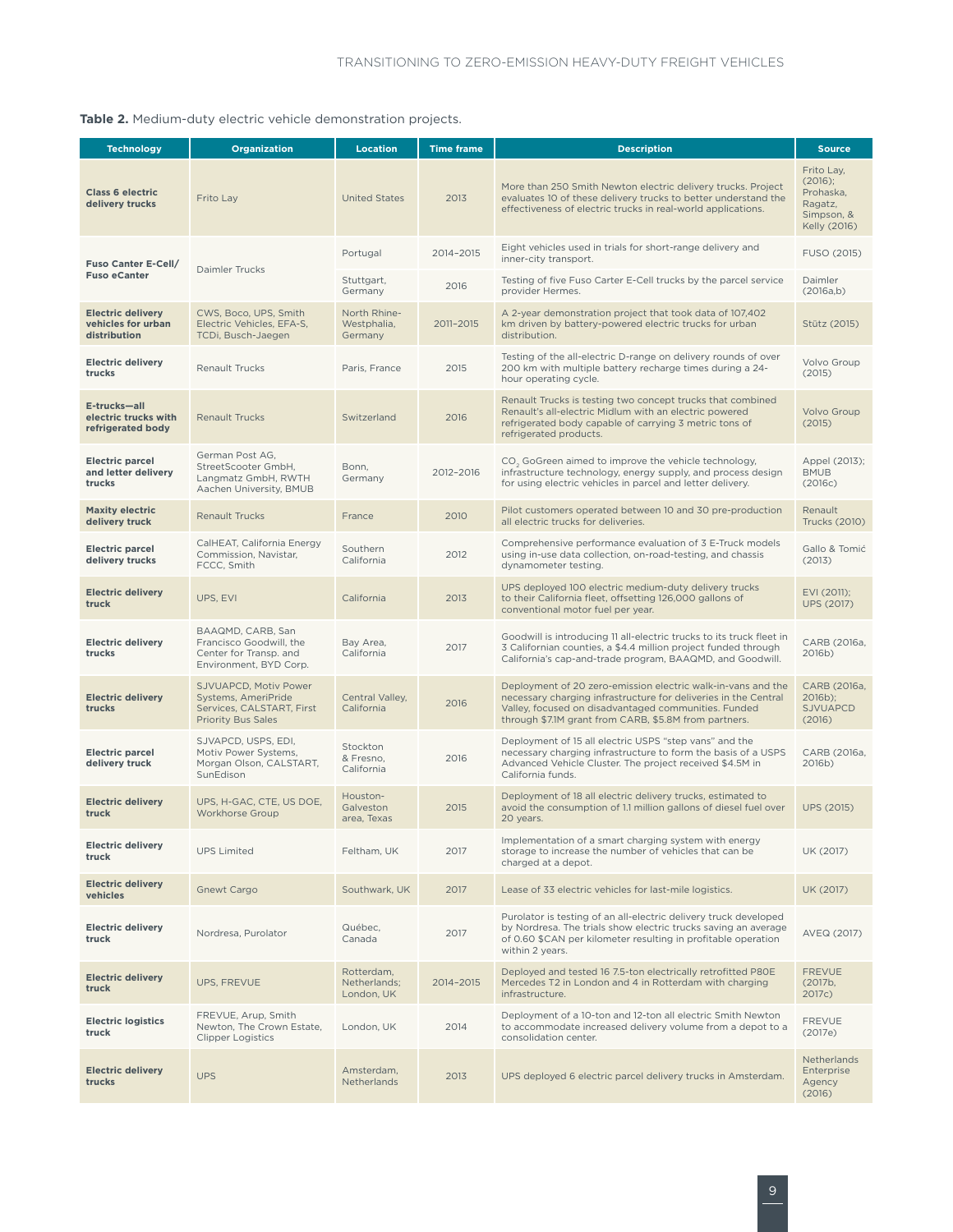**Table 2.** Medium-duty electric vehicle demonstration projects.

| Technology | Organization | Location | Time frame | Description | Source |
|---|---|---|---|---|---|
| **Class 6 electric delivery trucks** | Frito Lay | United States | 2013 | More than 250 Smith Newton electric delivery trucks. Project evaluates 10 of these delivery trucks to better understand the effectiveness of electric trucks in real-world applications. | Frito Lay, (2016); Prohaska, Ragatz, Simpson, & Kelly (2016) |
| **Fuso Canter E-Cell/ Fuso eCanter** | Daimler Trucks | Portugal | 2014–2015 | Eight vehicles used in trials for short-range delivery and inner-city transport. | FUSO (2015) |
| | | Stuttgart, Germany | 2016 | Testing of five Fuso Carter E-Cell trucks by the parcel service provider Hermes. | Daimler (2016a,b) |
| **Electric delivery vehicles for urban distribution** | CWS, Boco, UPS, Smith Electric Vehicles, EFA-S, TCDi, Busch-Jaegen | North Rhine-Westphalia, Germany | 2011–2015 | A 2-year demonstration project that took data of 107,402 km driven by battery-powered electric trucks for urban distribution. | Stütz (2015) |
| **Electric delivery trucks** | Renault Trucks | Paris, France | 2015 | Testing of the all-electric D-range on delivery rounds of over 200 km with multiple battery recharge times during a 24-hour operating cycle. | Volvo Group (2015) |
| **E-trucks—all electric trucks with refrigerated body** | Renault Trucks | Switzerland | 2016 | Renault Trucks is testing two concept trucks that combined Renault's all-electric Midlum with an electric powered refrigerated body capable of carrying 3 metric tons of refrigerated products. | Volvo Group (2015) |
| **Electric parcel and letter delivery trucks** | German Post AG, StreetScooter GmbH, Langmatz GmbH, RWTH Aachen University, BMUB | Bonn, Germany | 2012–2016 | $CO_2$ GoGreen aimed to improve the vehicle technology, infrastructure technology, energy supply, and process design for using electric vehicles in parcel and letter delivery. | Appel (2013); BMUB (2016c) |
| **Maxity electric delivery truck** | Renault Trucks | France | 2010 | Pilot customers operated between 10 and 30 pre-production all electric trucks for deliveries. | Renault Trucks (2010) |
| **Electric parcel delivery trucks** | CalHEAT, California Energy Commission, Navistar, FCCC, Smith | Southern California | 2012 | Comprehensive performance evaluation of 3 E-Truck models using in-use data collection, on-road-testing, and chassis dynamometer testing. | Gallo & Tomić (2013) |
| **Electric delivery truck** | UPS, EVI | California | 2013 | UPS deployed 100 electric medium-duty delivery trucks to their California fleet, offsetting 126,000 gallons of conventional motor fuel per year. | EVI (2011); UPS (2017) |
| **Electric delivery trucks** | BAAQMD, CARB, San Francisco Goodwill, the Center for Transp. and Environment, BYD Corp. | Bay Area, California | 2017 | Goodwill is introducing 11 all-electric trucks to its truck fleet in 3 Californian counties, a $4.4 million project funded through California's cap-and-trade program, BAAQMD, and Goodwill. | CARB (2016a, 2016b) |
| **Electric delivery trucks** | SJVUAPCD, Motiv Power Systems, AmeriPride Services, CALSTART, First Priority Bus Sales | Central Valley, California | 2016 | Deployment of 20 zero-emission electric walk-in-vans and the necessary charging infrastructure for deliveries in the Central Valley, focused on disadvantaged communities. Funded through $7.1M grant from CARB, $5.8M from partners. | CARB (2016a, 2016b); SJVUAPCD (2016) |
| **Electric parcel delivery truck** | SJVAPCD, USPS, EDI, Motiv Power Systems, Morgan Olson, CALSTART, SunEdison | Stockton & Fresno, California | 2016 | Deployment of 15 all electric USPS "step vans" and the necessary charging infrastructure to form the basis of a USPS Advanced Vehicle Cluster. The project received $4.5M in California funds. | CARB (2016a, 2016b) |
| **Electric delivery truck** | UPS, H-GAC, CTE, US DOE, Workhorse Group | Houston-Galveston area, Texas | 2015 | Deployment of 18 all electric delivery trucks, estimated to avoid the consumption of 1.1 million gallons of diesel fuel over 20 years. | UPS (2015) |
| **Electric delivery truck** | UPS Limited | Feltham, UK | 2017 | Implementation of a smart charging system with energy storage to increase the number of vehicles that can be charged at a depot. | UK (2017) |
| **Electric delivery vehicles** | Gnewt Cargo | Southwark, UK | 2017 | Lease of 33 electric vehicles for last-mile logistics. | UK (2017) |
| **Electric delivery truck** | Nordresa, Purolator | Québec, Canada | 2017 | Purolator is testing of an all-electric delivery truck developed by Nordresa. The trials show electric trucks saving an average of 0.60 $CAN per kilometer resulting in profitable operation within 2 years. | AVEQ (2017) |
| **Electric delivery truck** | UPS, FREVUE | Rotterdam, Netherlands; London, UK | 2014–2015 | Deployed and tested 16 7.5-ton electrically retrofitted P80E Mercedes T2 in London and 4 in Rotterdam with charging infrastructure. | FREVUE (2017b, 2017c) |
| **Electric logistics truck** | FREVUE, Arup, Smith Newton, The Crown Estate, Clipper Logistics | London, UK | 2014 | Deployment of a 10-ton and 12-ton all electric Smith Newton to accommodate increased delivery volume from a depot to a consolidation center. | FREVUE (2017e) |
| **Electric delivery trucks** | UPS | Amsterdam, Netherlands | 2013 | UPS deployed 6 electric parcel delivery trucks in Amsterdam. | Netherlands Enterprise Agency (2016) |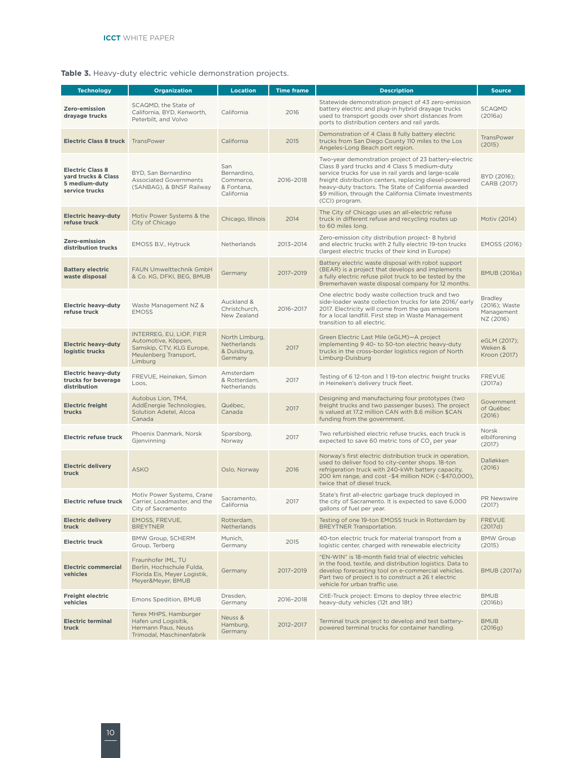**Table 3.** Heavy-duty electric vehicle demonstration projects.

| Technology | Organization | Location | Time frame | Description | Source |
|---|---|---|---|---|---|
| **Zero-emission drayage trucks** | SCAQMD, the State of California, BYD, Kenworth, Peterbilt, and Volvo | California | 2016 | Statewide demonstration project of 43 zero-emission battery electric and plug-in hybrid drayage trucks used to transport goods over short distances from ports to distribution centers and rail yards. | SCAQMD (2016a) |
| **Electric Class 8 truck** | TransPower | California | 2015 | Demonstration of 4 Class 8 fully battery electric trucks from San Diego County 110 miles to the Los Angeles-Long Beach port region. | TransPower (2015) |
| **Electric Class 8 yard trucks & Class 5 medium-duty service trucks** | BYD, San Bernardino Associated Governments (SANBAG), & BNSF Railway | San Bernardino, Commerce, & Fontana, California | 2016–2018 | Two-year demonstration project of 23 battery-electric Class 8 yard trucks and 4 Class 5 medium-duty service trucks for use in rail yards and large-scale freight distribution centers, replacing diesel-powered heavy-duty tractors. The State of California awarded $9 million, through the California Climate Investments (CCI) program. | BYD (2016); CARB (2017) |
| **Electric heavy-duty refuse truck** | Motiv Power Systems & the City of Chicago | Chicago, Illinois | 2014 | The City of Chicago uses an all-electric refuse truck in different refuse and recycling routes up to 60 miles long. | Motiv (2014) |
| **Zero-emission distribution trucks** | EMOSS B.V., Hytruck | Netherlands | 2013–2014 | Zero-emission city distribution project- 8 hybrid and electric trucks with 2 fully electric 19-ton trucks (largest electric trucks of their kind in Europe) | EMOSS (2016) |
| **Battery electric waste disposal** | FAUN Umwelttechnik GmbH & Co. KG, DFKI, BEG, BMUB | Germany | 2017–2019 | Battery electric waste disposal with robot support (BEAR) is a project that develops and implements a fully electric refuse pilot truck to be tested by the Bremerhaven waste disposal company for 12 months. | BMUB (2016a) |
| **Electric heavy-duty refuse truck** | Waste Management NZ & EMOSS | Auckland & Christchurch, New Zealand | 2016–2017 | One electric body waste collection truck and two side-loader waste collection trucks for late 2016/ early 2017. Electricity will come from the gas emissions for a local landfill. First step in Waste Management transition to all electric. | Bradley (2016); Waste Management NZ (2016) |
| **Electric heavy-duty logistic trucks** | INTERREG, EU, LIOF, FIER Automotive, Köppen, Samskip, CTV, KLG Europe, Meulenberg Transport, Limburg | North Limburg, Netherlands & Duisburg, Germany | 2017 | Green Electric Last Mile (eGLM)—A project implementing 9 40- to 50-ton electric heavy-duty trucks in the cross-border logistics region of North Limburg-Duisburg | eGLM (2017); Weken & Kroon (2017) |
| **Electric heavy-duty trucks for beverage distribution** | FREVUE, Heineken, Simon Loos, | Amsterdam & Rotterdam, Netherlands | 2017 | Testing of 6 12-ton and 1 19-ton electric freight trucks in Heineken's delivery truck fleet. | FREVUE (2017a) |
| **Electric freight trucks** | Autobus Lion, TM4, AddÉnergie Technologies, Solution Adetel, Alcoa Canada | Québec, Canada | 2017 | Designing and manufacturing four prototypes (two freight trucks and two passenger buses). The project is valued at 17.2 million CAN with 8.6 million $CAN funding from the government. | Government of Québec (2016) |
| **Electric refuse truck** | Phoenix Danmark, Norsk Gjenvinning | Sparsborg, Norway | 2017 | Two refurbished electric refuse trucks, each truck is expected to save 60 metric tons of $CO_2$ per year | Norsk elbilforening (2017) |
| **Electric delivery truck** | ASKO | Oslo, Norway | 2016 | Norway's first electric distribution truck in operation, used to deliver food to city-center shops. 18-ton refrigeration truck with 240-kWh battery capacity, 200 km range, and cost ~$4 million NOK (~$470,000), twice that of diesel truck. | Dalløkken (2016) |
| **Electric refuse truck** | Motiv Power Systems, Crane Carrier, Loadmaster, and the City of Sacramento | Sacramento, California | 2017 | State's first all-electric garbage truck deployed in the city of Sacramento. It is expected to save 6,000 gallons of fuel per year. | PR Newswire (2017) |
| **Electric delivery truck** | EMOSS, FREVUE, BREYTNER | Rotterdam, Netherlands | | Testing of one 19-ton EMOSS truck in Rotterdam by BREYTNER Transportation. | FREVUE (2017d) |
| **Electric truck** | BMW Group, SCHERM Group, Terberg | Munich, Germany | 2015 | 40-ton electric truck for material transport from a logistic center, charged with renewable electricity | BMW Group (2015) |
| **Electric commercial vehicles** | Fraunhofer IML, TU Berlin, Hochschule Fulda, Florida Eis, Meyer Logistik, Meyer&Meyer, BMUB | Germany | 2017–2019 | "EN-WIN" is 18-month field trial of electric vehicles in the food, textile, and distribution logistics. Data to develop forecasting tool on e-commercial vehicles. Part two of project is to construct a 26 t electric vehicle for urban traffic use. | BMUB (2017a) |
| **Freight electric vehicles** | Emons Spedition, BMUB | Dresden, Germany | 2016–2018 | CitE-Truck project: Emons to deploy three electric heavy-duty vehicles (12t and 18t) | BMUB (2016b) |
| **Electric terminal truck** | Terex MHPS, Hamburger Hafen und Logisitik, Hermann Paus, Neuss Trimodal, Maschinenfabrik | Neuss & Hamburg, Germany | 2012–2017 | Terminal truck project to develop and test battery-powered terminal trucks for container handling. | BMUB (2016g) |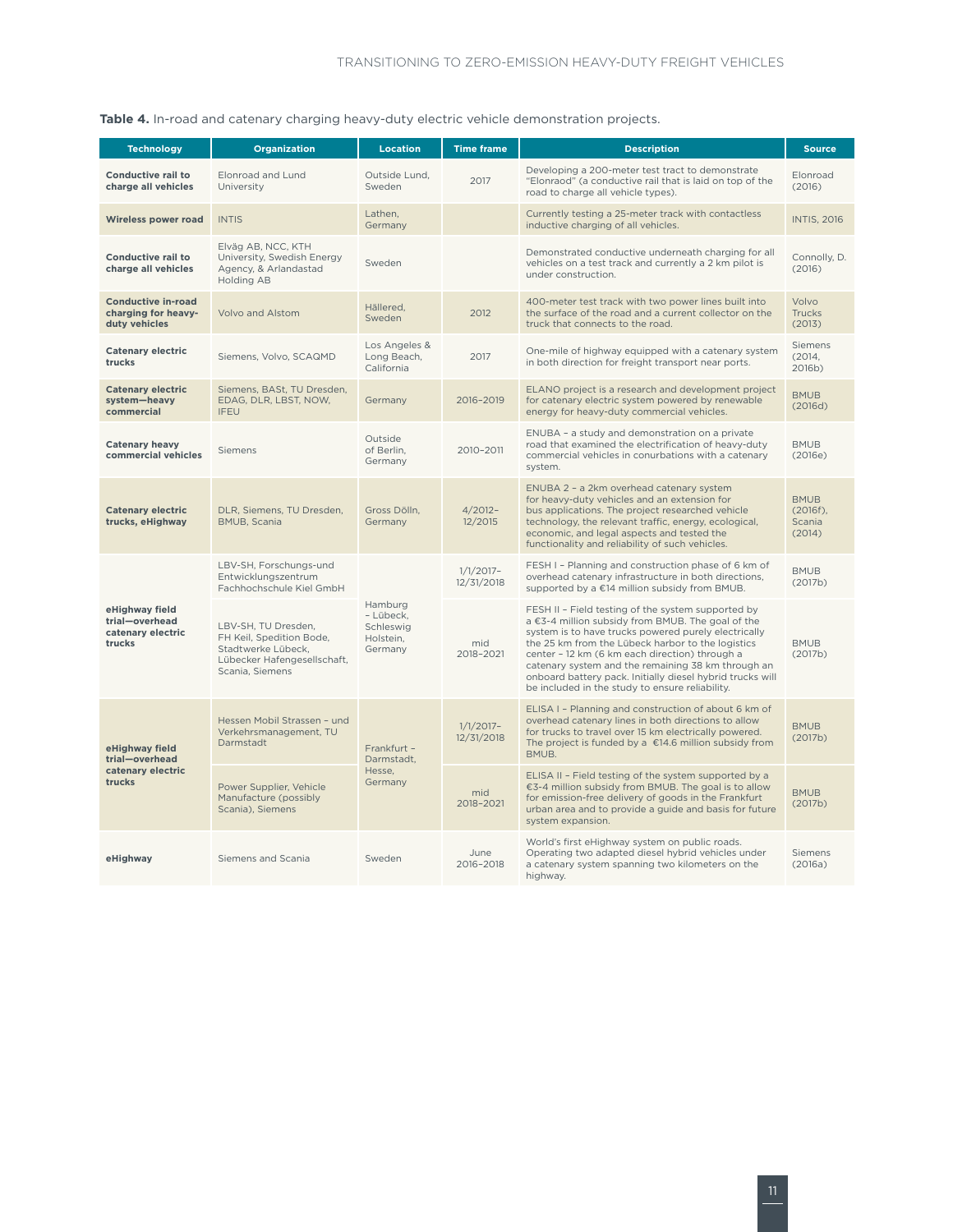**Table 4.** In-road and catenary charging heavy-duty electric vehicle demonstration projects.

| Technology | Organization | Location | Time frame | Description | Source |
|---|---|---|---|---|---|
| **Conductive rail to charge all vehicles** | Elonroad and Lund University | Outside Lund, Sweden | 2017 | Developing a 200-meter test tract to demonstrate "Elonraod" (a conductive rail that is laid on top of the road to charge all vehicle types). | Elonroad (2016) |
| **Wireless power road** | INTIS | Lathen, Germany | | Currently testing a 25-meter track with contactless inductive charging of all vehicles. | INTIS, 2016 |
| **Conductive rail to charge all vehicles** | Elväg AB, NCC, KTH University, Swedish Energy Agency, & Arlandastad Holding AB | Sweden | | Demonstrated conductive underneath charging for all vehicles on a test track and currently a 2 km pilot is under construction. | Connolly, D. (2016) |
| **Conductive in-road charging for heavy-duty vehicles** | Volvo and Alstom | Hällered, Sweden | 2012 | 400-meter test track with two power lines built into the surface of the road and a current collector on the truck that connects to the road. | Volvo Trucks (2013) |
| **Catenary electric trucks** | Siemens, Volvo, SCAQMD | Los Angeles & Long Beach, California | 2017 | One-mile of highway equipped with a catenary system in both direction for freight transport near ports. | Siemens (2014, 2016b) |
| **Catenary electric system—heavy commercial** | Siemens, BASt, TU Dresden, EDAG, DLR, LBST, NOW, IFEU | Germany | 2016–2019 | ELANO project is a research and development project for catenary electric system powered by renewable energy for heavy-duty commercial vehicles. | BMUB (2016d) |
| **Catenary heavy commercial vehicles** | Siemens | Outside of Berlin, Germany | 2010–2011 | ENUBA – a study and demonstration on a private road that examined the electrification of heavy-duty commercial vehicles in conurbations with a catenary system. | BMUB (2016e) |
| **Catenary electric trucks, eHighway** | DLR, Siemens, TU Dresden, BMUB, Scania | Gross Dölln, Germany | 4/2012–12/2015 | ENUBA 2 – a 2km overhead catenary system for heavy-duty vehicles and an extension for bus applications. The project researched vehicle technology, the relevant traffic, energy, ecological, economic, and legal aspects and tested the functionality and reliability of such vehicles. | BMUB (2016f), Scania (2014) |
| **eHighway field trial—overhead catenary electric trucks** | LBV-SH, Forschungs-und Entwicklungszentrum Fachhochschule Kiel GmbH | Hamburg – Lübeck, Schleswig Holstein, Germany | 1/1/2017–12/31/2018 | FESH I – Planning and construction phase of 6 km of overhead catenary infrastructure in both directions, supported by a €14 million subsidy from BMUB. | BMUB (2017b) |
| | LBV-SH, TU Dresden, FH Keil, Spedition Bode, Stadtwerke Lübeck, Lübecker Hafengesellschaft, Scania, Siemens | | mid 2018–2021 | FESH II – Field testing of the system supported by a €3-4 million subsidy from BMUB. The goal of the system is to have trucks powered purely electrically the 25 km from the Lübeck harbor to the logistics center – 12 km (6 km each direction) through a catenary system and the remaining 38 km through an onboard battery pack. Initially diesel hybrid trucks will be included in the study to ensure reliability. | BMUB (2017b) |
| **eHighway field trial—overhead catenary electric trucks** | Hessen Mobil Strassen – und Verkehrsmanagement, TU Darmstadt | Frankfurt – Darmstadt, Hesse, Germany | 1/1/2017–12/31/2018 | ELISA I – Planning and construction of about 6 km of overhead catenary lines in both directions to allow for trucks to travel over 15 km electrically powered. The project is funded by a €14.6 million subsidy from BMUB. | BMUB (2017b) |
| | Power Supplier, Vehicle Manufacture (possibly Scania), Siemens | | mid 2018–2021 | ELISA II – Field testing of the system supported by a €3-4 million subsidy from BMUB. The goal is to allow for emission-free delivery of goods in the Frankfurt urban area and to provide a guide and basis for future system expansion. | BMUB (2017b) |
| **eHighway** | Siemens and Scania | Sweden | June 2016–2018 | World's first eHighway system on public roads. Operating two adapted diesel hybrid vehicles under a catenary system spanning two kilometers on the highway. | Siemens (2016a) |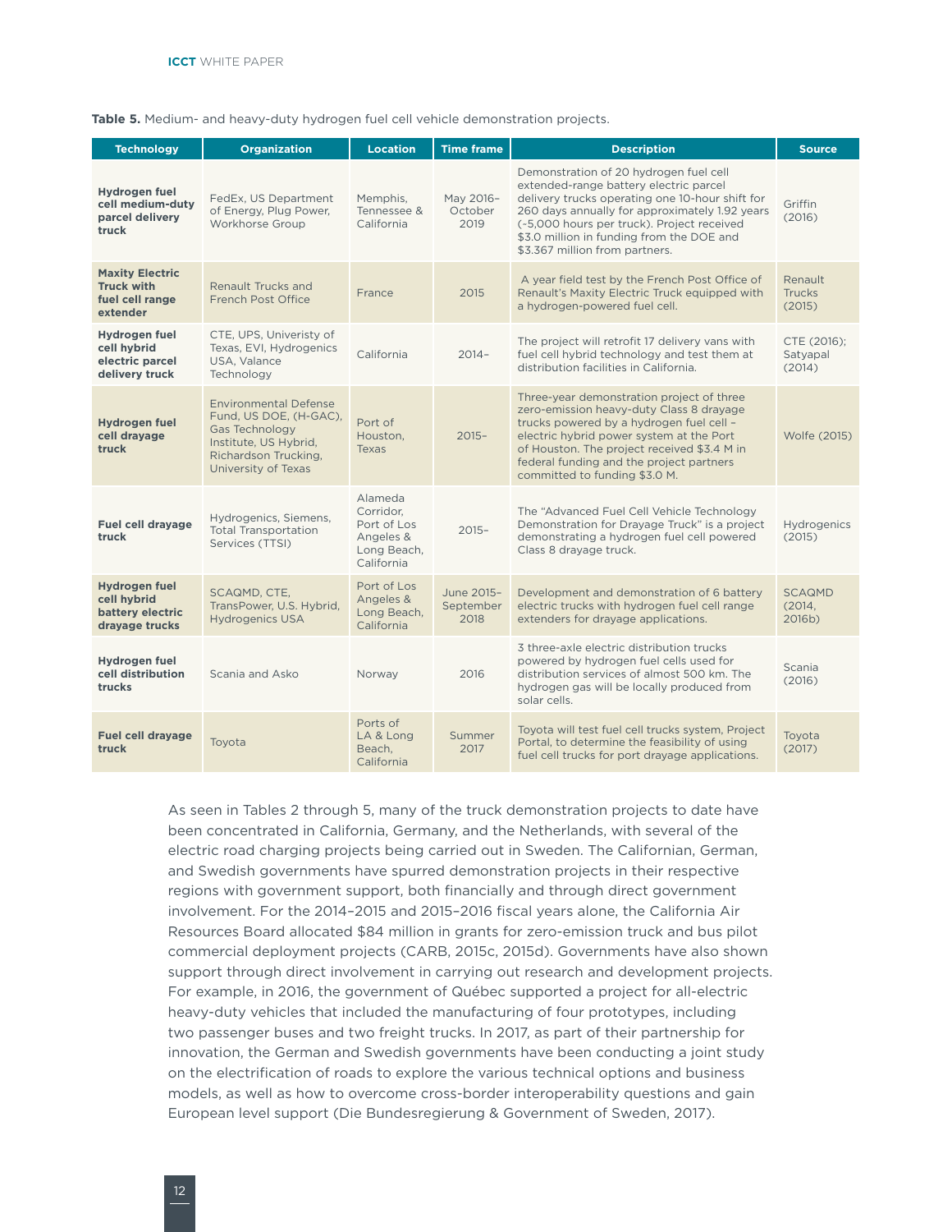**Table 5.** Medium- and heavy-duty hydrogen fuel cell vehicle demonstration projects.

| Technology | Organization | Location | Time frame | Description | Source |
|---|---|---|---|---|---|
| **Hydrogen fuel cell medium-duty parcel delivery truck** | FedEx, US Department of Energy, Plug Power, Workhorse Group | Memphis, Tennessee & California | May 2016–October 2019 | Demonstration of 20 hydrogen fuel cell extended-range battery electric parcel delivery trucks operating one 10-hour shift for 260 days annually for approximately 1.92 years (~5,000 hours per truck). Project received $3.0 million in funding from the DOE and $3.367 million from partners. | Griffin (2016) |
| **Maxity Electric Truck with fuel cell range extender** | Renault Trucks and French Post Office | France | 2015 | A year field test by the French Post Office of Renault's Maxity Electric Truck equipped with a hydrogen-powered fuel cell. | Renault Trucks (2015) |
| **Hydrogen fuel cell hybrid electric parcel delivery truck** | CTE, UPS, Univeristy of Texas, EVI, Hydrogenics USA, Valance Technology | California | 2014– | The project will retrofit 17 delivery vans with fuel cell hybrid technology and test them at distribution facilities in California. | CTE (2016); Satyapal (2014) |
| **Hydrogen fuel cell drayage truck** | Environmental Defense Fund, US DOE, (H-GAC), Gas Technology Institute, US Hybrid, Richardson Trucking, University of Texas | Port of Houston, Texas | 2015– | Three-year demonstration project of three zero-emission heavy-duty Class 8 drayage trucks powered by a hydrogen fuel cell – electric hybrid power system at the Port of Houston. The project received $3.4 M in federal funding and the project partners committed to funding $3.0 M. | Wolfe (2015) |
| **Fuel cell drayage truck** | Hydrogenics, Siemens, Total Transportation Services (TTSI) | Alameda Corridor, Port of Los Angeles & Long Beach, California | 2015– | The "Advanced Fuel Cell Vehicle Technology Demonstration for Drayage Truck" is a project demonstrating a hydrogen fuel cell powered Class 8 drayage truck. | Hydrogenics (2015) |
| **Hydrogen fuel cell hybrid battery electric drayage trucks** | SCAQMD, CTE, TransPower, U.S. Hybrid, Hydrogenics USA | Port of Los Angeles & Long Beach, California | June 2015–September 2018 | Development and demonstration of 6 battery electric trucks with hydrogen fuel cell range extenders for drayage applications. | SCAQMD (2014, 2016b) |
| **Hydrogen fuel cell distribution trucks** | Scania and Asko | Norway | 2016 | 3 three-axle electric distribution trucks powered by hydrogen fuel cells used for distribution services of almost 500 km. The hydrogen gas will be locally produced from solar cells. | Scania (2016) |
| **Fuel cell drayage truck** | Toyota | Ports of LA & Long Beach, California | Summer 2017 | Toyota will test fuel cell trucks system, Project Portal, to determine the feasibility of using fuel cell trucks for port drayage applications. | Toyota (2017) |

As seen in Tables 2 through 5, many of the truck demonstration projects to date have been concentrated in California, Germany, and the Netherlands, with several of the electric road charging projects being carried out in Sweden. The Californian, German, and Swedish governments have spurred demonstration projects in their respective regions with government support, both financially and through direct government involvement. For the 2014–2015 and 2015–2016 fiscal years alone, the California Air Resources Board allocated $84 million in grants for zero-emission truck and bus pilot commercial deployment projects (CARB, 2015c, 2015d). Governments have also shown support through direct involvement in carrying out research and development projects. For example, in 2016, the government of Québec supported a project for all-electric heavy-duty vehicles that included the manufacturing of four prototypes, including two passenger buses and two freight trucks. In 2017, as part of their partnership for innovation, the German and Swedish governments have been conducting a joint study on the electrification of roads to explore the various technical options and business models, as well as how to overcome cross-border interoperability questions and gain European level support (Die Bundesregierung & Government of Sweden, 2017).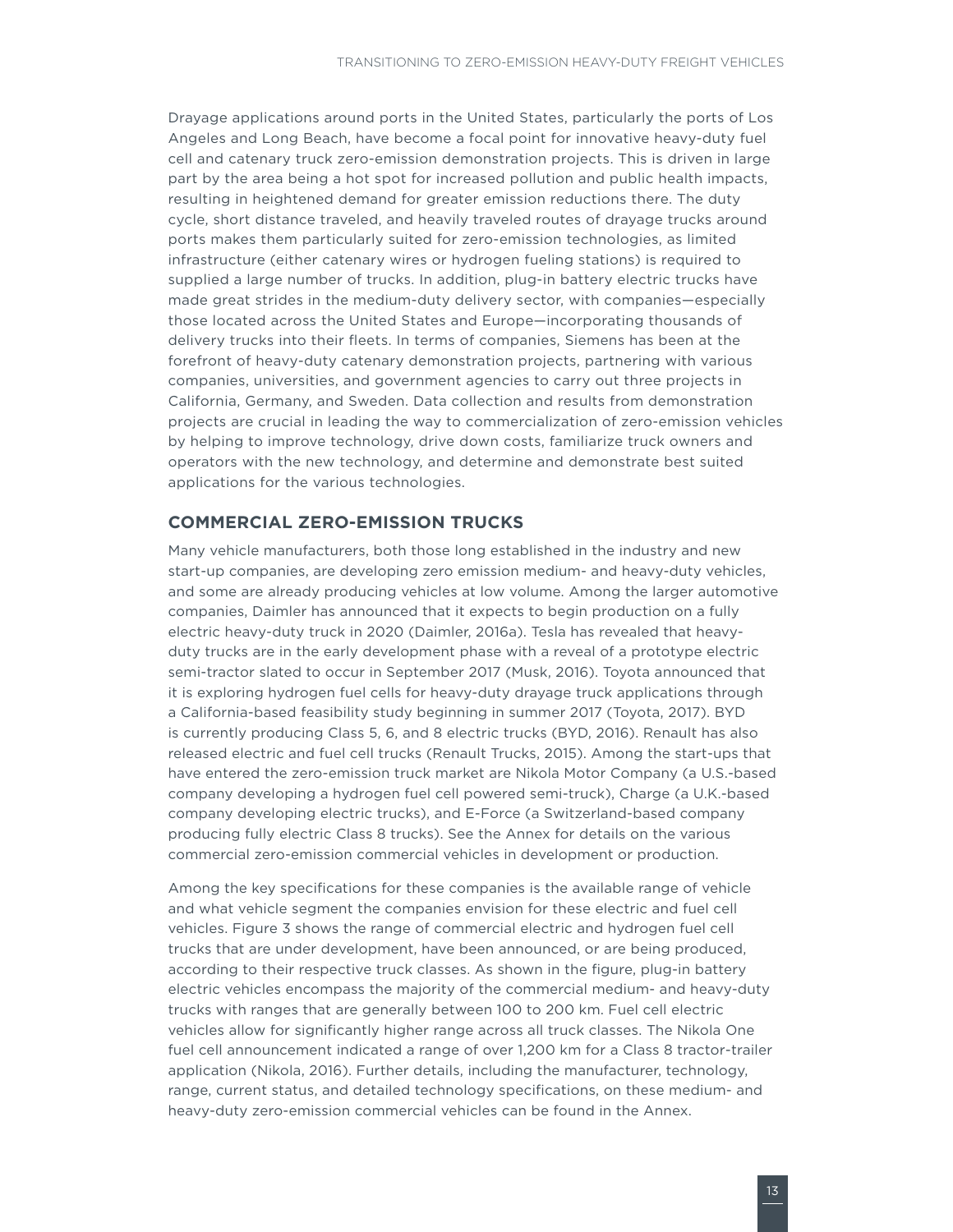Drayage applications around ports in the United States, particularly the ports of Los Angeles and Long Beach, have become a focal point for innovative heavy-duty fuel cell and catenary truck zero-emission demonstration projects. This is driven in large part by the area being a hot spot for increased pollution and public health impacts, resulting in heightened demand for greater emission reductions there. The duty cycle, short distance traveled, and heavily traveled routes of drayage trucks around ports makes them particularly suited for zero-emission technologies, as limited infrastructure (either catenary wires or hydrogen fueling stations) is required to supplied a large number of trucks. In addition, plug-in battery electric trucks have made great strides in the medium-duty delivery sector, with companies—especially those located across the United States and Europe—incorporating thousands of delivery trucks into their fleets. In terms of companies, Siemens has been at the forefront of heavy-duty catenary demonstration projects, partnering with various companies, universities, and government agencies to carry out three projects in California, Germany, and Sweden. Data collection and results from demonstration projects are crucial in leading the way to commercialization of zero-emission vehicles by helping to improve technology, drive down costs, familiarize truck owners and operators with the new technology, and determine and demonstrate best suited applications for the various technologies.

## COMMERCIAL ZERO-EMISSION TRUCKS

Many vehicle manufacturers, both those long established in the industry and new start-up companies, are developing zero emission medium- and heavy-duty vehicles, and some are already producing vehicles at low volume. Among the larger automotive companies, Daimler has announced that it expects to begin production on a fully electric heavy-duty truck in 2020 (Daimler, 2016a). Tesla has revealed that heavy-duty trucks are in the early development phase with a reveal of a prototype electric semi-tractor slated to occur in September 2017 (Musk, 2016). Toyota announced that it is exploring hydrogen fuel cells for heavy-duty drayage truck applications through a California-based feasibility study beginning in summer 2017 (Toyota, 2017). BYD is currently producing Class 5, 6, and 8 electric trucks (BYD, 2016). Renault has also released electric and fuel cell trucks (Renault Trucks, 2015). Among the start-ups that have entered the zero-emission truck market are Nikola Motor Company (a U.S.-based company developing a hydrogen fuel cell powered semi-truck), Charge (a U.K.-based company developing electric trucks), and E-Force (a Switzerland-based company producing fully electric Class 8 trucks). See the Annex for details on the various commercial zero-emission commercial vehicles in development or production.

Among the key specifications for these companies is the available range of vehicle and what vehicle segment the companies envision for these electric and fuel cell vehicles. Figure 3 shows the range of commercial electric and hydrogen fuel cell trucks that are under development, have been announced, or are being produced, according to their respective truck classes. As shown in the figure, plug-in battery electric vehicles encompass the majority of the commercial medium- and heavy-duty trucks with ranges that are generally between 100 to 200 km. Fuel cell electric vehicles allow for significantly higher range across all truck classes. The Nikola One fuel cell announcement indicated a range of over 1,200 km for a Class 8 tractor-trailer application (Nikola, 2016). Further details, including the manufacturer, technology, range, current status, and detailed technology specifications, on these medium- and heavy-duty zero-emission commercial vehicles can be found in the Annex.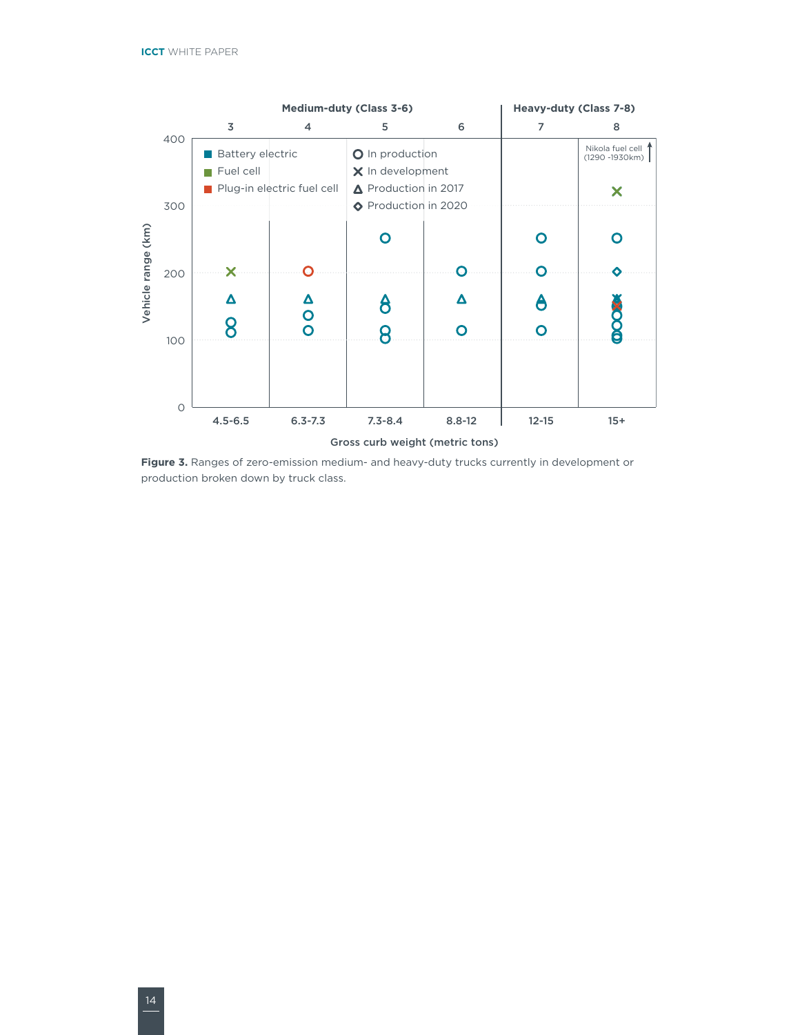**Figure 3.** Ranges of zero-emission medium- and heavy-duty trucks currently in development or production broken down by truck class.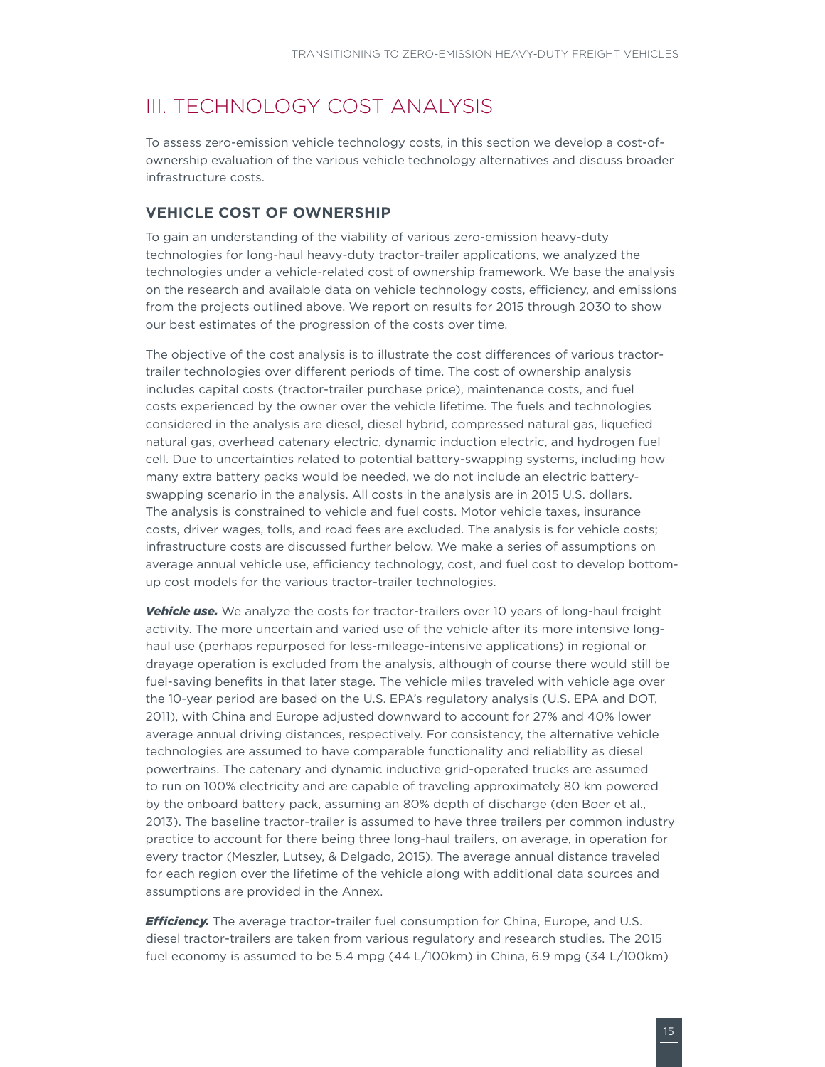# III. TECHNOLOGY COST ANALYSIS

To assess zero-emission vehicle technology costs, in this section we develop a cost-of-ownership evaluation of the various vehicle technology alternatives and discuss broader infrastructure costs.

## VEHICLE COST OF OWNERSHIP

To gain an understanding of the viability of various zero-emission heavy-duty technologies for long-haul heavy-duty tractor-trailer applications, we analyzed the technologies under a vehicle-related cost of ownership framework. We base the analysis on the research and available data on vehicle technology costs, efficiency, and emissions from the projects outlined above. We report on results for 2015 through 2030 to show our best estimates of the progression of the costs over time.

The objective of the cost analysis is to illustrate the cost differences of various tractor-trailer technologies over different periods of time. The cost of ownership analysis includes capital costs (tractor-trailer purchase price), maintenance costs, and fuel costs experienced by the owner over the vehicle lifetime. The fuels and technologies considered in the analysis are diesel, diesel hybrid, compressed natural gas, liquefied natural gas, overhead catenary electric, dynamic induction electric, and hydrogen fuel cell. Due to uncertainties related to potential battery-swapping systems, including how many extra battery packs would be needed, we do not include an electric battery-swapping scenario in the analysis. All costs in the analysis are in 2015 U.S. dollars. The analysis is constrained to vehicle and fuel costs. Motor vehicle taxes, insurance costs, driver wages, tolls, and road fees are excluded. The analysis is for vehicle costs; infrastructure costs are discussed further below. We make a series of assumptions on average annual vehicle use, efficiency technology, cost, and fuel cost to develop bottom-up cost models for the various tractor-trailer technologies.

***Vehicle use.*** We analyze the costs for tractor-trailers over 10 years of long-haul freight activity. The more uncertain and varied use of the vehicle after its more intensive long-haul use (perhaps repurposed for less-mileage-intensive applications) in regional or drayage operation is excluded from the analysis, although of course there would still be fuel-saving benefits in that later stage. The vehicle miles traveled with vehicle age over the 10-year period are based on the U.S. EPA's regulatory analysis (U.S. EPA and DOT, 2011), with China and Europe adjusted downward to account for 27% and 40% lower average annual driving distances, respectively. For consistency, the alternative vehicle technologies are assumed to have comparable functionality and reliability as diesel powertrains. The catenary and dynamic inductive grid-operated trucks are assumed to run on 100% electricity and are capable of traveling approximately 80 km powered by the onboard battery pack, assuming an 80% depth of discharge (den Boer et al., 2013). The baseline tractor-trailer is assumed to have three trailers per common industry practice to account for there being three long-haul trailers, on average, in operation for every tractor (Meszler, Lutsey, & Delgado, 2015). The average annual distance traveled for each region over the lifetime of the vehicle along with additional data sources and assumptions are provided in the Annex.

***Efficiency.*** The average tractor-trailer fuel consumption for China, Europe, and U.S. diesel tractor-trailers are taken from various regulatory and research studies. The 2015 fuel economy is assumed to be 5.4 mpg (44 L/100km) in China, 6.9 mpg (34 L/100km)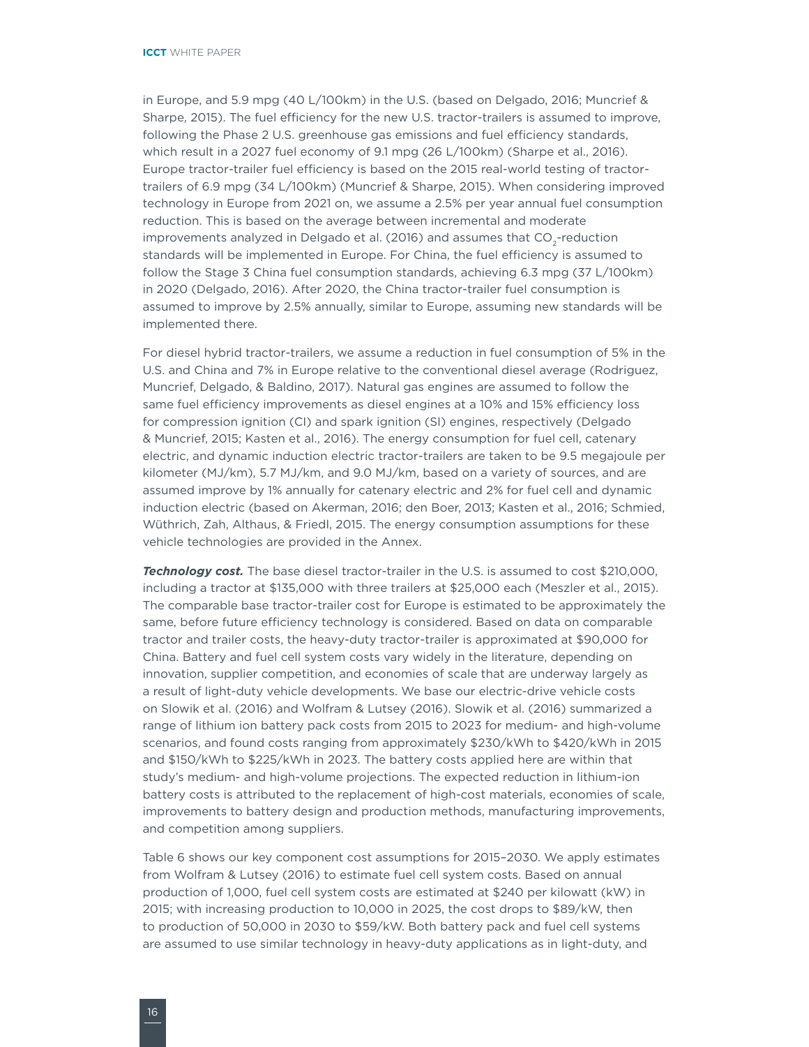in Europe, and 5.9 mpg (40 L/100km) in the U.S. (based on Delgado, 2016; Muncrief & Sharpe, 2015). The fuel efficiency for the new U.S. tractor-trailers is assumed to improve, following the Phase 2 U.S. greenhouse gas emissions and fuel efficiency standards, which result in a 2027 fuel economy of 9.1 mpg (26 L/100km) (Sharpe et al., 2016). Europe tractor-trailer fuel efficiency is based on the 2015 real-world testing of tractor-trailers of 6.9 mpg (34 L/100km) (Muncrief & Sharpe, 2015). When considering improved technology in Europe from 2021 on, we assume a 2.5% per year annual fuel consumption reduction. This is based on the average between incremental and moderate improvements analyzed in Delgado et al. (2016) and assumes that $CO_2$-reduction standards will be implemented in Europe. For China, the fuel efficiency is assumed to follow the Stage 3 China fuel consumption standards, achieving 6.3 mpg (37 L/100km) in 2020 (Delgado, 2016). After 2020, the China tractor-trailer fuel consumption is assumed to improve by 2.5% annually, similar to Europe, assuming new standards will be implemented there.

For diesel hybrid tractor-trailers, we assume a reduction in fuel consumption of 5% in the U.S. and China and 7% in Europe relative to the conventional diesel average (Rodriguez, Muncrief, Delgado, & Baldino, 2017). Natural gas engines are assumed to follow the same fuel efficiency improvements as diesel engines at a 10% and 15% efficiency loss for compression ignition (CI) and spark ignition (SI) engines, respectively (Delgado & Muncrief, 2015; Kasten et al., 2016). The energy consumption for fuel cell, catenary electric, and dynamic induction electric tractor-trailers are taken to be 9.5 megajoule per kilometer (MJ/km), 5.7 MJ/km, and 9.0 MJ/km, based on a variety of sources, and are assumed improve by 1% annually for catenary electric and 2% for fuel cell and dynamic induction electric (based on Akerman, 2016; den Boer, 2013; Kasten et al., 2016; Schmied, Wüthrich, Zah, Althaus, & Friedl, 2015. The energy consumption assumptions for these vehicle technologies are provided in the Annex.

***Technology cost.*** The base diesel tractor-trailer in the U.S. is assumed to cost $210,000, including a tractor at $135,000 with three trailers at $25,000 each (Meszler et al., 2015). The comparable base tractor-trailer cost for Europe is estimated to be approximately the same, before future efficiency technology is considered. Based on data on comparable tractor and trailer costs, the heavy-duty tractor-trailer is approximated at $90,000 for China. Battery and fuel cell system costs vary widely in the literature, depending on innovation, supplier competition, and economies of scale that are underway largely as a result of light-duty vehicle developments. We base our electric-drive vehicle costs on Slowik et al. (2016) and Wolfram & Lutsey (2016). Slowik et al. (2016) summarized a range of lithium ion battery pack costs from 2015 to 2023 for medium- and high-volume scenarios, and found costs ranging from approximately $230/kWh to $420/kWh in 2015 and $150/kWh to $225/kWh in 2023. The battery costs applied here are within that study's medium- and high-volume projections. The expected reduction in lithium-ion battery costs is attributed to the replacement of high-cost materials, economies of scale, improvements to battery design and production methods, manufacturing improvements, and competition among suppliers.

Table 6 shows our key component cost assumptions for 2015–2030. We apply estimates from Wolfram & Lutsey (2016) to estimate fuel cell system costs. Based on annual production of 1,000, fuel cell system costs are estimated at $240 per kilowatt (kW) in 2015; with increasing production to 10,000 in 2025, the cost drops to $89/kW, then to production of 50,000 in 2030 to $59/kW. Both battery pack and fuel cell systems are assumed to use similar technology in heavy-duty applications as in light-duty, and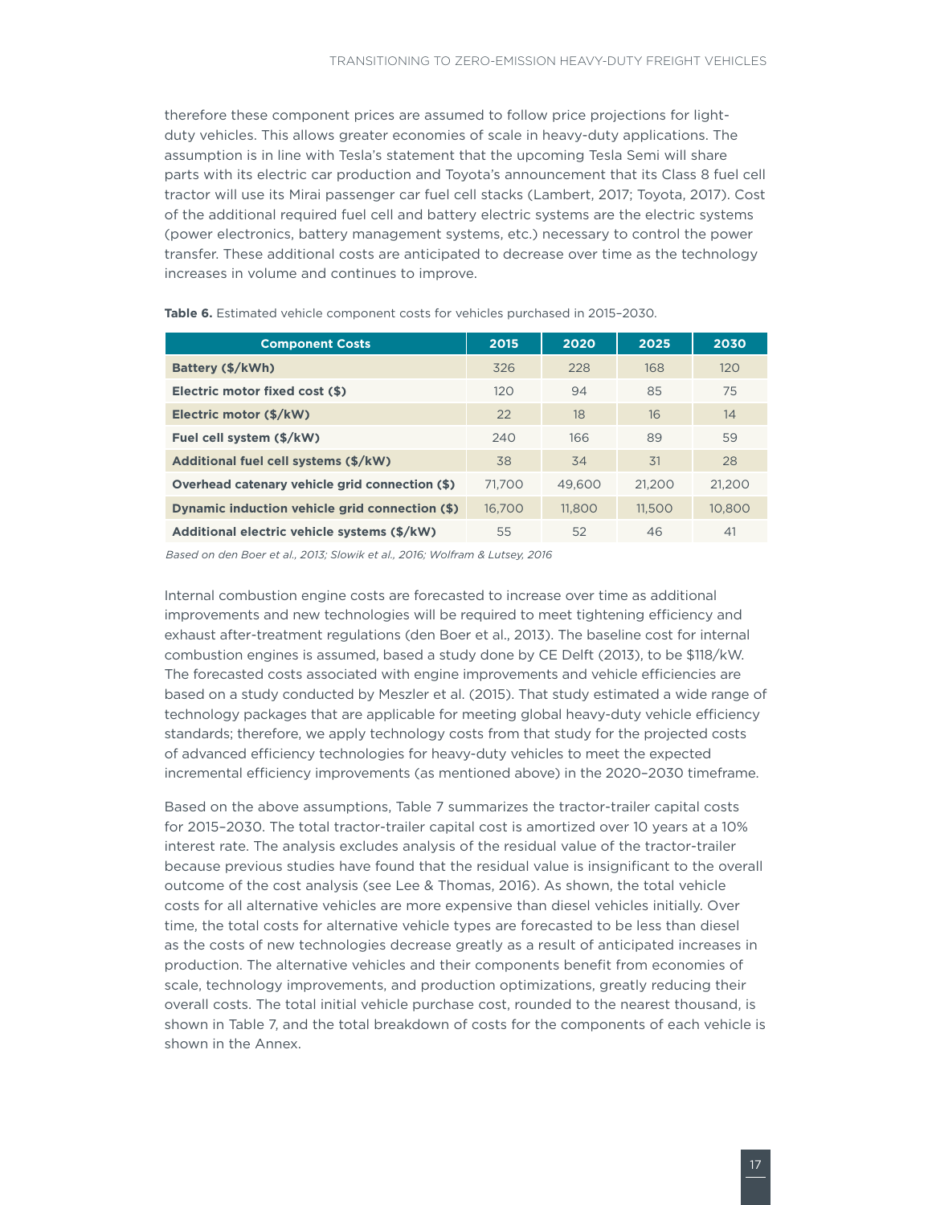therefore these component prices are assumed to follow price projections for light-duty vehicles. This allows greater economies of scale in heavy-duty applications. The assumption is in line with Tesla's statement that the upcoming Tesla Semi will share parts with its electric car production and Toyota's announcement that its Class 8 fuel cell tractor will use its Mirai passenger car fuel cell stacks (Lambert, 2017; Toyota, 2017). Cost of the additional required fuel cell and battery electric systems are the electric systems (power electronics, battery management systems, etc.) necessary to control the power transfer. These additional costs are anticipated to decrease over time as the technology increases in volume and continues to improve.

**Table 6.** Estimated vehicle component costs for vehicles purchased in 2015–2030.

| Component Costs | 2015 | 2020 | 2025 | 2030 |
|---|---|---|---|---|
| **Battery ($/kWh)** | 326 | 228 | 168 | 120 |
| **Electric motor fixed cost ($)** | 120 | 94 | 85 | 75 |
| **Electric motor ($/kW)** | 22 | 18 | 16 | 14 |
| **Fuel cell system ($/kW)** | 240 | 166 | 89 | 59 |
| **Additional fuel cell systems ($/kW)** | 38 | 34 | 31 | 28 |
| **Overhead catenary vehicle grid connection ($)** | 71,700 | 49,600 | 21,200 | 21,200 |
| **Dynamic induction vehicle grid connection ($)** | 16,700 | 11,800 | 11,500 | 10,800 |
| **Additional electric vehicle systems ($/kW)** | 55 | 52 | 46 | 41 |

*Based on den Boer et al., 2013; Slowik et al., 2016; Wolfram & Lutsey, 2016*

Internal combustion engine costs are forecasted to increase over time as additional improvements and new technologies will be required to meet tightening efficiency and exhaust after-treatment regulations (den Boer et al., 2013). The baseline cost for internal combustion engines is assumed, based a study done by CE Delft (2013), to be $118/kW. The forecasted costs associated with engine improvements and vehicle efficiencies are based on a study conducted by Meszler et al. (2015). That study estimated a wide range of technology packages that are applicable for meeting global heavy-duty vehicle efficiency standards; therefore, we apply technology costs from that study for the projected costs of advanced efficiency technologies for heavy-duty vehicles to meet the expected incremental efficiency improvements (as mentioned above) in the 2020–2030 timeframe.

Based on the above assumptions, Table 7 summarizes the tractor-trailer capital costs for 2015–2030. The total tractor-trailer capital cost is amortized over 10 years at a 10% interest rate. The analysis excludes analysis of the residual value of the tractor-trailer because previous studies have found that the residual value is insignificant to the overall outcome of the cost analysis (see Lee & Thomas, 2016). As shown, the total vehicle costs for all alternative vehicles are more expensive than diesel vehicles initially. Over time, the total costs for alternative vehicle types are forecasted to be less than diesel as the costs of new technologies decrease greatly as a result of anticipated increases in production. The alternative vehicles and their components benefit from economies of scale, technology improvements, and production optimizations, greatly reducing their overall costs. The total initial vehicle purchase cost, rounded to the nearest thousand, is shown in Table 7, and the total breakdown of costs for the components of each vehicle is shown in the Annex.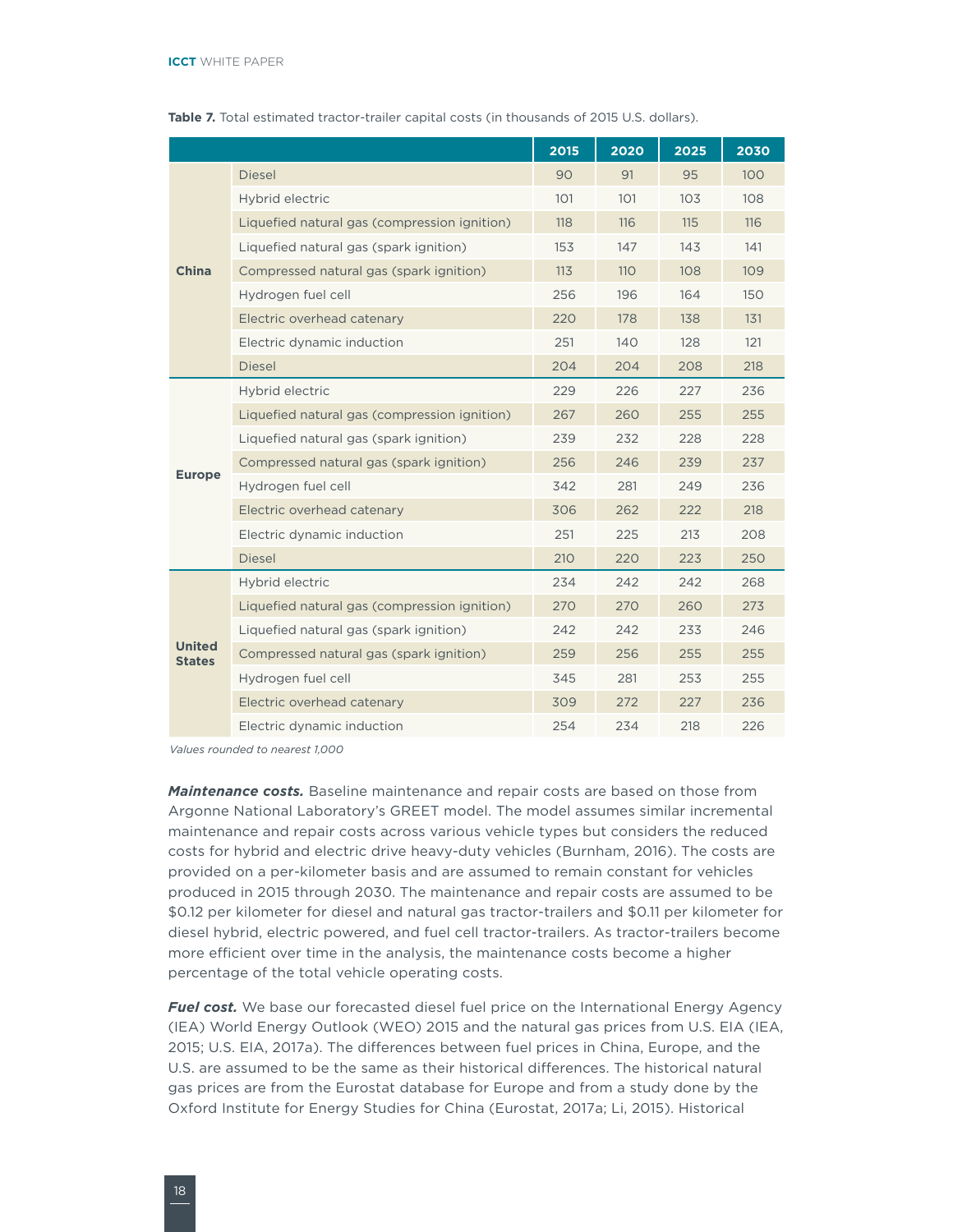**Table 7.** Total estimated tractor-trailer capital costs (in thousands of 2015 U.S. dollars).

| | | 2015 | 2020 | 2025 | 2030 |
|---|---|---|---|---|---|
| **China** | Diesel | 90 | 91 | 95 | 100 |
| | Hybrid electric | 101 | 101 | 103 | 108 |
| | Liquefied natural gas (compression ignition) | 118 | 116 | 115 | 116 |
| | Liquefied natural gas (spark ignition) | 153 | 147 | 143 | 141 |
| | Compressed natural gas (spark ignition) | 113 | 110 | 108 | 109 |
| | Hydrogen fuel cell | 256 | 196 | 164 | 150 |
| | Electric overhead catenary | 220 | 178 | 138 | 131 |
| | Electric dynamic induction | 251 | 140 | 128 | 121 |
| **Europe** | Diesel | 204 | 204 | 208 | 218 |
| | Hybrid electric | 229 | 226 | 227 | 236 |
| | Liquefied natural gas (compression ignition) | 267 | 260 | 255 | 255 |
| | Liquefied natural gas (spark ignition) | 239 | 232 | 228 | 228 |
| | Compressed natural gas (spark ignition) | 256 | 246 | 239 | 237 |
| | Hydrogen fuel cell | 342 | 281 | 249 | 236 |
| | Electric overhead catenary | 306 | 262 | 222 | 218 |
| | Electric dynamic induction | 251 | 225 | 213 | 208 |
| **United States** | Diesel | 210 | 220 | 223 | 250 |
| | Hybrid electric | 234 | 242 | 242 | 268 |
| | Liquefied natural gas (compression ignition) | 270 | 270 | 260 | 273 |
| | Liquefied natural gas (spark ignition) | 242 | 242 | 233 | 246 |
| | Compressed natural gas (spark ignition) | 259 | 256 | 255 | 255 |
| | Hydrogen fuel cell | 345 | 281 | 253 | 255 |
| | Electric overhead catenary | 309 | 272 | 227 | 236 |
| | Electric dynamic induction | 254 | 234 | 218 | 226 |

*Values rounded to nearest 1,000*

***Maintenance costs.*** Baseline maintenance and repair costs are based on those from Argonne National Laboratory's GREET model. The model assumes similar incremental maintenance and repair costs across various vehicle types but considers the reduced costs for hybrid and electric drive heavy-duty vehicles (Burnham, 2016). The costs are provided on a per-kilometer basis and are assumed to remain constant for vehicles produced in 2015 through 2030. The maintenance and repair costs are assumed to be $0.12 per kilometer for diesel and natural gas tractor-trailers and $0.11 per kilometer for diesel hybrid, electric powered, and fuel cell tractor-trailers. As tractor-trailers become more efficient over time in the analysis, the maintenance costs become a higher percentage of the total vehicle operating costs.

***Fuel cost.*** We base our forecasted diesel fuel price on the International Energy Agency (IEA) World Energy Outlook (WEO) 2015 and the natural gas prices from U.S. EIA (IEA, 2015; U.S. EIA, 2017a). The differences between fuel prices in China, Europe, and the U.S. are assumed to be the same as their historical differences. The historical natural gas prices are from the Eurostat database for Europe and from a study done by the Oxford Institute for Energy Studies for China (Eurostat, 2017a; Li, 2015). Historical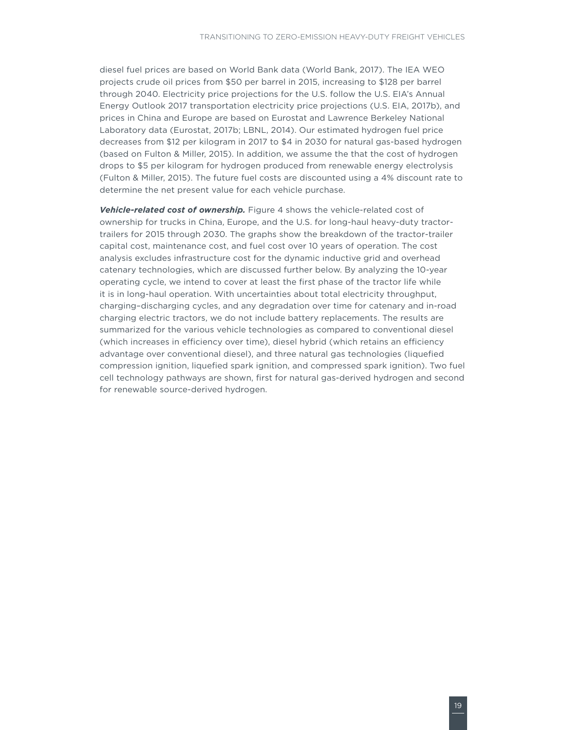diesel fuel prices are based on World Bank data (World Bank, 2017). The IEA WEO projects crude oil prices from $50 per barrel in 2015, increasing to $128 per barrel through 2040. Electricity price projections for the U.S. follow the U.S. EIA's Annual Energy Outlook 2017 transportation electricity price projections (U.S. EIA, 2017b), and prices in China and Europe are based on Eurostat and Lawrence Berkeley National Laboratory data (Eurostat, 2017b; LBNL, 2014). Our estimated hydrogen fuel price decreases from $12 per kilogram in 2017 to $4 in 2030 for natural gas-based hydrogen (based on Fulton & Miller, 2015). In addition, we assume the that the cost of hydrogen drops to $5 per kilogram for hydrogen produced from renewable energy electrolysis (Fulton & Miller, 2015). The future fuel costs are discounted using a 4% discount rate to determine the net present value for each vehicle purchase.

***Vehicle-related cost of ownership.*** Figure 4 shows the vehicle-related cost of ownership for trucks in China, Europe, and the U.S. for long-haul heavy-duty tractor-trailers for 2015 through 2030. The graphs show the breakdown of the tractor-trailer capital cost, maintenance cost, and fuel cost over 10 years of operation. The cost analysis excludes infrastructure cost for the dynamic inductive grid and overhead catenary technologies, which are discussed further below. By analyzing the 10-year operating cycle, we intend to cover at least the first phase of the tractor life while it is in long-haul operation. With uncertainties about total electricity throughput, charging–discharging cycles, and any degradation over time for catenary and in-road charging electric tractors, we do not include battery replacements. The results are summarized for the various vehicle technologies as compared to conventional diesel (which increases in efficiency over time), diesel hybrid (which retains an efficiency advantage over conventional diesel), and three natural gas technologies (liquefied compression ignition, liquefied spark ignition, and compressed spark ignition). Two fuel cell technology pathways are shown, first for natural gas-derived hydrogen and second for renewable source-derived hydrogen.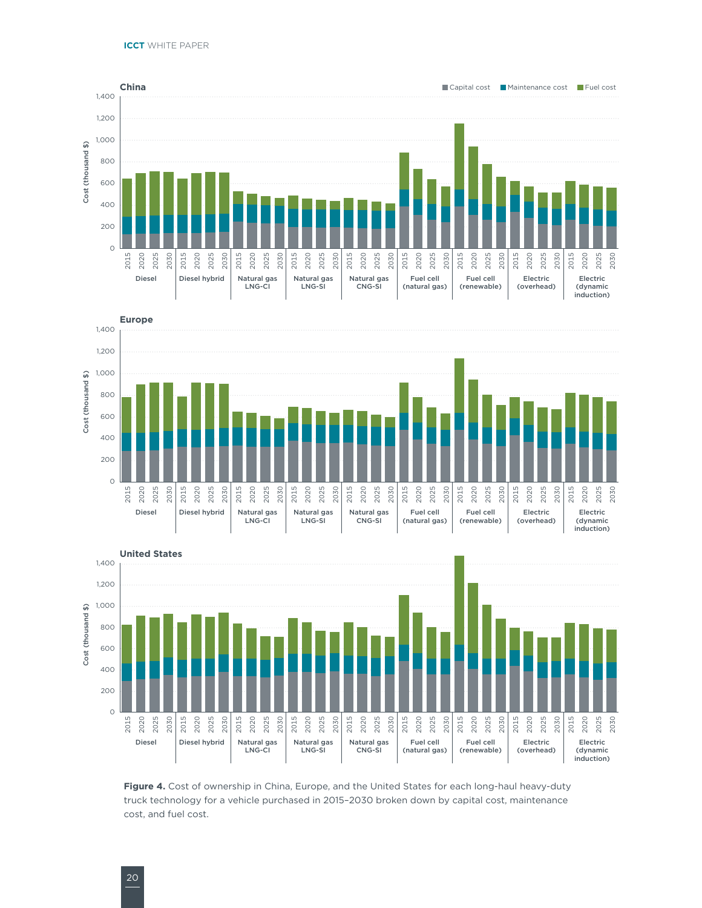**Figure 4.** Cost of ownership in China, Europe, and the United States for each long-haul heavy-duty truck technology for a vehicle purchased in 2015–2030 broken down by capital cost, maintenance cost, and fuel cost.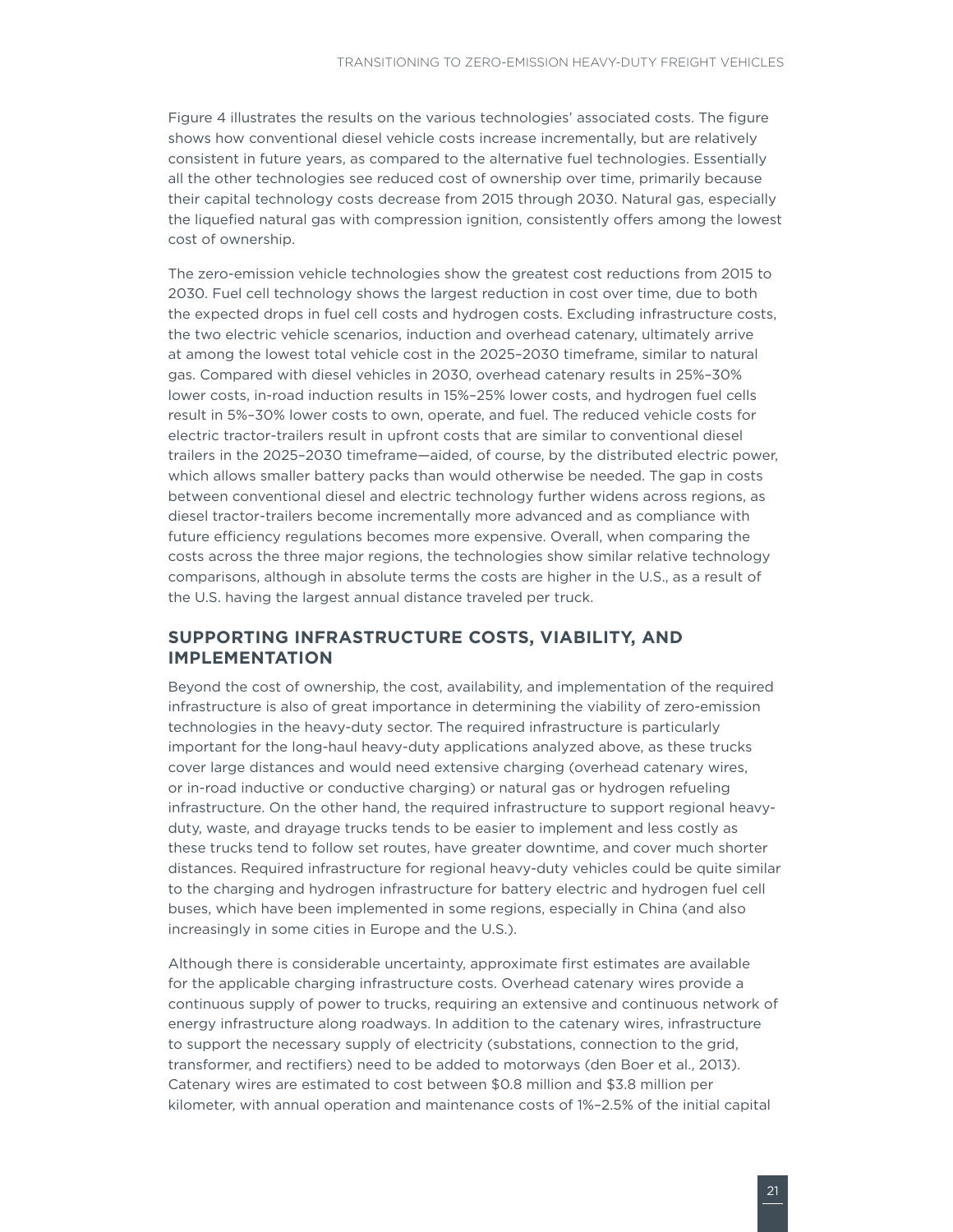Figure 4 illustrates the results on the various technologies' associated costs. The figure shows how conventional diesel vehicle costs increase incrementally, but are relatively consistent in future years, as compared to the alternative fuel technologies. Essentially all the other technologies see reduced cost of ownership over time, primarily because their capital technology costs decrease from 2015 through 2030. Natural gas, especially the liquefied natural gas with compression ignition, consistently offers among the lowest cost of ownership.

The zero-emission vehicle technologies show the greatest cost reductions from 2015 to 2030. Fuel cell technology shows the largest reduction in cost over time, due to both the expected drops in fuel cell costs and hydrogen costs. Excluding infrastructure costs, the two electric vehicle scenarios, induction and overhead catenary, ultimately arrive at among the lowest total vehicle cost in the 2025–2030 timeframe, similar to natural gas. Compared with diesel vehicles in 2030, overhead catenary results in 25%–30% lower costs, in-road induction results in 15%–25% lower costs, and hydrogen fuel cells result in 5%–30% lower costs to own, operate, and fuel. The reduced vehicle costs for electric tractor-trailers result in upfront costs that are similar to conventional diesel trailers in the 2025–2030 timeframe—aided, of course, by the distributed electric power, which allows smaller battery packs than would otherwise be needed. The gap in costs between conventional diesel and electric technology further widens across regions, as diesel tractor-trailers become incrementally more advanced and as compliance with future efficiency regulations becomes more expensive. Overall, when comparing the costs across the three major regions, the technologies show similar relative technology comparisons, although in absolute terms the costs are higher in the U.S., as a result of the U.S. having the largest annual distance traveled per truck.

## SUPPORTING INFRASTRUCTURE COSTS, VIABILITY, AND IMPLEMENTATION

Beyond the cost of ownership, the cost, availability, and implementation of the required infrastructure is also of great importance in determining the viability of zero-emission technologies in the heavy-duty sector. The required infrastructure is particularly important for the long-haul heavy-duty applications analyzed above, as these trucks cover large distances and would need extensive charging (overhead catenary wires, or in-road inductive or conductive charging) or natural gas or hydrogen refueling infrastructure. On the other hand, the required infrastructure to support regional heavy-duty, waste, and drayage trucks tends to be easier to implement and less costly as these trucks tend to follow set routes, have greater downtime, and cover much shorter distances. Required infrastructure for regional heavy-duty vehicles could be quite similar to the charging and hydrogen infrastructure for battery electric and hydrogen fuel cell buses, which have been implemented in some regions, especially in China (and also increasingly in some cities in Europe and the U.S.).

Although there is considerable uncertainty, approximate first estimates are available for the applicable charging infrastructure costs. Overhead catenary wires provide a continuous supply of power to trucks, requiring an extensive and continuous network of energy infrastructure along roadways. In addition to the catenary wires, infrastructure to support the necessary supply of electricity (substations, connection to the grid, transformer, and rectifiers) need to be added to motorways (den Boer et al., 2013). Catenary wires are estimated to cost between $0.8 million and $3.8 million per kilometer, with annual operation and maintenance costs of 1%–2.5% of the initial capital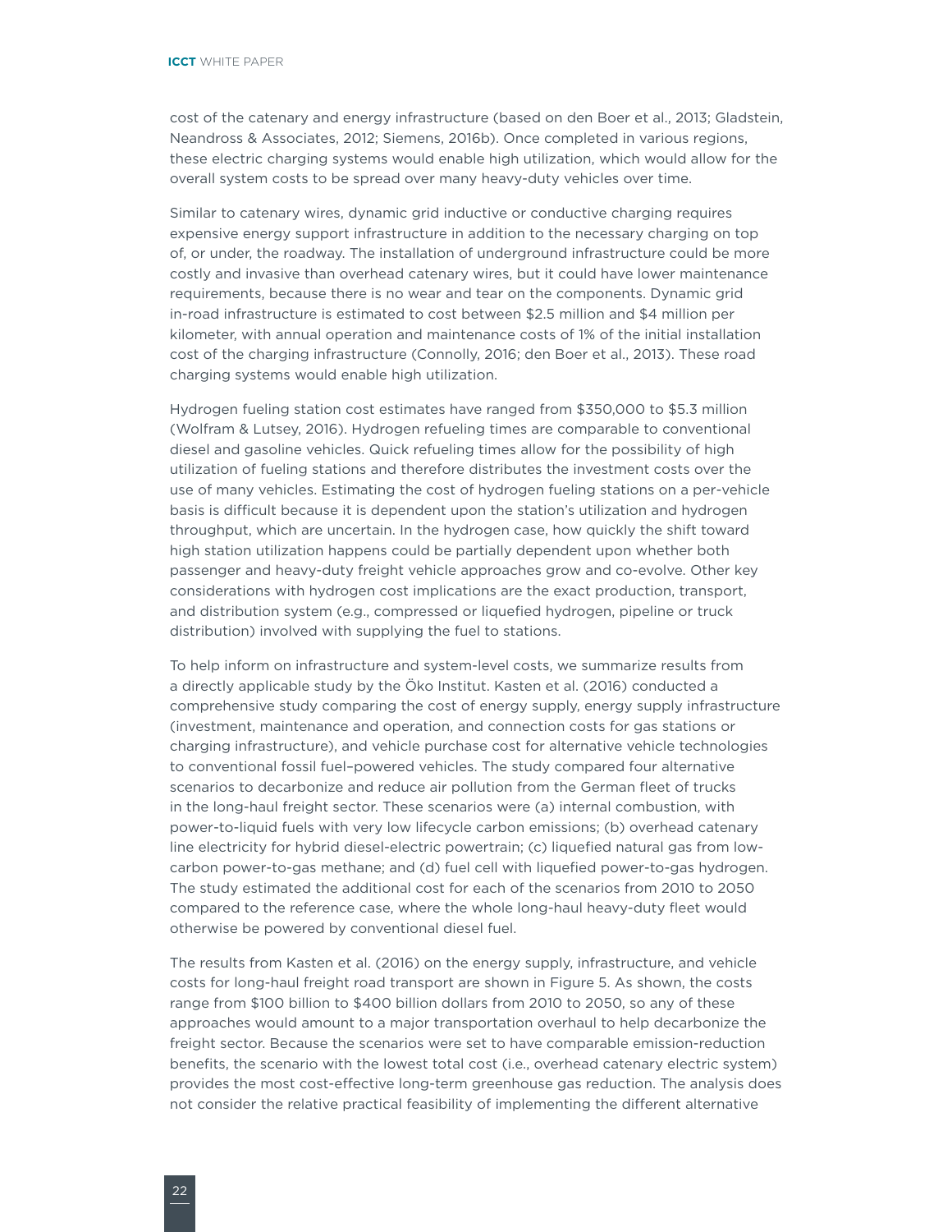cost of the catenary and energy infrastructure (based on den Boer et al., 2013; Gladstein, Neandross & Associates, 2012; Siemens, 2016b). Once completed in various regions, these electric charging systems would enable high utilization, which would allow for the overall system costs to be spread over many heavy-duty vehicles over time.

Similar to catenary wires, dynamic grid inductive or conductive charging requires expensive energy support infrastructure in addition to the necessary charging on top of, or under, the roadway. The installation of underground infrastructure could be more costly and invasive than overhead catenary wires, but it could have lower maintenance requirements, because there is no wear and tear on the components. Dynamic grid in-road infrastructure is estimated to cost between $2.5 million and $4 million per kilometer, with annual operation and maintenance costs of 1% of the initial installation cost of the charging infrastructure (Connolly, 2016; den Boer et al., 2013). These road charging systems would enable high utilization.

Hydrogen fueling station cost estimates have ranged from $350,000 to $5.3 million (Wolfram & Lutsey, 2016). Hydrogen refueling times are comparable to conventional diesel and gasoline vehicles. Quick refueling times allow for the possibility of high utilization of fueling stations and therefore distributes the investment costs over the use of many vehicles. Estimating the cost of hydrogen fueling stations on a per-vehicle basis is difficult because it is dependent upon the station's utilization and hydrogen throughput, which are uncertain. In the hydrogen case, how quickly the shift toward high station utilization happens could be partially dependent upon whether both passenger and heavy-duty freight vehicle approaches grow and co-evolve. Other key considerations with hydrogen cost implications are the exact production, transport, and distribution system (e.g., compressed or liquefied hydrogen, pipeline or truck distribution) involved with supplying the fuel to stations.

To help inform on infrastructure and system-level costs, we summarize results from a directly applicable study by the Öko Institut. Kasten et al. (2016) conducted a comprehensive study comparing the cost of energy supply, energy supply infrastructure (investment, maintenance and operation, and connection costs for gas stations or charging infrastructure), and vehicle purchase cost for alternative vehicle technologies to conventional fossil fuel–powered vehicles. The study compared four alternative scenarios to decarbonize and reduce air pollution from the German fleet of trucks in the long-haul freight sector. These scenarios were (a) internal combustion, with power-to-liquid fuels with very low lifecycle carbon emissions; (b) overhead catenary line electricity for hybrid diesel-electric powertrain; (c) liquefied natural gas from low-carbon power-to-gas methane; and (d) fuel cell with liquefied power-to-gas hydrogen. The study estimated the additional cost for each of the scenarios from 2010 to 2050 compared to the reference case, where the whole long-haul heavy-duty fleet would otherwise be powered by conventional diesel fuel.

The results from Kasten et al. (2016) on the energy supply, infrastructure, and vehicle costs for long-haul freight road transport are shown in Figure 5. As shown, the costs range from $100 billion to $400 billion dollars from 2010 to 2050, so any of these approaches would amount to a major transportation overhaul to help decarbonize the freight sector. Because the scenarios were set to have comparable emission-reduction benefits, the scenario with the lowest total cost (i.e., overhead catenary electric system) provides the most cost-effective long-term greenhouse gas reduction. The analysis does not consider the relative practical feasibility of implementing the different alternative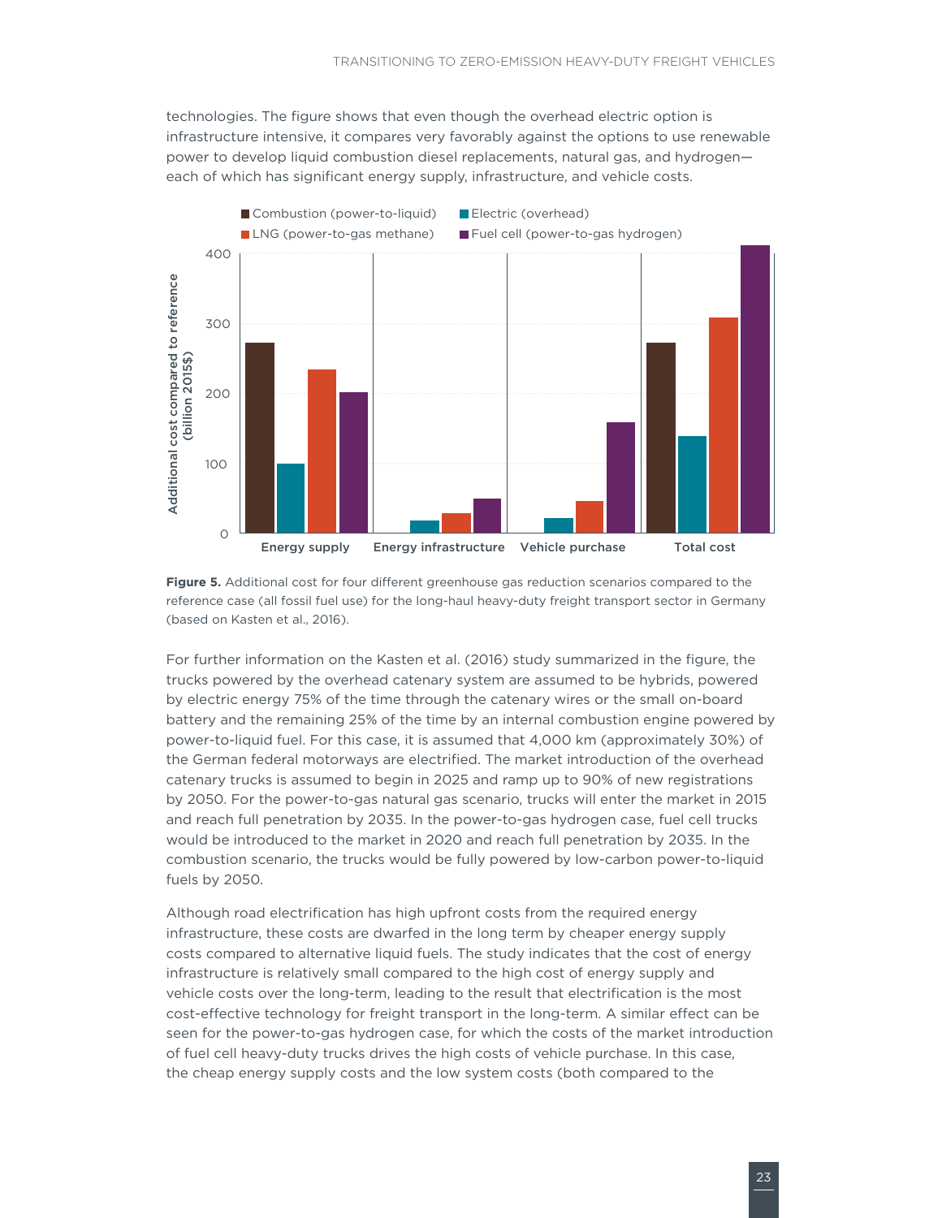technologies. The figure shows that even though the overhead electric option is infrastructure intensive, it compares very favorably against the options to use renewable power to develop liquid combustion diesel replacements, natural gas, and hydrogen—each of which has significant energy supply, infrastructure, and vehicle costs.

**Figure 5.** Additional cost for four different greenhouse gas reduction scenarios compared to the reference case (all fossil fuel use) for the long-haul heavy-duty freight transport sector in Germany (based on Kasten et al., 2016).

For further information on the Kasten et al. (2016) study summarized in the figure, the trucks powered by the overhead catenary system are assumed to be hybrids, powered by electric energy 75% of the time through the catenary wires or the small on-board battery and the remaining 25% of the time by an internal combustion engine powered by power-to-liquid fuel. For this case, it is assumed that 4,000 km (approximately 30%) of the German federal motorways are electrified. The market introduction of the overhead catenary trucks is assumed to begin in 2025 and ramp up to 90% of new registrations by 2050. For the power-to-gas natural gas scenario, trucks will enter the market in 2015 and reach full penetration by 2035. In the power-to-gas hydrogen case, fuel cell trucks would be introduced to the market in 2020 and reach full penetration by 2035. In the combustion scenario, the trucks would be fully powered by low-carbon power-to-liquid fuels by 2050.

Although road electrification has high upfront costs from the required energy infrastructure, these costs are dwarfed in the long term by cheaper energy supply costs compared to alternative liquid fuels. The study indicates that the cost of energy infrastructure is relatively small compared to the high cost of energy supply and vehicle costs over the long-term, leading to the result that electrification is the most cost-effective technology for freight transport in the long-term. A similar effect can be seen for the power-to-gas hydrogen case, for which the costs of the market introduction of fuel cell heavy-duty trucks drives the high costs of vehicle purchase. In this case, the cheap energy supply costs and the low system costs (both compared to the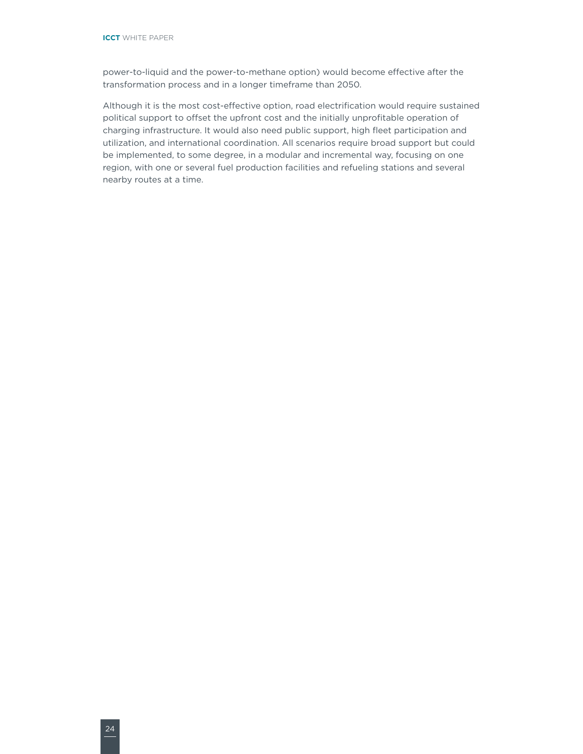power-to-liquid and the power-to-methane option) would become effective after the transformation process and in a longer timeframe than 2050.

Although it is the most cost-effective option, road electrification would require sustained political support to offset the upfront cost and the initially unprofitable operation of charging infrastructure. It would also need public support, high fleet participation and utilization, and international coordination. All scenarios require broad support but could be implemented, to some degree, in a modular and incremental way, focusing on one region, with one or several fuel production facilities and refueling stations and several nearby routes at a time.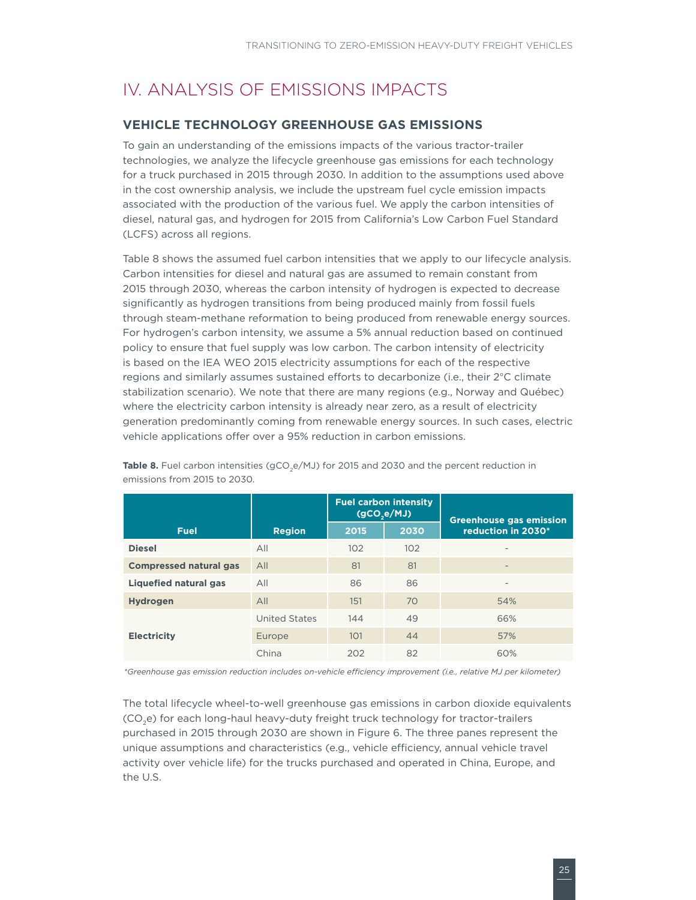# IV. ANALYSIS OF EMISSIONS IMPACTS

## VEHICLE TECHNOLOGY GREENHOUSE GAS EMISSIONS

To gain an understanding of the emissions impacts of the various tractor-trailer technologies, we analyze the lifecycle greenhouse gas emissions for each technology for a truck purchased in 2015 through 2030. In addition to the assumptions used above in the cost ownership analysis, we include the upstream fuel cycle emission impacts associated with the production of the various fuel. We apply the carbon intensities of diesel, natural gas, and hydrogen for 2015 from California's Low Carbon Fuel Standard (LCFS) across all regions.

Table 8 shows the assumed fuel carbon intensities that we apply to our lifecycle analysis. Carbon intensities for diesel and natural gas are assumed to remain constant from 2015 through 2030, whereas the carbon intensity of hydrogen is expected to decrease significantly as hydrogen transitions from being produced mainly from fossil fuels through steam-methane reformation to being produced from renewable energy sources. For hydrogen's carbon intensity, we assume a 5% annual reduction based on continued policy to ensure that fuel supply was low carbon. The carbon intensity of electricity is based on the IEA WEO 2015 electricity assumptions for each of the respective regions and similarly assumes sustained efforts to decarbonize (i.e., their 2°C climate stabilization scenario). We note that there are many regions (e.g., Norway and Québec) where the electricity carbon intensity is already near zero, as a result of electricity generation predominantly coming from renewable energy sources. In such cases, electric vehicle applications offer over a 95% reduction in carbon emissions.

**Table 8.** Fuel carbon intensities (g$CO_2$e/MJ) for 2015 and 2030 and the percent reduction in emissions from 2015 to 2030.

| Fuel | Region | Fuel carbon intensity (g$CO_2$e/MJ) | | Greenhouse gas emission reduction in 2030* |
|---|---|---|---|---|
| | | 2015 | 2030 | |
| **Diesel** | All | 102 | 102 | - |
| **Compressed natural gas** | All | 81 | 81 | - |
| **Liquefied natural gas** | All | 86 | 86 | - |
| **Hydrogen** | All | 151 | 70 | 54% |
| **Electricity** | United States | 144 | 49 | 66% |
| | Europe | 101 | 44 | 57% |
| | China | 202 | 82 | 60% |

*\*Greenhouse gas emission reduction includes on-vehicle efficiency improvement (i.e., relative MJ per kilometer)*

The total lifecycle wheel-to-well greenhouse gas emissions in carbon dioxide equivalents ($CO_2$e) for each long-haul heavy-duty freight truck technology for tractor-trailers purchased in 2015 through 2030 are shown in Figure 6. The three panes represent the unique assumptions and characteristics (e.g., vehicle efficiency, annual vehicle travel activity over vehicle life) for the trucks purchased and operated in China, Europe, and the U.S.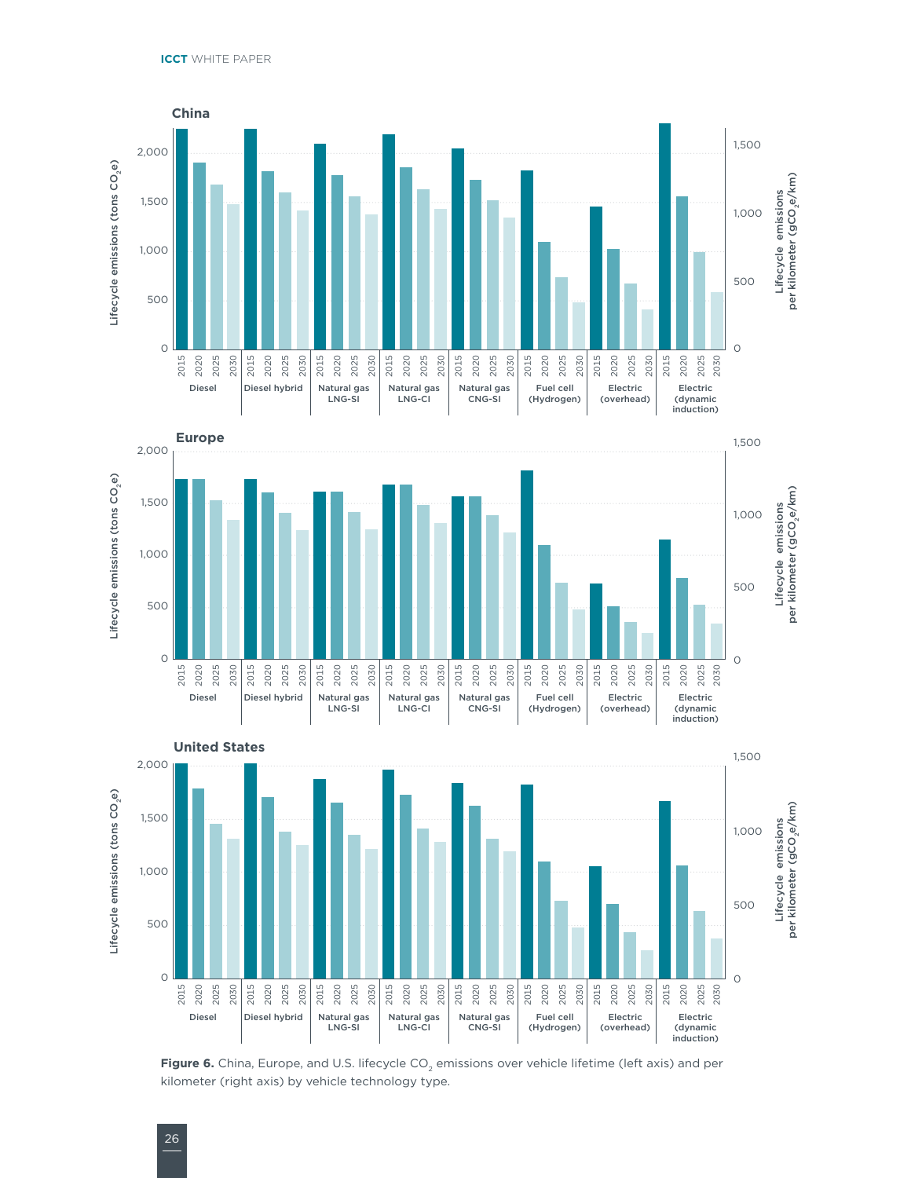**Figure 6.** China, Europe, and U.S. lifecycle $CO_2$ emissions over vehicle lifetime (left axis) and per kilometer (right axis) by vehicle technology type.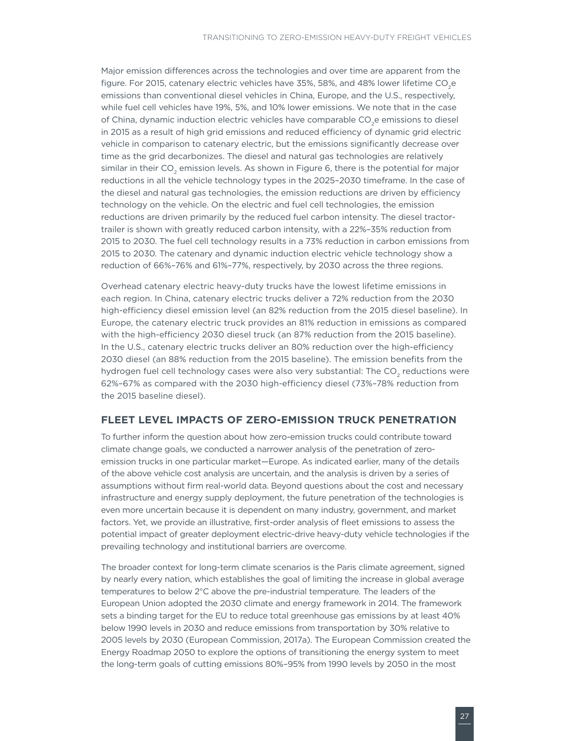Major emission differences across the technologies and over time are apparent from the figure. For 2015, catenary electric vehicles have 35%, 58%, and 48% lower lifetime $CO_2e$ emissions than conventional diesel vehicles in China, Europe, and the U.S., respectively, while fuel cell vehicles have 19%, 5%, and 10% lower emissions. We note that in the case of China, dynamic induction electric vehicles have comparable $CO_2e$ emissions to diesel in 2015 as a result of high grid emissions and reduced efficiency of dynamic grid electric vehicle in comparison to catenary electric, but the emissions significantly decrease over time as the grid decarbonizes. The diesel and natural gas technologies are relatively similar in their $CO_2$ emission levels. As shown in Figure 6, there is the potential for major reductions in all the vehicle technology types in the 2025–2030 timeframe. In the case of the diesel and natural gas technologies, the emission reductions are driven by efficiency technology on the vehicle. On the electric and fuel cell technologies, the emission reductions are driven primarily by the reduced fuel carbon intensity. The diesel tractor-trailer is shown with greatly reduced carbon intensity, with a 22%–35% reduction from 2015 to 2030. The fuel cell technology results in a 73% reduction in carbon emissions from 2015 to 2030. The catenary and dynamic induction electric vehicle technology show a reduction of 66%–76% and 61%–77%, respectively, by 2030 across the three regions.

Overhead catenary electric heavy-duty trucks have the lowest lifetime emissions in each region. In China, catenary electric trucks deliver a 72% reduction from the 2030 high-efficiency diesel emission level (an 82% reduction from the 2015 diesel baseline). In Europe, the catenary electric truck provides an 81% reduction in emissions as compared with the high-efficiency 2030 diesel truck (an 87% reduction from the 2015 baseline). In the U.S., catenary electric trucks deliver an 80% reduction over the high-efficiency 2030 diesel (an 88% reduction from the 2015 baseline). The emission benefits from the hydrogen fuel cell technology cases were also very substantial: The $CO_2$ reductions were 62%–67% as compared with the 2030 high-efficiency diesel (73%–78% reduction from the 2015 baseline diesel).

## FLEET LEVEL IMPACTS OF ZERO-EMISSION TRUCK PENETRATION

To further inform the question about how zero-emission trucks could contribute toward climate change goals, we conducted a narrower analysis of the penetration of zero-emission trucks in one particular market—Europe. As indicated earlier, many of the details of the above vehicle cost analysis are uncertain, and the analysis is driven by a series of assumptions without firm real-world data. Beyond questions about the cost and necessary infrastructure and energy supply deployment, the future penetration of the technologies is even more uncertain because it is dependent on many industry, government, and market factors. Yet, we provide an illustrative, first-order analysis of fleet emissions to assess the potential impact of greater deployment electric-drive heavy-duty vehicle technologies if the prevailing technology and institutional barriers are overcome.

The broader context for long-term climate scenarios is the Paris climate agreement, signed by nearly every nation, which establishes the goal of limiting the increase in global average temperatures to below 2°C above the pre-industrial temperature. The leaders of the European Union adopted the 2030 climate and energy framework in 2014. The framework sets a binding target for the EU to reduce total greenhouse gas emissions by at least 40% below 1990 levels in 2030 and reduce emissions from transportation by 30% relative to 2005 levels by 2030 (European Commission, 2017a). The European Commission created the Energy Roadmap 2050 to explore the options of transitioning the energy system to meet the long-term goals of cutting emissions 80%–95% from 1990 levels by 2050 in the most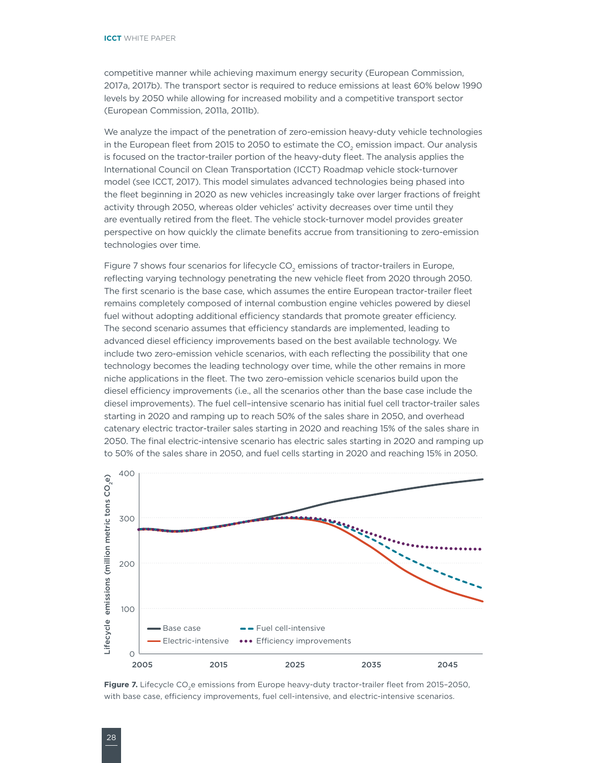competitive manner while achieving maximum energy security (European Commission, 2017a, 2017b). The transport sector is required to reduce emissions at least 60% below 1990 levels by 2050 while allowing for increased mobility and a competitive transport sector (European Commission, 2011a, 2011b).

We analyze the impact of the penetration of zero-emission heavy-duty vehicle technologies in the European fleet from 2015 to 2050 to estimate the $CO_2$ emission impact. Our analysis is focused on the tractor-trailer portion of the heavy-duty fleet. The analysis applies the International Council on Clean Transportation (ICCT) Roadmap vehicle stock-turnover model (see ICCT, 2017). This model simulates advanced technologies being phased into the fleet beginning in 2020 as new vehicles increasingly take over larger fractions of freight activity through 2050, whereas older vehicles' activity decreases over time until they are eventually retired from the fleet. The vehicle stock-turnover model provides greater perspective on how quickly the climate benefits accrue from transitioning to zero-emission technologies over time.

Figure 7 shows four scenarios for lifecycle $CO_2$ emissions of tractor-trailers in Europe, reflecting varying technology penetrating the new vehicle fleet from 2020 through 2050. The first scenario is the base case, which assumes the entire European tractor-trailer fleet remains completely composed of internal combustion engine vehicles powered by diesel fuel without adopting additional efficiency standards that promote greater efficiency. The second scenario assumes that efficiency standards are implemented, leading to advanced diesel efficiency improvements based on the best available technology. We include two zero-emission vehicle scenarios, with each reflecting the possibility that one technology becomes the leading technology over time, while the other remains in more niche applications in the fleet. The two zero-emission vehicle scenarios build upon the diesel efficiency improvements (i.e., all the scenarios other than the base case include the diesel improvements). The fuel cell–intensive scenario has initial fuel cell tractor-trailer sales starting in 2020 and ramping up to reach 50% of the sales share in 2050, and overhead catenary electric tractor-trailer sales starting in 2020 and reaching 15% of the sales share in 2050. The final electric-intensive scenario has electric sales starting in 2020 and ramping up to 50% of the sales share in 2050, and fuel cells starting in 2020 and reaching 15% in 2050.

**Figure 7.** Lifecycle $CO_2e$ emissions from Europe heavy-duty tractor-trailer fleet from 2015–2050, with base case, efficiency improvements, fuel cell-intensive, and electric-intensive scenarios.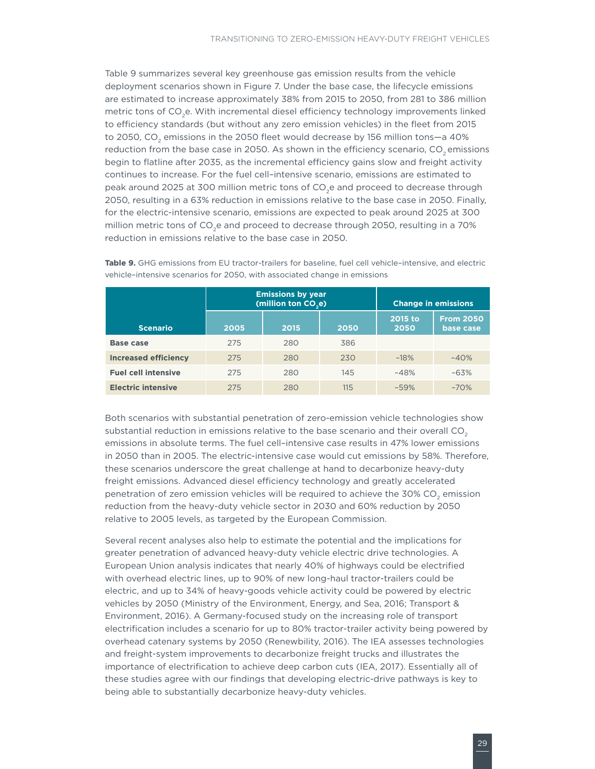Table 9 summarizes several key greenhouse gas emission results from the vehicle deployment scenarios shown in Figure 7. Under the base case, the lifecycle emissions are estimated to increase approximately 38% from 2015 to 2050, from 281 to 386 million metric tons of $CO_2$e. With incremental diesel efficiency technology improvements linked to efficiency standards (but without any zero emission vehicles) in the fleet from 2015 to 2050, $CO_2$ emissions in the 2050 fleet would decrease by 156 million tons—a 40% reduction from the base case in 2050. As shown in the efficiency scenario, $CO_2$ emissions begin to flatline after 2035, as the incremental efficiency gains slow and freight activity continues to increase. For the fuel cell–intensive scenario, emissions are estimated to peak around 2025 at 300 million metric tons of $CO_2$e and proceed to decrease through 2050, resulting in a 63% reduction in emissions relative to the base case in 2050. Finally, for the electric-intensive scenario, emissions are expected to peak around 2025 at 300 million metric tons of $CO_2$e and proceed to decrease through 2050, resulting in a 70% reduction in emissions relative to the base case in 2050.

**Table 9.** GHG emissions from EU tractor-trailers for baseline, fuel cell vehicle–intensive, and electric vehicle–intensive scenarios for 2050, with associated change in emissions

| Scenario | Emissions by year (million ton $CO_2$e) | | | Change in emissions | |
|---|---|---|---|---|---|
| | 2005 | 2015 | 2050 | 2015 to 2050 | From 2050 base case |
| **Base case** | 275 | 280 | 386 | | |
| **Increased efficiency** | 275 | 280 | 230 | −18% | −40% |
| **Fuel cell intensive** | 275 | 280 | 145 | −48% | −63% |
| **Electric intensive** | 275 | 280 | 115 | −59% | −70% |

Both scenarios with substantial penetration of zero-emission vehicle technologies show substantial reduction in emissions relative to the base scenario and their overall $CO_2$ emissions in absolute terms. The fuel cell–intensive case results in 47% lower emissions in 2050 than in 2005. The electric-intensive case would cut emissions by 58%. Therefore, these scenarios underscore the great challenge at hand to decarbonize heavy-duty freight emissions. Advanced diesel efficiency technology and greatly accelerated penetration of zero emission vehicles will be required to achieve the 30% $CO_2$ emission reduction from the heavy-duty vehicle sector in 2030 and 60% reduction by 2050 relative to 2005 levels, as targeted by the European Commission.

Several recent analyses also help to estimate the potential and the implications for greater penetration of advanced heavy-duty vehicle electric drive technologies. A European Union analysis indicates that nearly 40% of highways could be electrified with overhead electric lines, up to 90% of new long-haul tractor-trailers could be electric, and up to 34% of heavy-goods vehicle activity could be powered by electric vehicles by 2050 (Ministry of the Environment, Energy, and Sea, 2016; Transport & Environment, 2016). A Germany-focused study on the increasing role of transport electrification includes a scenario for up to 80% tractor-trailer activity being powered by overhead catenary systems by 2050 (Renewbility, 2016). The IEA assesses technologies and freight-system improvements to decarbonize freight trucks and illustrates the importance of electrification to achieve deep carbon cuts (IEA, 2017). Essentially all of these studies agree with our findings that developing electric-drive pathways is key to being able to substantially decarbonize heavy-duty vehicles.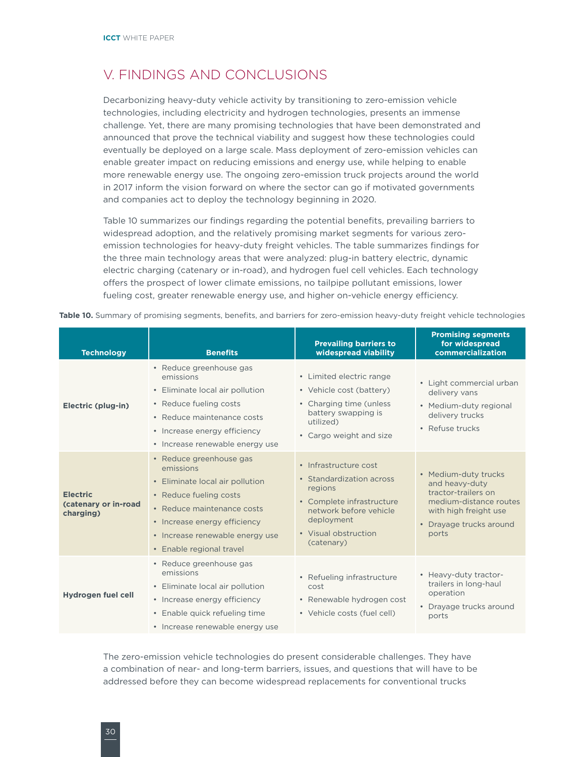# V. FINDINGS AND CONCLUSIONS

Decarbonizing heavy-duty vehicle activity by transitioning to zero-emission vehicle technologies, including electricity and hydrogen technologies, presents an immense challenge. Yet, there are many promising technologies that have been demonstrated and announced that prove the technical viability and suggest how these technologies could eventually be deployed on a large scale. Mass deployment of zero-emission vehicles can enable greater impact on reducing emissions and energy use, while helping to enable more renewable energy use. The ongoing zero-emission truck projects around the world in 2017 inform the vision forward on where the sector can go if motivated governments and companies act to deploy the technology beginning in 2020.

Table 10 summarizes our findings regarding the potential benefits, prevailing barriers to widespread adoption, and the relatively promising market segments for various zero-emission technologies for heavy-duty freight vehicles. The table summarizes findings for the three main technology areas that were analyzed: plug-in battery electric, dynamic electric charging (catenary or in-road), and hydrogen fuel cell vehicles. Each technology offers the prospect of lower climate emissions, no tailpipe pollutant emissions, lower fueling cost, greater renewable energy use, and higher on-vehicle energy efficiency.

**Table 10.** Summary of promising segments, benefits, and barriers for zero-emission heavy-duty freight vehicle technologies

| Technology | Benefits | Prevailing barriers to widespread viability | Promising segments for widespread commercialization |
|---|---|---|---|
| **Electric (plug-in)** | • Reduce greenhouse gas emissions<br>• Eliminate local air pollution<br>• Reduce fueling costs<br>• Reduce maintenance costs<br>• Increase energy efficiency<br>• Increase renewable energy use | • Limited electric range<br>• Vehicle cost (battery)<br>• Charging time (unless battery swapping is utilized)<br>• Cargo weight and size | • Light commercial urban delivery vans<br>• Medium-duty regional delivery trucks<br>• Refuse trucks |
| **Electric (catenary or in-road charging)** | • Reduce greenhouse gas emissions<br>• Eliminate local air pollution<br>• Reduce fueling costs<br>• Reduce maintenance costs<br>• Increase energy efficiency<br>• Increase renewable energy use<br>• Enable regional travel | • Infrastructure cost<br>• Standardization across regions<br>• Complete infrastructure network before vehicle deployment<br>• Visual obstruction (catenary) | • Medium-duty trucks and heavy-duty tractor-trailers on medium-distance routes with high freight use<br>• Drayage trucks around ports |
| **Hydrogen fuel cell** | • Reduce greenhouse gas emissions<br>• Eliminate local air pollution<br>• Increase energy efficiency<br>• Enable quick refueling time<br>• Increase renewable energy use | • Refueling infrastructure cost<br>• Renewable hydrogen cost<br>• Vehicle costs (fuel cell) | • Heavy-duty tractor-trailers in long-haul operation<br>• Drayage trucks around ports |

The zero-emission vehicle technologies do present considerable challenges. They have a combination of near- and long-term barriers, issues, and questions that will have to be addressed before they can become widespread replacements for conventional trucks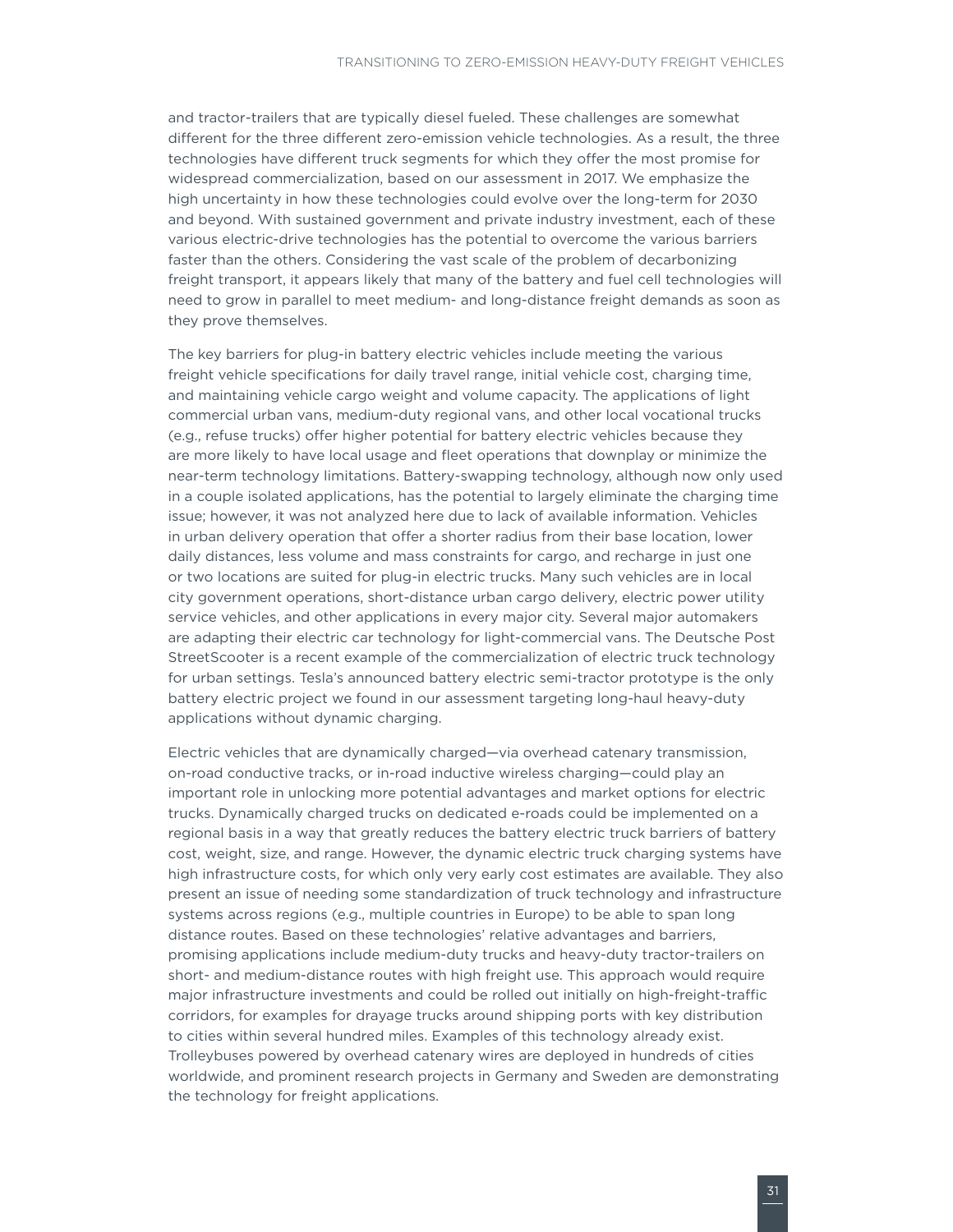and tractor-trailers that are typically diesel fueled. These challenges are somewhat different for the three different zero-emission vehicle technologies. As a result, the three technologies have different truck segments for which they offer the most promise for widespread commercialization, based on our assessment in 2017. We emphasize the high uncertainty in how these technologies could evolve over the long-term for 2030 and beyond. With sustained government and private industry investment, each of these various electric-drive technologies has the potential to overcome the various barriers faster than the others. Considering the vast scale of the problem of decarbonizing freight transport, it appears likely that many of the battery and fuel cell technologies will need to grow in parallel to meet medium- and long-distance freight demands as soon as they prove themselves.

The key barriers for plug-in battery electric vehicles include meeting the various freight vehicle specifications for daily travel range, initial vehicle cost, charging time, and maintaining vehicle cargo weight and volume capacity. The applications of light commercial urban vans, medium-duty regional vans, and other local vocational trucks (e.g., refuse trucks) offer higher potential for battery electric vehicles because they are more likely to have local usage and fleet operations that downplay or minimize the near-term technology limitations. Battery-swapping technology, although now only used in a couple isolated applications, has the potential to largely eliminate the charging time issue; however, it was not analyzed here due to lack of available information. Vehicles in urban delivery operation that offer a shorter radius from their base location, lower daily distances, less volume and mass constraints for cargo, and recharge in just one or two locations are suited for plug-in electric trucks. Many such vehicles are in local city government operations, short-distance urban cargo delivery, electric power utility service vehicles, and other applications in every major city. Several major automakers are adapting their electric car technology for light-commercial vans. The Deutsche Post StreetScooter is a recent example of the commercialization of electric truck technology for urban settings. Tesla's announced battery electric semi-tractor prototype is the only battery electric project we found in our assessment targeting long-haul heavy-duty applications without dynamic charging.

Electric vehicles that are dynamically charged—via overhead catenary transmission, on-road conductive tracks, or in-road inductive wireless charging—could play an important role in unlocking more potential advantages and market options for electric trucks. Dynamically charged trucks on dedicated e-roads could be implemented on a regional basis in a way that greatly reduces the battery electric truck barriers of battery cost, weight, size, and range. However, the dynamic electric truck charging systems have high infrastructure costs, for which only very early cost estimates are available. They also present an issue of needing some standardization of truck technology and infrastructure systems across regions (e.g., multiple countries in Europe) to be able to span long distance routes. Based on these technologies' relative advantages and barriers, promising applications include medium-duty trucks and heavy-duty tractor-trailers on short- and medium-distance routes with high freight use. This approach would require major infrastructure investments and could be rolled out initially on high-freight-traffic corridors, for examples for drayage trucks around shipping ports with key distribution to cities within several hundred miles. Examples of this technology already exist. Trolleybuses powered by overhead catenary wires are deployed in hundreds of cities worldwide, and prominent research projects in Germany and Sweden are demonstrating the technology for freight applications.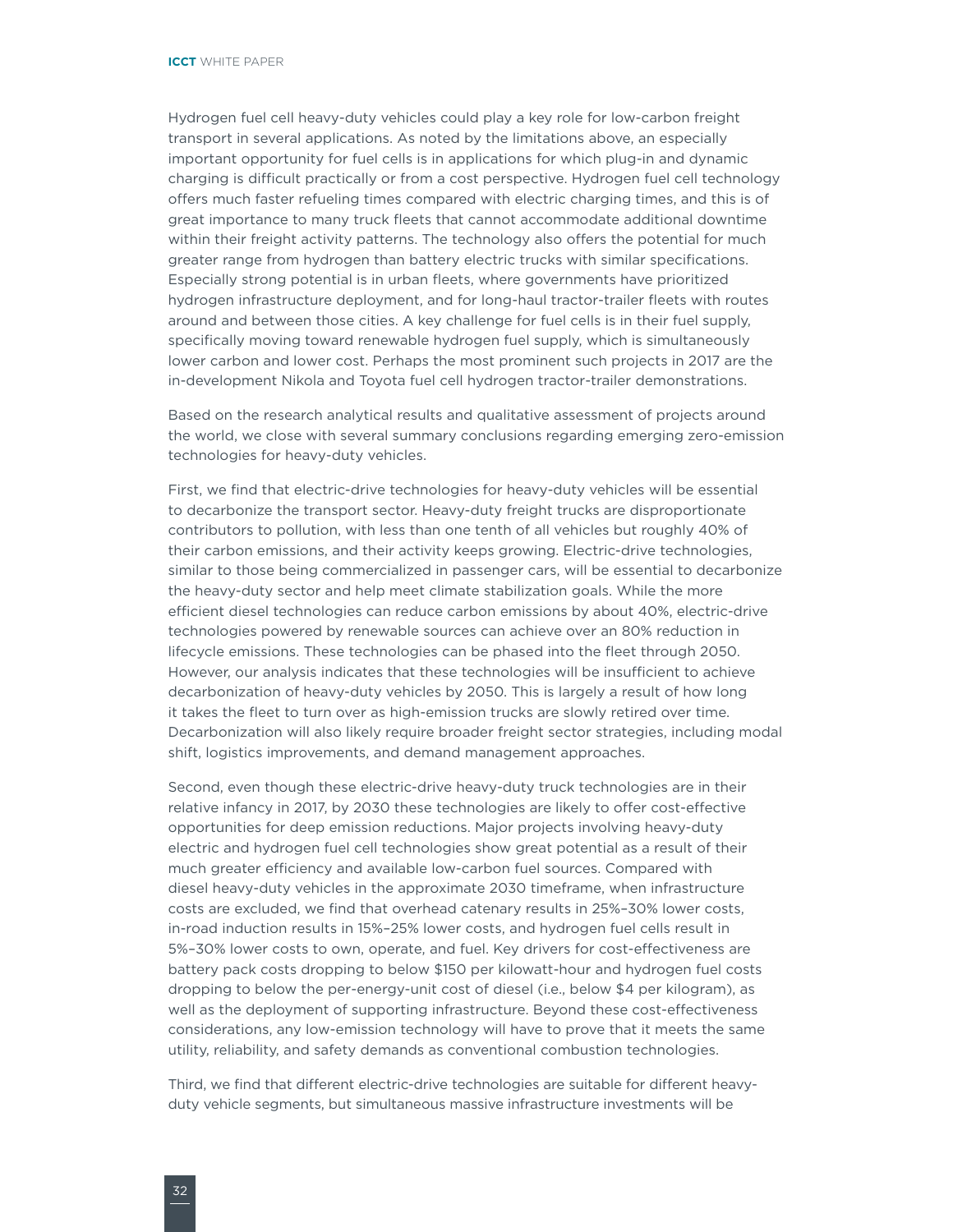Hydrogen fuel cell heavy-duty vehicles could play a key role for low-carbon freight transport in several applications. As noted by the limitations above, an especially important opportunity for fuel cells is in applications for which plug-in and dynamic charging is difficult practically or from a cost perspective. Hydrogen fuel cell technology offers much faster refueling times compared with electric charging times, and this is of great importance to many truck fleets that cannot accommodate additional downtime within their freight activity patterns. The technology also offers the potential for much greater range from hydrogen than battery electric trucks with similar specifications. Especially strong potential is in urban fleets, where governments have prioritized hydrogen infrastructure deployment, and for long-haul tractor-trailer fleets with routes around and between those cities. A key challenge for fuel cells is in their fuel supply, specifically moving toward renewable hydrogen fuel supply, which is simultaneously lower carbon and lower cost. Perhaps the most prominent such projects in 2017 are the in-development Nikola and Toyota fuel cell hydrogen tractor-trailer demonstrations.

Based on the research analytical results and qualitative assessment of projects around the world, we close with several summary conclusions regarding emerging zero-emission technologies for heavy-duty vehicles.

First, we find that electric-drive technologies for heavy-duty vehicles will be essential to decarbonize the transport sector. Heavy-duty freight trucks are disproportionate contributors to pollution, with less than one tenth of all vehicles but roughly 40% of their carbon emissions, and their activity keeps growing. Electric-drive technologies, similar to those being commercialized in passenger cars, will be essential to decarbonize the heavy-duty sector and help meet climate stabilization goals. While the more efficient diesel technologies can reduce carbon emissions by about 40%, electric-drive technologies powered by renewable sources can achieve over an 80% reduction in lifecycle emissions. These technologies can be phased into the fleet through 2050. However, our analysis indicates that these technologies will be insufficient to achieve decarbonization of heavy-duty vehicles by 2050. This is largely a result of how long it takes the fleet to turn over as high-emission trucks are slowly retired over time. Decarbonization will also likely require broader freight sector strategies, including modal shift, logistics improvements, and demand management approaches.

Second, even though these electric-drive heavy-duty truck technologies are in their relative infancy in 2017, by 2030 these technologies are likely to offer cost-effective opportunities for deep emission reductions. Major projects involving heavy-duty electric and hydrogen fuel cell technologies show great potential as a result of their much greater efficiency and available low-carbon fuel sources. Compared with diesel heavy-duty vehicles in the approximate 2030 timeframe, when infrastructure costs are excluded, we find that overhead catenary results in 25%–30% lower costs, in-road induction results in 15%–25% lower costs, and hydrogen fuel cells result in 5%–30% lower costs to own, operate, and fuel. Key drivers for cost-effectiveness are battery pack costs dropping to below $150 per kilowatt-hour and hydrogen fuel costs dropping to below the per-energy-unit cost of diesel (i.e., below $4 per kilogram), as well as the deployment of supporting infrastructure. Beyond these cost-effectiveness considerations, any low-emission technology will have to prove that it meets the same utility, reliability, and safety demands as conventional combustion technologies.

Third, we find that different electric-drive technologies are suitable for different heavy-duty vehicle segments, but simultaneous massive infrastructure investments will be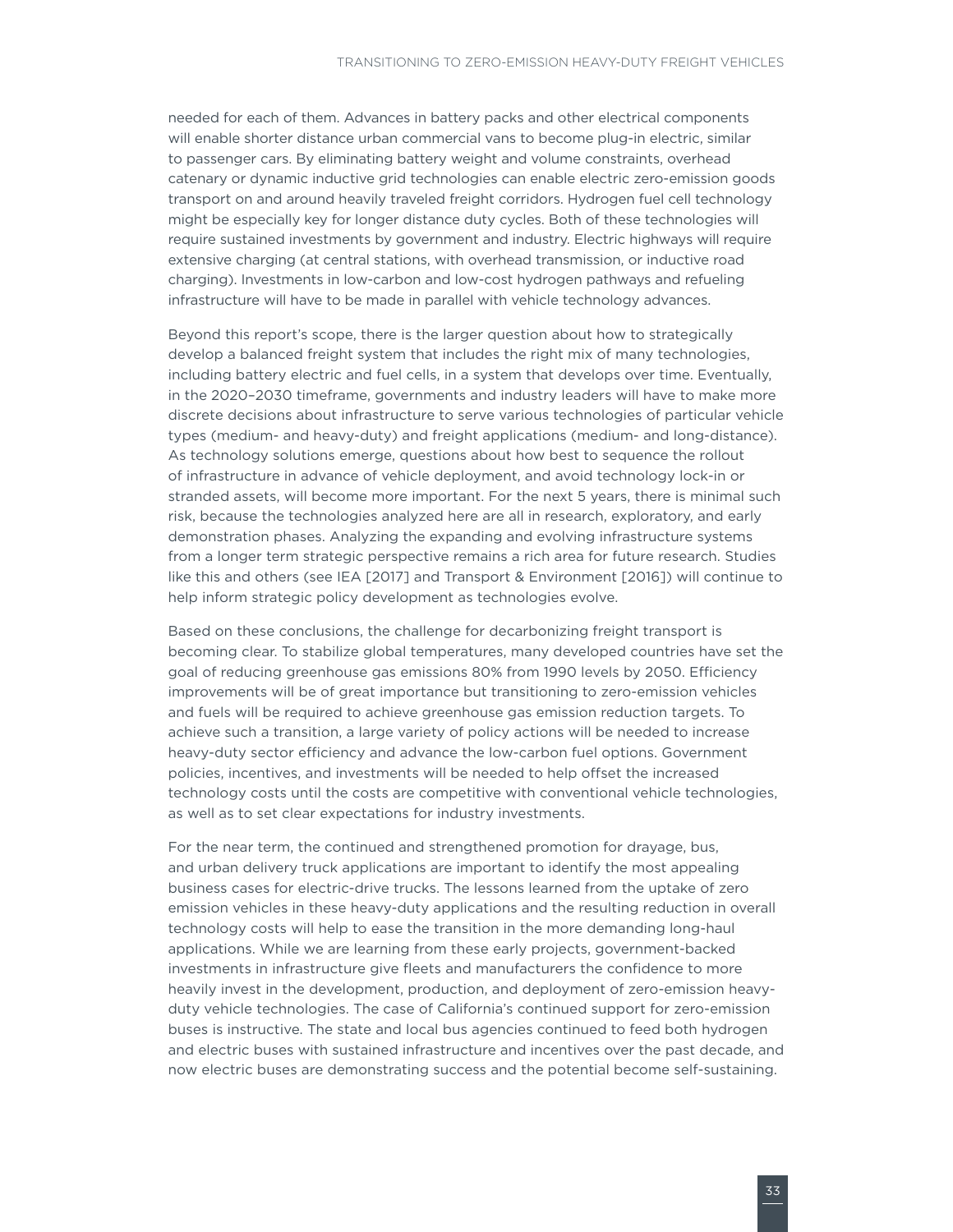needed for each of them. Advances in battery packs and other electrical components will enable shorter distance urban commercial vans to become plug-in electric, similar to passenger cars. By eliminating battery weight and volume constraints, overhead catenary or dynamic inductive grid technologies can enable electric zero-emission goods transport on and around heavily traveled freight corridors. Hydrogen fuel cell technology might be especially key for longer distance duty cycles. Both of these technologies will require sustained investments by government and industry. Electric highways will require extensive charging (at central stations, with overhead transmission, or inductive road charging). Investments in low-carbon and low-cost hydrogen pathways and refueling infrastructure will have to be made in parallel with vehicle technology advances.

Beyond this report's scope, there is the larger question about how to strategically develop a balanced freight system that includes the right mix of many technologies, including battery electric and fuel cells, in a system that develops over time. Eventually, in the 2020–2030 timeframe, governments and industry leaders will have to make more discrete decisions about infrastructure to serve various technologies of particular vehicle types (medium- and heavy-duty) and freight applications (medium- and long-distance). As technology solutions emerge, questions about how best to sequence the rollout of infrastructure in advance of vehicle deployment, and avoid technology lock-in or stranded assets, will become more important. For the next 5 years, there is minimal such risk, because the technologies analyzed here are all in research, exploratory, and early demonstration phases. Analyzing the expanding and evolving infrastructure systems from a longer term strategic perspective remains a rich area for future research. Studies like this and others (see IEA [2017] and Transport & Environment [2016]) will continue to help inform strategic policy development as technologies evolve.

Based on these conclusions, the challenge for decarbonizing freight transport is becoming clear. To stabilize global temperatures, many developed countries have set the goal of reducing greenhouse gas emissions 80% from 1990 levels by 2050. Efficiency improvements will be of great importance but transitioning to zero-emission vehicles and fuels will be required to achieve greenhouse gas emission reduction targets. To achieve such a transition, a large variety of policy actions will be needed to increase heavy-duty sector efficiency and advance the low-carbon fuel options. Government policies, incentives, and investments will be needed to help offset the increased technology costs until the costs are competitive with conventional vehicle technologies, as well as to set clear expectations for industry investments.

For the near term, the continued and strengthened promotion for drayage, bus, and urban delivery truck applications are important to identify the most appealing business cases for electric-drive trucks. The lessons learned from the uptake of zero emission vehicles in these heavy-duty applications and the resulting reduction in overall technology costs will help to ease the transition in the more demanding long-haul applications. While we are learning from these early projects, government-backed investments in infrastructure give fleets and manufacturers the confidence to more heavily invest in the development, production, and deployment of zero-emission heavy-duty vehicle technologies. The case of California's continued support for zero-emission buses is instructive. The state and local bus agencies continued to feed both hydrogen and electric buses with sustained infrastructure and incentives over the past decade, and now electric buses are demonstrating success and the potential become self-sustaining.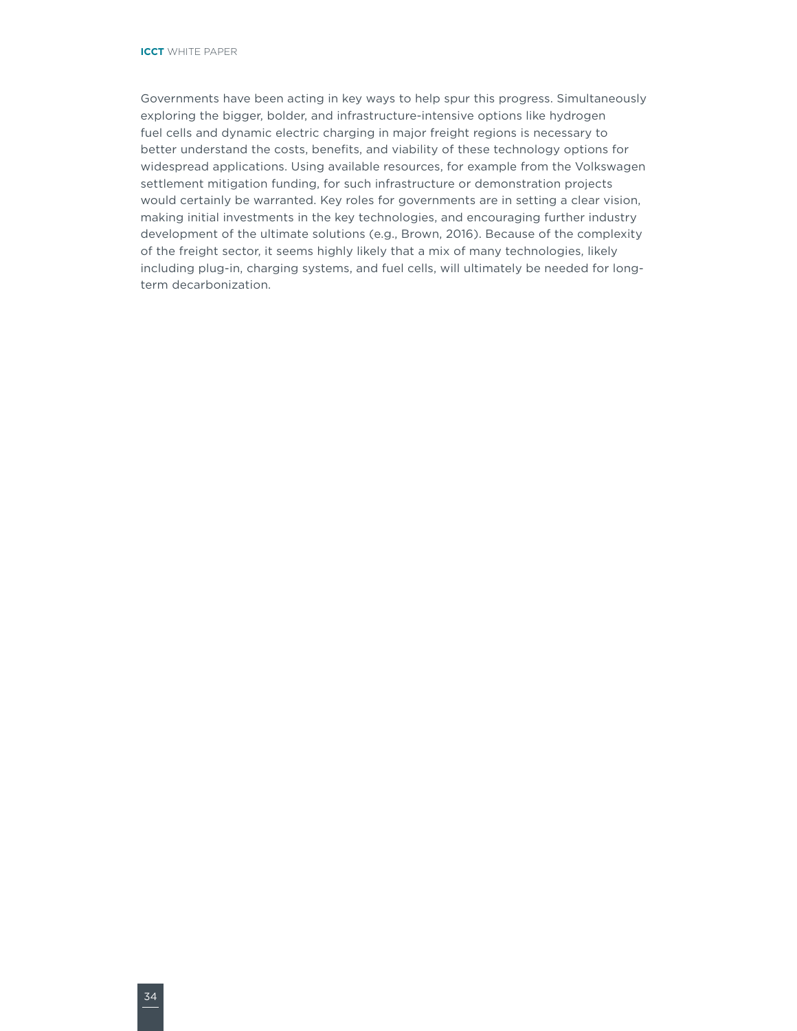Governments have been acting in key ways to help spur this progress. Simultaneously exploring the bigger, bolder, and infrastructure-intensive options like hydrogen fuel cells and dynamic electric charging in major freight regions is necessary to better understand the costs, benefits, and viability of these technology options for widespread applications. Using available resources, for example from the Volkswagen settlement mitigation funding, for such infrastructure or demonstration projects would certainly be warranted. Key roles for governments are in setting a clear vision, making initial investments in the key technologies, and encouraging further industry development of the ultimate solutions (e.g., Brown, 2016). Because of the complexity of the freight sector, it seems highly likely that a mix of many technologies, likely including plug-in, charging systems, and fuel cells, will ultimately be needed for long-term decarbonization.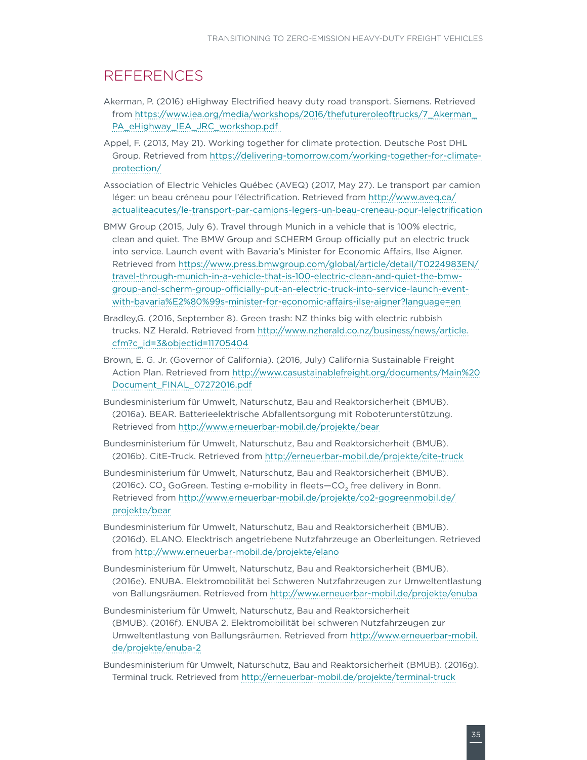# REFERENCES

Akerman, P. (2016) eHighway Electrified heavy duty road transport. Siemens. Retrieved from https://www.iea.org/media/workshops/2016/thefutureroleoftrucks/7_Akerman_PA_eHighway_IEA_JRC_workshop.pdf

Appel, F. (2013, May 21). Working together for climate protection. Deutsche Post DHL Group. Retrieved from https://delivering-tomorrow.com/working-together-for-climate-protection/

Association of Electric Vehicles Québec (AVEQ) (2017, May 27). Le transport par camion léger: un beau créneau pour l'électrification. Retrieved from http://www.aveq.ca/actualiteacutes/le-transport-par-camions-legers-un-beau-creneau-pour-lelectrification

BMW Group (2015, July 6). Travel through Munich in a vehicle that is 100% electric, clean and quiet. The BMW Group and SCHERM Group officially put an electric truck into service. Launch event with Bavaria's Minister for Economic Affairs, Ilse Aigner. Retrieved from https://www.press.bmwgroup.com/global/article/detail/T0224983EN/travel-through-munich-in-a-vehicle-that-is-100-electric-clean-and-quiet-the-bmw-group-and-scherm-group-officially-put-an-electric-truck-into-service-launch-event-with-bavaria%E2%80%99s-minister-for-economic-affairs-ilse-aigner?language=en

Bradley,G. (2016, September 8). Green trash: NZ thinks big with electric rubbish trucks. NZ Herald. Retrieved from http://www.nzherald.co.nz/business/news/article.cfm?c_id=3&objectid=11705404

Brown, E. G. Jr. (Governor of California). (2016, July) California Sustainable Freight Action Plan. Retrieved from http://www.casustainablefreight.org/documents/Main%20Document_FINAL_07272016.pdf

Bundesministerium für Umwelt, Naturschutz, Bau and Reaktorsicherheit (BMUB). (2016a). BEAR. Batterieelektrische Abfallentsorgung mit Roboterunterstützung. Retrieved from http://www.erneuerbar-mobil.de/projekte/bear

Bundesministerium für Umwelt, Naturschutz, Bau and Reaktorsicherheit (BMUB). (2016b). CitE-Truck. Retrieved from http://erneuerbar-mobil.de/projekte/cite-truck

Bundesministerium für Umwelt, Naturschutz, Bau and Reaktorsicherheit (BMUB). (2016c). $CO_2$ GoGreen. Testing e-mobility in fleets—$CO_2$ free delivery in Bonn. Retrieved from http://www.erneuerbar-mobil.de/projekte/co2-gogreenmobil.de/projekte/bear

Bundesministerium für Umwelt, Naturschutz, Bau and Reaktorsicherheit (BMUB). (2016d). ELANO. Elecktrisch angetriebene Nutzfahrzeuge an Oberleitungen. Retrieved from http://www.erneuerbar-mobil.de/projekte/elano

Bundesministerium für Umwelt, Naturschutz, Bau and Reaktorsicherheit (BMUB). (2016e). ENUBA. Elektromobilität bei Schweren Nutzfahrzeugen zur Umweltentlastung von Ballungsräumen. Retrieved from http://www.erneuerbar-mobil.de/projekte/enuba

Bundesministerium für Umwelt, Naturschutz, Bau and Reaktorsicherheit (BMUB). (2016f). ENUBA 2. Elektromobilität bei schweren Nutzfahrzeugen zur Umweltentlastung von Ballungsräumen. Retrieved from http://www.erneuerbar-mobil.de/projekte/enuba-2

Bundesministerium für Umwelt, Naturschutz, Bau and Reaktorsicherheit (BMUB). (2016g). Terminal truck. Retrieved from http://erneuerbar-mobil.de/projekte/terminal-truck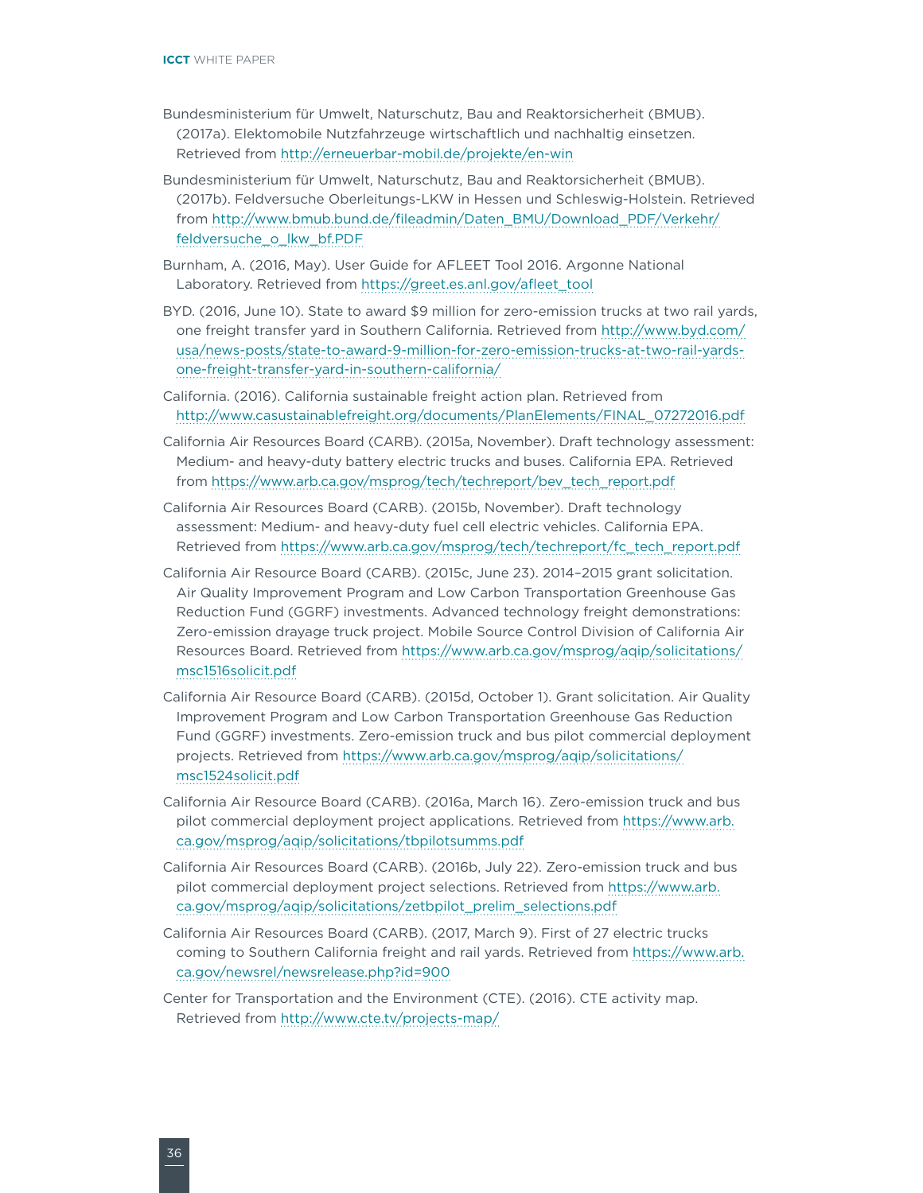Bundesministerium für Umwelt, Naturschutz, Bau and Reaktorsicherheit (BMUB). (2017a). Elektomobile Nutzfahrzeuge wirtschaftlich und nachhaltig einsetzen. Retrieved from http://erneuerbar-mobil.de/projekte/en-win

Bundesministerium für Umwelt, Naturschutz, Bau and Reaktorsicherheit (BMUB). (2017b). Feldversuche Oberleitungs-LKW in Hessen und Schleswig-Holstein. Retrieved from http://www.bmub.bund.de/fileadmin/Daten_BMU/Download_PDF/Verkehr/feldversuche_o_lkw_bf.PDF

Burnham, A. (2016, May). User Guide for AFLEET Tool 2016. Argonne National Laboratory. Retrieved from https://greet.es.anl.gov/afleet_tool

BYD. (2016, June 10). State to award $9 million for zero-emission trucks at two rail yards, one freight transfer yard in Southern California. Retrieved from http://www.byd.com/usa/news-posts/state-to-award-9-million-for-zero-emission-trucks-at-two-rail-yards-one-freight-transfer-yard-in-southern-california/

California. (2016). California sustainable freight action plan. Retrieved from http://www.casustainablefreight.org/documents/PlanElements/FINAL_07272016.pdf

California Air Resources Board (CARB). (2015a, November). Draft technology assessment: Medium- and heavy-duty battery electric trucks and buses. California EPA. Retrieved from https://www.arb.ca.gov/msprog/tech/techreport/bev_tech_report.pdf

California Air Resources Board (CARB). (2015b, November). Draft technology assessment: Medium- and heavy-duty fuel cell electric vehicles. California EPA. Retrieved from https://www.arb.ca.gov/msprog/tech/techreport/fc_tech_report.pdf

California Air Resource Board (CARB). (2015c, June 23). 2014–2015 grant solicitation. Air Quality Improvement Program and Low Carbon Transportation Greenhouse Gas Reduction Fund (GGRF) investments. Advanced technology freight demonstrations: Zero-emission drayage truck project. Mobile Source Control Division of California Air Resources Board. Retrieved from https://www.arb.ca.gov/msprog/aqip/solicitations/msc1516solicit.pdf

California Air Resource Board (CARB). (2015d, October 1). Grant solicitation. Air Quality Improvement Program and Low Carbon Transportation Greenhouse Gas Reduction Fund (GGRF) investments. Zero-emission truck and bus pilot commercial deployment projects. Retrieved from https://www.arb.ca.gov/msprog/aqip/solicitations/msc1524solicit.pdf

California Air Resources Board (CARB). (2016a, March 16). Zero-emission truck and bus pilot commercial deployment project applications. Retrieved from https://www.arb.ca.gov/msprog/aqip/solicitations/tbpilotsumms.pdf

California Air Resources Board (CARB). (2016b, July 22). Zero-emission truck and bus pilot commercial deployment project selections. Retrieved from https://www.arb.ca.gov/msprog/aqip/solicitations/zetbpilot_prelim_selections.pdf

California Air Resources Board (CARB). (2017, March 9). First of 27 electric trucks coming to Southern California freight and rail yards. Retrieved from https://www.arb.ca.gov/newsrel/newsrelease.php?id=900

Center for Transportation and the Environment (CTE). (2016). CTE activity map. Retrieved from http://www.cte.tv/projects-map/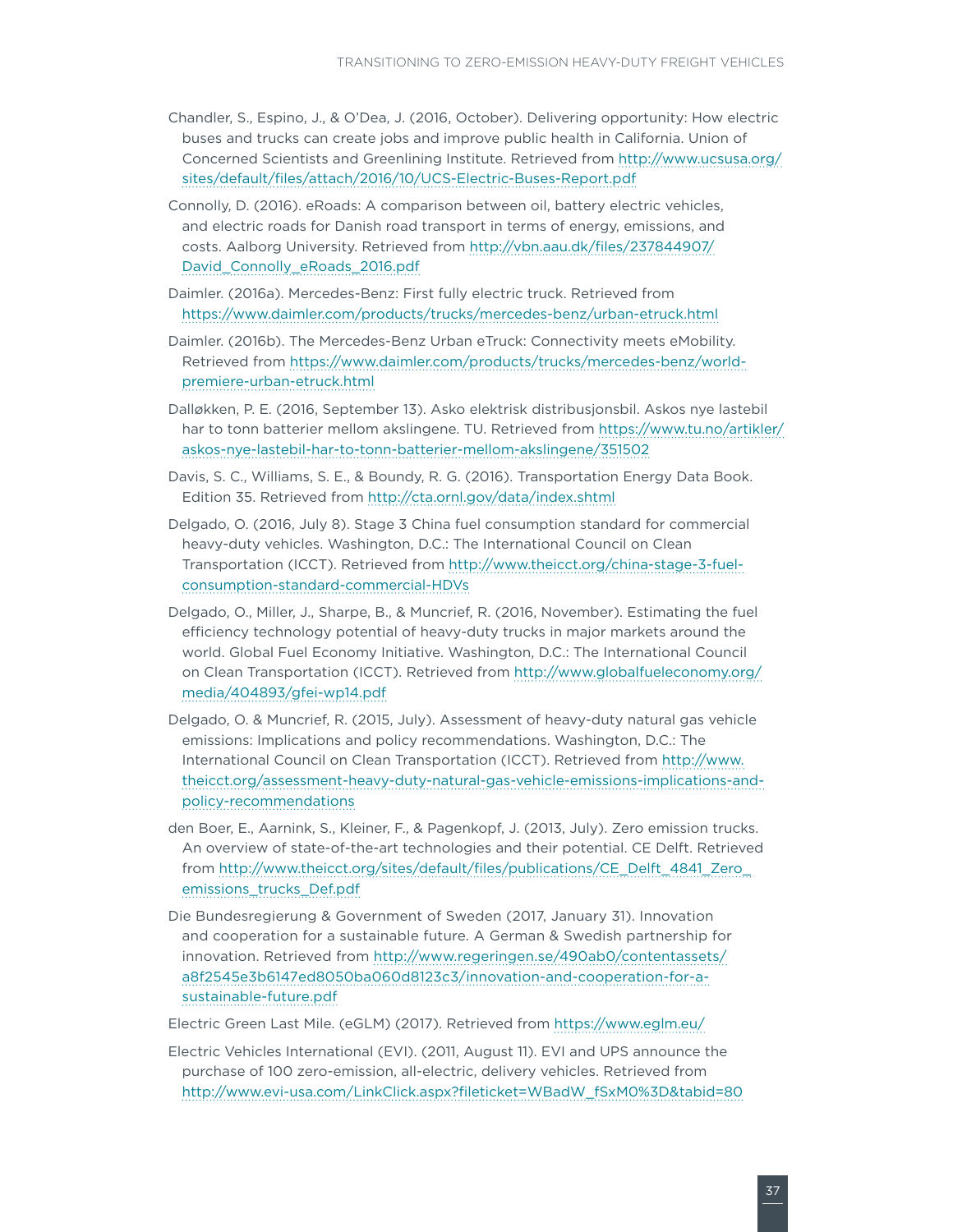Chandler, S., Espino, J., & O'Dea, J. (2016, October). Delivering opportunity: How electric buses and trucks can create jobs and improve public health in California. Union of Concerned Scientists and Greenlining Institute. Retrieved from http://www.ucsusa.org/sites/default/files/attach/2016/10/UCS-Electric-Buses-Report.pdf

Connolly, D. (2016). eRoads: A comparison between oil, battery electric vehicles, and electric roads for Danish road transport in terms of energy, emissions, and costs. Aalborg University. Retrieved from http://vbn.aau.dk/files/237844907/David_Connolly_eRoads_2016.pdf

Daimler. (2016a). Mercedes-Benz: First fully electric truck. Retrieved from https://www.daimler.com/products/trucks/mercedes-benz/urban-etruck.html

Daimler. (2016b). The Mercedes-Benz Urban eTruck: Connectivity meets eMobility. Retrieved from https://www.daimler.com/products/trucks/mercedes-benz/world-premiere-urban-etruck.html

Dalløkken, P. E. (2016, September 13). Asko elektrisk distribusjonsbil. Askos nye lastebil har to tonn batterier mellom akslingene. TU. Retrieved from https://www.tu.no/artikler/askos-nye-lastebil-har-to-tonn-batterier-mellom-akslingene/351502

Davis, S. C., Williams, S. E., & Boundy, R. G. (2016). Transportation Energy Data Book. Edition 35. Retrieved from http://cta.ornl.gov/data/index.shtml

Delgado, O. (2016, July 8). Stage 3 China fuel consumption standard for commercial heavy-duty vehicles. Washington, D.C.: The International Council on Clean Transportation (ICCT). Retrieved from http://www.theicct.org/china-stage-3-fuel-consumption-standard-commercial-HDVs

Delgado, O., Miller, J., Sharpe, B., & Muncrief, R. (2016, November). Estimating the fuel efficiency technology potential of heavy-duty trucks in major markets around the world. Global Fuel Economy Initiative. Washington, D.C.: The International Council on Clean Transportation (ICCT). Retrieved from http://www.globalfueleconomy.org/media/404893/gfei-wp14.pdf

Delgado, O. & Muncrief, R. (2015, July). Assessment of heavy-duty natural gas vehicle emissions: Implications and policy recommendations. Washington, D.C.: The International Council on Clean Transportation (ICCT). Retrieved from http://www.theicct.org/assessment-heavy-duty-natural-gas-vehicle-emissions-implications-and-policy-recommendations

den Boer, E., Aarnink, S., Kleiner, F., & Pagenkopf, J. (2013, July). Zero emission trucks. An overview of state-of-the-art technologies and their potential. CE Delft. Retrieved from http://www.theicct.org/sites/default/files/publications/CE_Delft_4841_Zero_emissions_trucks_Def.pdf

Die Bundesregierung & Government of Sweden (2017, January 31). Innovation and cooperation for a sustainable future. A German & Swedish partnership for innovation. Retrieved from http://www.regeringen.se/490ab0/contentassets/a8f2545e3b6147ed8050ba060d8123c3/innovation-and-cooperation-for-a-sustainable-future.pdf

Electric Green Last Mile. (eGLM) (2017). Retrieved from https://www.eglm.eu/

Electric Vehicles International (EVI). (2011, August 11). EVI and UPS announce the purchase of 100 zero-emission, all-electric, delivery vehicles. Retrieved from http://www.evi-usa.com/LinkClick.aspx?fileticket=WBadW_fSxM0%3D&tabid=80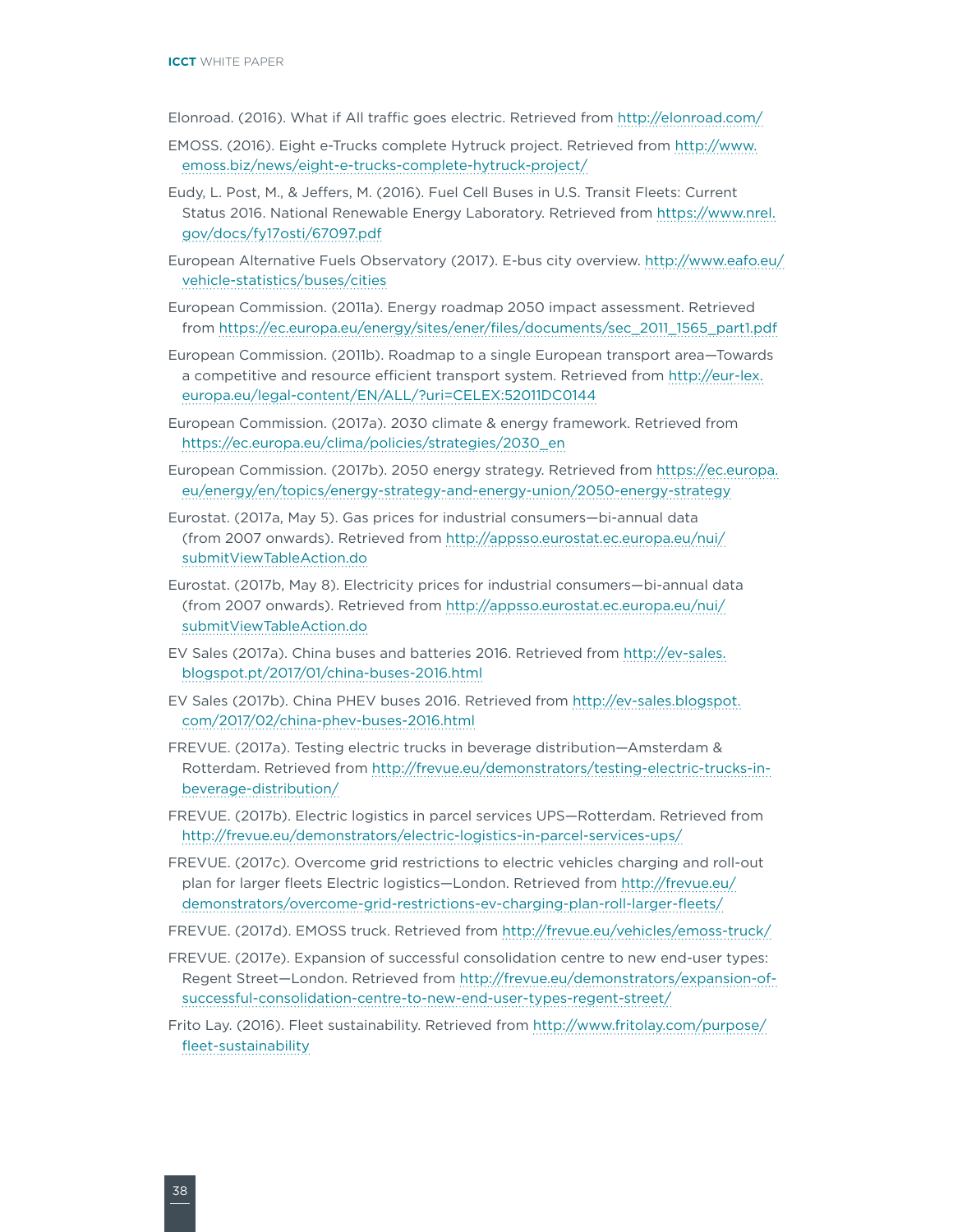Elonroad. (2016). What if All traffic goes electric. Retrieved from http://elonroad.com/

EMOSS. (2016). Eight e-Trucks complete Hytruck project. Retrieved from http://www.emoss.biz/news/eight-e-trucks-complete-hytruck-project/

Eudy, L. Post, M., & Jeffers, M. (2016). Fuel Cell Buses in U.S. Transit Fleets: Current Status 2016. National Renewable Energy Laboratory. Retrieved from https://www.nrel.gov/docs/fy17osti/67097.pdf

European Alternative Fuels Observatory (2017). E-bus city overview. http://www.eafo.eu/vehicle-statistics/buses/cities

European Commission. (2011a). Energy roadmap 2050 impact assessment. Retrieved from https://ec.europa.eu/energy/sites/ener/files/documents/sec_2011_1565_part1.pdf

European Commission. (2011b). Roadmap to a single European transport area—Towards a competitive and resource efficient transport system. Retrieved from http://eur-lex.europa.eu/legal-content/EN/ALL/?uri=CELEX:52011DC0144

European Commission. (2017a). 2030 climate & energy framework. Retrieved from https://ec.europa.eu/clima/policies/strategies/2030_en

European Commission. (2017b). 2050 energy strategy. Retrieved from https://ec.europa.eu/energy/en/topics/energy-strategy-and-energy-union/2050-energy-strategy

Eurostat. (2017a, May 5). Gas prices for industrial consumers—bi-annual data (from 2007 onwards). Retrieved from http://appsso.eurostat.ec.europa.eu/nui/submitViewTableAction.do

Eurostat. (2017b, May 8). Electricity prices for industrial consumers—bi-annual data (from 2007 onwards). Retrieved from http://appsso.eurostat.ec.europa.eu/nui/submitViewTableAction.do

EV Sales (2017a). China buses and batteries 2016. Retrieved from http://ev-sales.blogspot.pt/2017/01/china-buses-2016.html

EV Sales (2017b). China PHEV buses 2016. Retrieved from http://ev-sales.blogspot.com/2017/02/china-phev-buses-2016.html

FREVUE. (2017a). Testing electric trucks in beverage distribution—Amsterdam & Rotterdam. Retrieved from http://frevue.eu/demonstrators/testing-electric-trucks-in-beverage-distribution/

FREVUE. (2017b). Electric logistics in parcel services UPS—Rotterdam. Retrieved from http://frevue.eu/demonstrators/electric-logistics-in-parcel-services-ups/

FREVUE. (2017c). Overcome grid restrictions to electric vehicles charging and roll-out plan for larger fleets Electric logistics—London. Retrieved from http://frevue.eu/demonstrators/overcome-grid-restrictions-ev-charging-plan-roll-larger-fleets/

FREVUE. (2017d). EMOSS truck. Retrieved from http://frevue.eu/vehicles/emoss-truck/

FREVUE. (2017e). Expansion of successful consolidation centre to new end-user types: Regent Street—London. Retrieved from http://frevue.eu/demonstrators/expansion-of-successful-consolidation-centre-to-new-end-user-types-regent-street/

Frito Lay. (2016). Fleet sustainability. Retrieved from http://www.fritolay.com/purpose/fleet-sustainability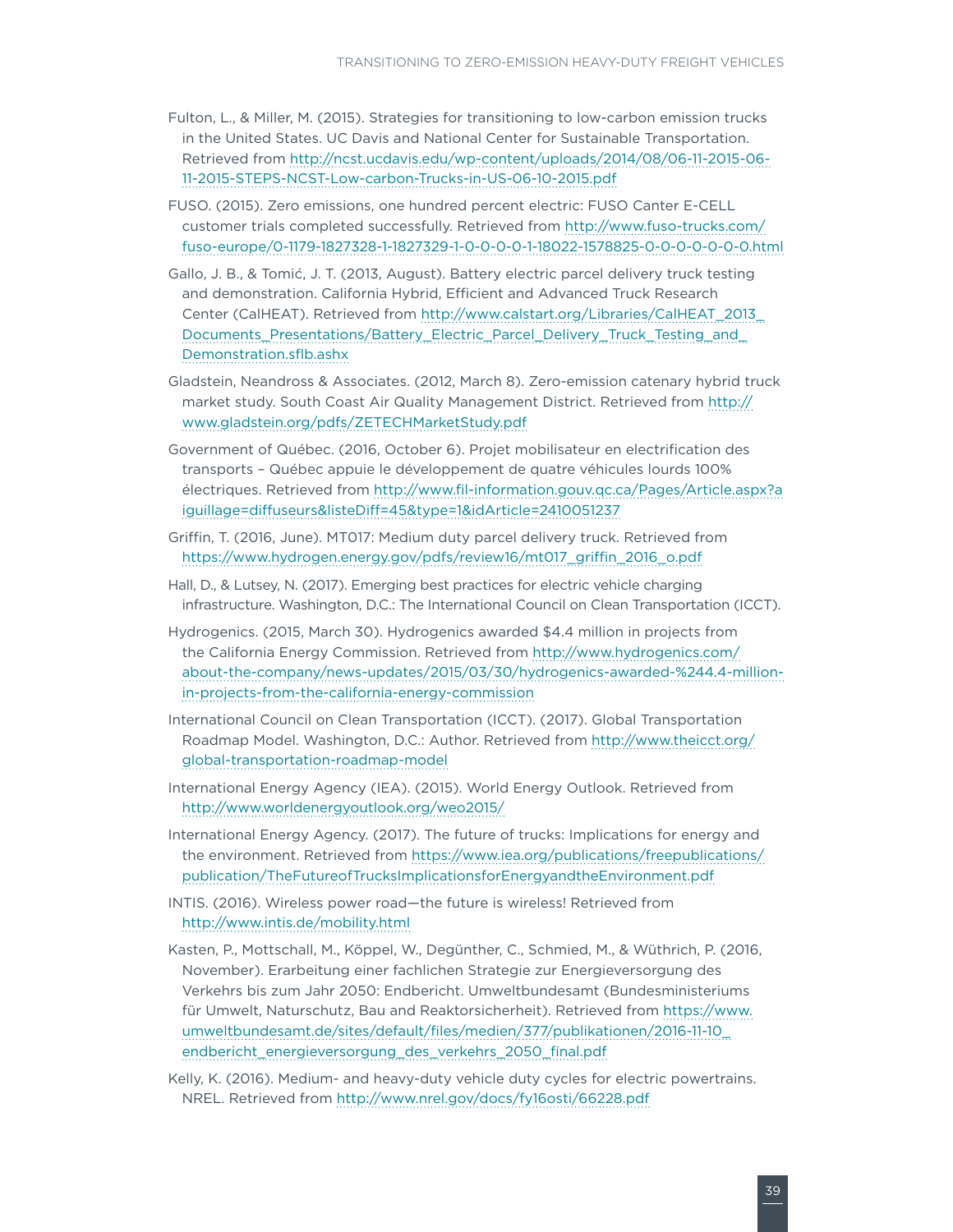Fulton, L., & Miller, M. (2015). Strategies for transitioning to low-carbon emission trucks in the United States. UC Davis and National Center for Sustainable Transportation. Retrieved from http://ncst.ucdavis.edu/wp-content/uploads/2014/08/06-11-2015-06-11-2015-STEPS-NCST-Low-carbon-Trucks-in-US-06-10-2015.pdf

FUSO. (2015). Zero emissions, one hundred percent electric: FUSO Canter E-CELL customer trials completed successfully. Retrieved from http://www.fuso-trucks.com/fuso-europe/0-1179-1827328-1-1827329-1-0-0-0-0-1-18022-1578825-0-0-0-0-0-0-0.html

Gallo, J. B., & Tomić, J. T. (2013, August). Battery electric parcel delivery truck testing and demonstration. California Hybrid, Efficient and Advanced Truck Research Center (CalHEAT). Retrieved from http://www.calstart.org/Libraries/CalHEAT_2013_Documents_Presentations/Battery_Electric_Parcel_Delivery_Truck_Testing_and_Demonstration.sflb.ashx

Gladstein, Neandross & Associates. (2012, March 8). Zero-emission catenary hybrid truck market study. South Coast Air Quality Management District. Retrieved from http://www.gladstein.org/pdfs/ZETECHMarketStudy.pdf

Government of Québec. (2016, October 6). Projet mobilisateur en electrification des transports – Québec appuie le développement de quatre véhicules lourds 100% électriques. Retrieved from http://www.fil-information.gouv.qc.ca/Pages/Article.aspx?aiguillage=diffuseurs&listeDiff=45&type=1&idArticle=2410051237

Griffin, T. (2016, June). MT017: Medium duty parcel delivery truck. Retrieved from https://www.hydrogen.energy.gov/pdfs/review16/mt017_griffin_2016_o.pdf

Hall, D., & Lutsey, N. (2017). Emerging best practices for electric vehicle charging infrastructure. Washington, D.C.: The International Council on Clean Transportation (ICCT).

Hydrogenics. (2015, March 30). Hydrogenics awarded $4.4 million in projects from the California Energy Commission. Retrieved from http://www.hydrogenics.com/about-the-company/news-updates/2015/03/30/hydrogenics-awarded-%244.4-million-in-projects-from-the-california-energy-commission

International Council on Clean Transportation (ICCT). (2017). Global Transportation Roadmap Model. Washington, D.C.: Author. Retrieved from http://www.theicct.org/global-transportation-roadmap-model

International Energy Agency (IEA). (2015). World Energy Outlook. Retrieved from http://www.worldenergyoutlook.org/weo2015/

International Energy Agency. (2017). The future of trucks: Implications for energy and the environment. Retrieved from https://www.iea.org/publications/freepublications/publication/TheFutureofTrucksImplicationsforEnergyandtheEnvironment.pdf

INTIS. (2016). Wireless power road—the future is wireless! Retrieved from http://www.intis.de/mobility.html

Kasten, P., Mottschall, M., Köppel, W., Degünther, C., Schmied, M., & Wüthrich, P. (2016, November). Erarbeitung einer fachlichen Strategie zur Energieversorgung des Verkehrs bis zum Jahr 2050: Endbericht. Umweltbundesamt (Bundesministeriums für Umwelt, Naturschutz, Bau and Reaktorsicherheit). Retrieved from https://www.umweltbundesamt.de/sites/default/files/medien/377/publikationen/2016-11-10_endbericht_energieversorgung_des_verkehrs_2050_final.pdf

Kelly, K. (2016). Medium- and heavy-duty vehicle duty cycles for electric powertrains. NREL. Retrieved from http://www.nrel.gov/docs/fy16osti/66228.pdf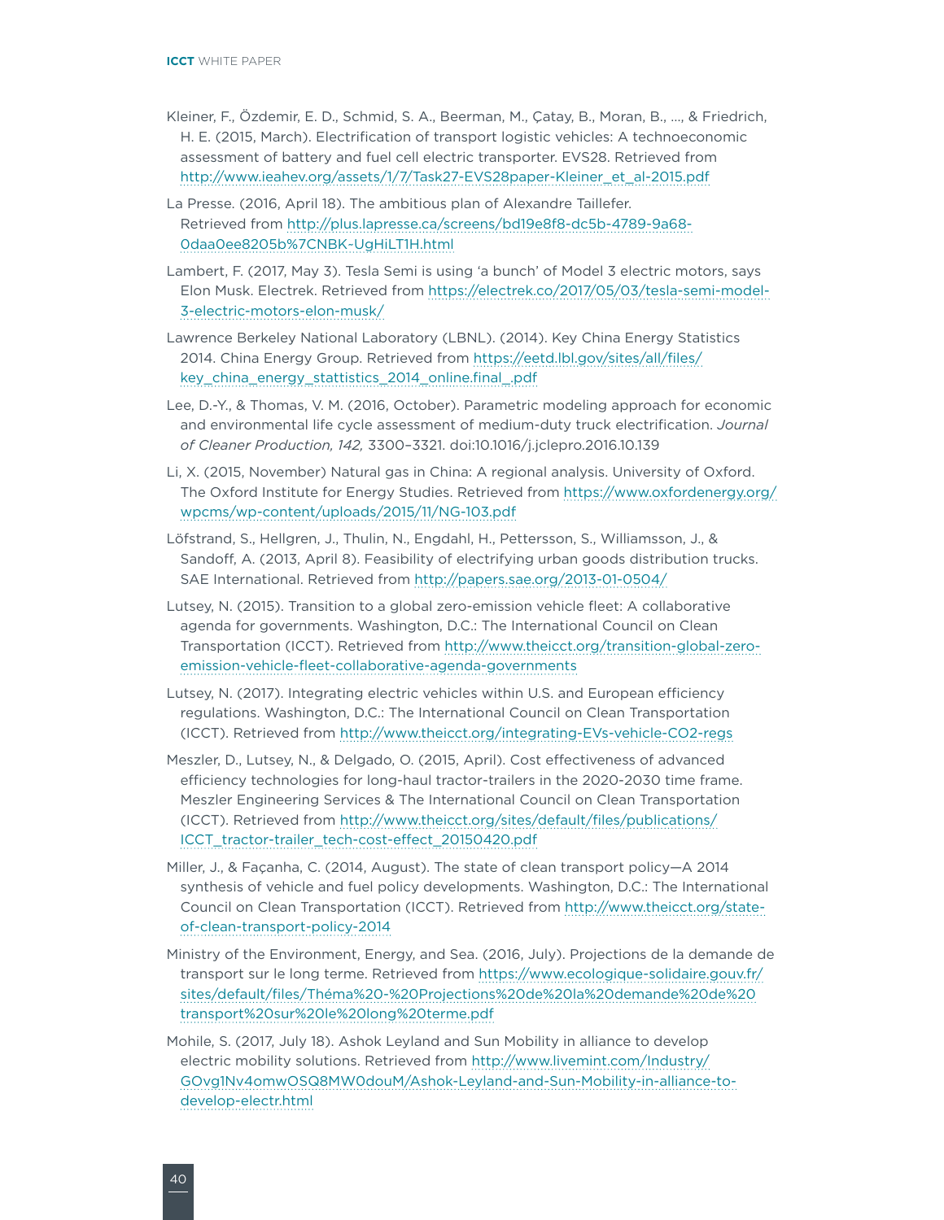Kleiner, F., Özdemir, E. D., Schmid, S. A., Beerman, M., Çatay, B., Moran, B., ..., & Friedrich, H. E. (2015, March). Electrification of transport logistic vehicles: A technoeconomic assessment of battery and fuel cell electric transporter. EVS28. Retrieved from http://www.ieahev.org/assets/1/7/Task27-EVS28paper-Kleiner_et_al-2015.pdf

La Presse. (2016, April 18). The ambitious plan of Alexandre Taillefer. Retrieved from http://plus.lapresse.ca/screens/bd19e8f8-dc5b-4789-9a68-0daa0ee8205b%7CNBK-UgHiLT1H.html

Lambert, F. (2017, May 3). Tesla Semi is using 'a bunch' of Model 3 electric motors, says Elon Musk. Electrek. Retrieved from https://electrek.co/2017/05/03/tesla-semi-model-3-electric-motors-elon-musk/

Lawrence Berkeley National Laboratory (LBNL). (2014). Key China Energy Statistics 2014. China Energy Group. Retrieved from https://eetd.lbl.gov/sites/all/files/key_china_energy_stattistics_2014_online.final_.pdf

Lee, D.-Y., & Thomas, V. M. (2016, October). Parametric modeling approach for economic and environmental life cycle assessment of medium-duty truck electrification. *Journal of Cleaner Production, 142,* 3300–3321. doi:10.1016/j.jclepro.2016.10.139

Li, X. (2015, November) Natural gas in China: A regional analysis. University of Oxford. The Oxford Institute for Energy Studies. Retrieved from https://www.oxfordenergy.org/wpcms/wp-content/uploads/2015/11/NG-103.pdf

Löfstrand, S., Hellgren, J., Thulin, N., Engdahl, H., Pettersson, S., Williamsson, J., & Sandoff, A. (2013, April 8). Feasibility of electrifying urban goods distribution trucks. SAE International. Retrieved from http://papers.sae.org/2013-01-0504/

Lutsey, N. (2015). Transition to a global zero-emission vehicle fleet: A collaborative agenda for governments. Washington, D.C.: The International Council on Clean Transportation (ICCT). Retrieved from http://www.theicct.org/transition-global-zero-emission-vehicle-fleet-collaborative-agenda-governments

Lutsey, N. (2017). Integrating electric vehicles within U.S. and European efficiency regulations. Washington, D.C.: The International Council on Clean Transportation (ICCT). Retrieved from http://www.theicct.org/integrating-EVs-vehicle-CO2-regs

Meszler, D., Lutsey, N., & Delgado, O. (2015, April). Cost effectiveness of advanced efficiency technologies for long-haul tractor-trailers in the 2020-2030 time frame. Meszler Engineering Services & The International Council on Clean Transportation (ICCT). Retrieved from http://www.theicct.org/sites/default/files/publications/ICCT_tractor-trailer_tech-cost-effect_20150420.pdf

Miller, J., & Façanha, C. (2014, August). The state of clean transport policy—A 2014 synthesis of vehicle and fuel policy developments. Washington, D.C.: The International Council on Clean Transportation (ICCT). Retrieved from http://www.theicct.org/state-of-clean-transport-policy-2014

Ministry of the Environment, Energy, and Sea. (2016, July). Projections de la demande de transport sur le long terme. Retrieved from https://www.ecologique-solidaire.gouv.fr/sites/default/files/Théma%20-%20Projections%20de%20la%20demande%20de%20transport%20sur%20le%20long%20terme.pdf

Mohile, S. (2017, July 18). Ashok Leyland and Sun Mobility in alliance to develop electric mobility solutions. Retrieved from http://www.livemint.com/Industry/GOvg1Nv4omwOSQ8MW0douM/Ashok-Leyland-and-Sun-Mobility-in-alliance-to-develop-electr.html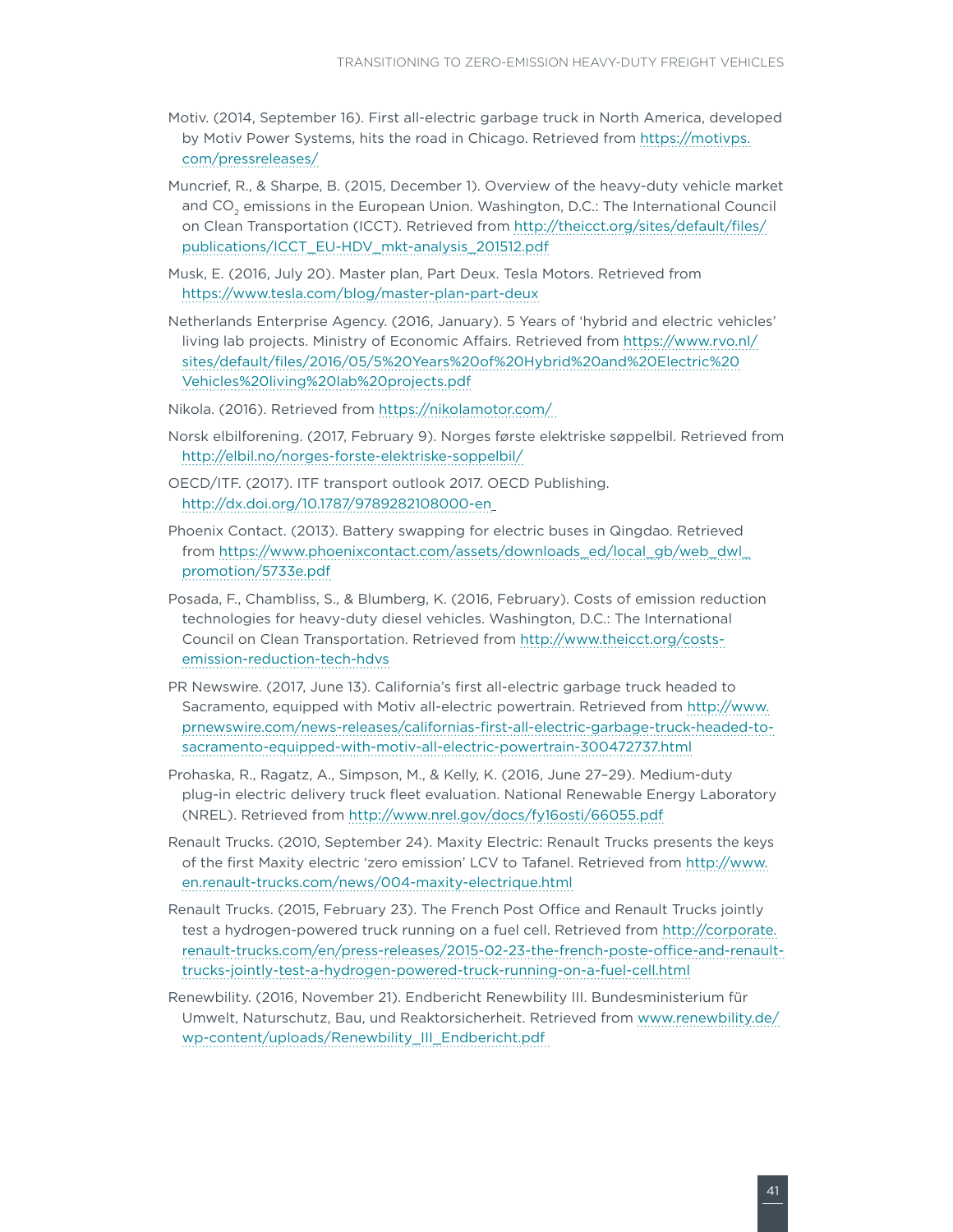Motiv. (2014, September 16). First all-electric garbage truck in North America, developed by Motiv Power Systems, hits the road in Chicago. Retrieved from https://motivps.com/pressreleases/

Muncrief, R., & Sharpe, B. (2015, December 1). Overview of the heavy-duty vehicle market and $CO_2$ emissions in the European Union. Washington, D.C.: The International Council on Clean Transportation (ICCT). Retrieved from http://theicct.org/sites/default/files/publications/ICCT_EU-HDV_mkt-analysis_201512.pdf

Musk, E. (2016, July 20). Master plan, Part Deux. Tesla Motors. Retrieved from https://www.tesla.com/blog/master-plan-part-deux

Netherlands Enterprise Agency. (2016, January). 5 Years of 'hybrid and electric vehicles' living lab projects. Ministry of Economic Affairs. Retrieved from https://www.rvo.nl/sites/default/files/2016/05/5%20Years%20of%20Hybrid%20and%20Electric%20Vehicles%20living%20lab%20projects.pdf

Nikola. (2016). Retrieved from https://nikolamotor.com/

Norsk elbilforening. (2017, February 9). Norges første elektriske søppelbil. Retrieved from http://elbil.no/norges-forste-elektriske-soppelbil/

OECD/ITF. (2017). ITF transport outlook 2017. OECD Publishing. http://dx.doi.org/10.1787/9789282108000-en

Phoenix Contact. (2013). Battery swapping for electric buses in Qingdao. Retrieved from https://www.phoenixcontact.com/assets/downloads_ed/local_gb/web_dwl_promotion/5733e.pdf

Posada, F., Chambliss, S., & Blumberg, K. (2016, February). Costs of emission reduction technologies for heavy-duty diesel vehicles. Washington, D.C.: The International Council on Clean Transportation. Retrieved from http://www.theicct.org/costs-emission-reduction-tech-hdvs

PR Newswire. (2017, June 13). California's first all-electric garbage truck headed to Sacramento, equipped with Motiv all-electric powertrain. Retrieved from http://www.prnewswire.com/news-releases/californias-first-all-electric-garbage-truck-headed-to-sacramento-equipped-with-motiv-all-electric-powertrain-300472737.html

Prohaska, R., Ragatz, A., Simpson, M., & Kelly, K. (2016, June 27–29). Medium-duty plug-in electric delivery truck fleet evaluation. National Renewable Energy Laboratory (NREL). Retrieved from http://www.nrel.gov/docs/fy16osti/66055.pdf

Renault Trucks. (2010, September 24). Maxity Electric: Renault Trucks presents the keys of the first Maxity electric 'zero emission' LCV to Tafanel. Retrieved from http://www.en.renault-trucks.com/news/004-maxity-electrique.html

Renault Trucks. (2015, February 23). The French Post Office and Renault Trucks jointly test a hydrogen-powered truck running on a fuel cell. Retrieved from http://corporate.renault-trucks.com/en/press-releases/2015-02-23-the-french-poste-office-and-renault-trucks-jointly-test-a-hydrogen-powered-truck-running-on-a-fuel-cell.html

Renewbility. (2016, November 21). Endbericht Renewbility III. Bundesministerium für Umwelt, Naturschutz, Bau, und Reaktorsicherheit. Retrieved from www.renewbility.de/wp-content/uploads/Renewbility_III_Endbericht.pdf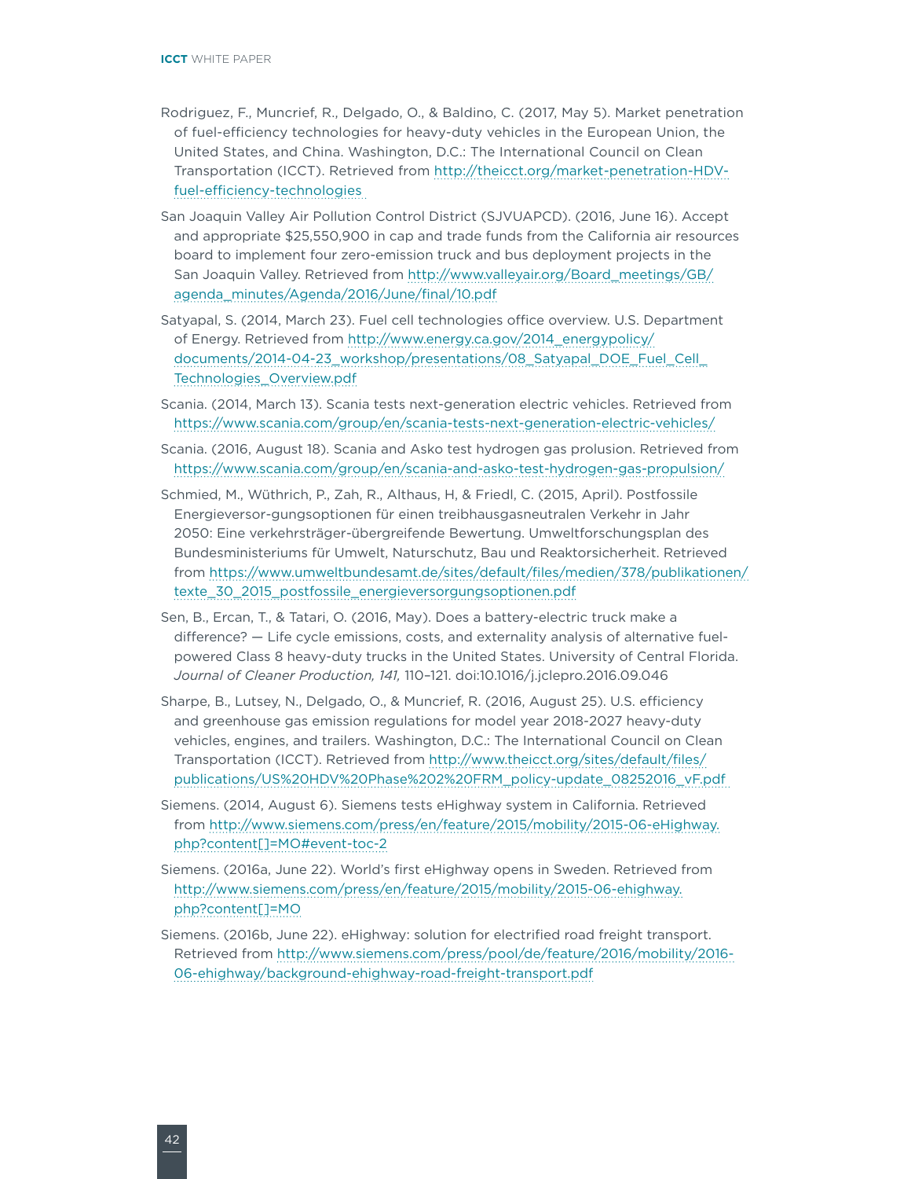Rodriguez, F., Muncrief, R., Delgado, O., & Baldino, C. (2017, May 5). Market penetration of fuel-efficiency technologies for heavy-duty vehicles in the European Union, the United States, and China. Washington, D.C.: The International Council on Clean Transportation (ICCT). Retrieved from http://theicct.org/market-penetration-HDV-fuel-efficiency-technologies

San Joaquin Valley Air Pollution Control District (SJVUAPCD). (2016, June 16). Accept and appropriate $25,550,900 in cap and trade funds from the California air resources board to implement four zero-emission truck and bus deployment projects in the San Joaquin Valley. Retrieved from http://www.valleyair.org/Board_meetings/GB/agenda_minutes/Agenda/2016/June/final/10.pdf

Satyapal, S. (2014, March 23). Fuel cell technologies office overview. U.S. Department of Energy. Retrieved from http://www.energy.ca.gov/2014_energypolicy/documents/2014-04-23_workshop/presentations/08_Satyapal_DOE_Fuel_Cell_Technologies_Overview.pdf

Scania. (2014, March 13). Scania tests next-generation electric vehicles. Retrieved from https://www.scania.com/group/en/scania-tests-next-generation-electric-vehicles/

Scania. (2016, August 18). Scania and Asko test hydrogen gas prolusion. Retrieved from https://www.scania.com/group/en/scania-and-asko-test-hydrogen-gas-propulsion/

Schmied, M., Wüthrich, P., Zah, R., Althaus, H, & Friedl, C. (2015, April). Postfossile Energieversor-gungsoptionen für einen treibhausgasneutralen Verkehr in Jahr 2050: Eine verkehrsträger-übergreifende Bewertung. Umweltforschungsplan des Bundesministeriums für Umwelt, Naturschutz, Bau und Reaktorsicherheit. Retrieved from https://www.umweltbundesamt.de/sites/default/files/medien/378/publikationen/texte_30_2015_postfossile_energieversorgungsoptionen.pdf

Sen, B., Ercan, T., & Tatari, O. (2016, May). Does a battery-electric truck make a difference? — Life cycle emissions, costs, and externality analysis of alternative fuel-powered Class 8 heavy-duty trucks in the United States. University of Central Florida. *Journal of Cleaner Production, 141,* 110–121. doi:10.1016/j.jclepro.2016.09.046

Sharpe, B., Lutsey, N., Delgado, O., & Muncrief, R. (2016, August 25). U.S. efficiency and greenhouse gas emission regulations for model year 2018-2027 heavy-duty vehicles, engines, and trailers. Washington, D.C.: The International Council on Clean Transportation (ICCT). Retrieved from http://www.theicct.org/sites/default/files/publications/US%20HDV%20Phase%202%20FRM_policy-update_08252016_vF.pdf

Siemens. (2014, August 6). Siemens tests eHighway system in California. Retrieved from http://www.siemens.com/press/en/feature/2015/mobility/2015-06-eHighway.php?content[]=MO#event-toc-2

Siemens. (2016a, June 22). World's first eHighway opens in Sweden. Retrieved from http://www.siemens.com/press/en/feature/2015/mobility/2015-06-ehighway.php?content[]=MO

Siemens. (2016b, June 22). eHighway: solution for electrified road freight transport. Retrieved from http://www.siemens.com/press/pool/de/feature/2016/mobility/2016-06-ehighway/background-ehighway-road-freight-transport.pdf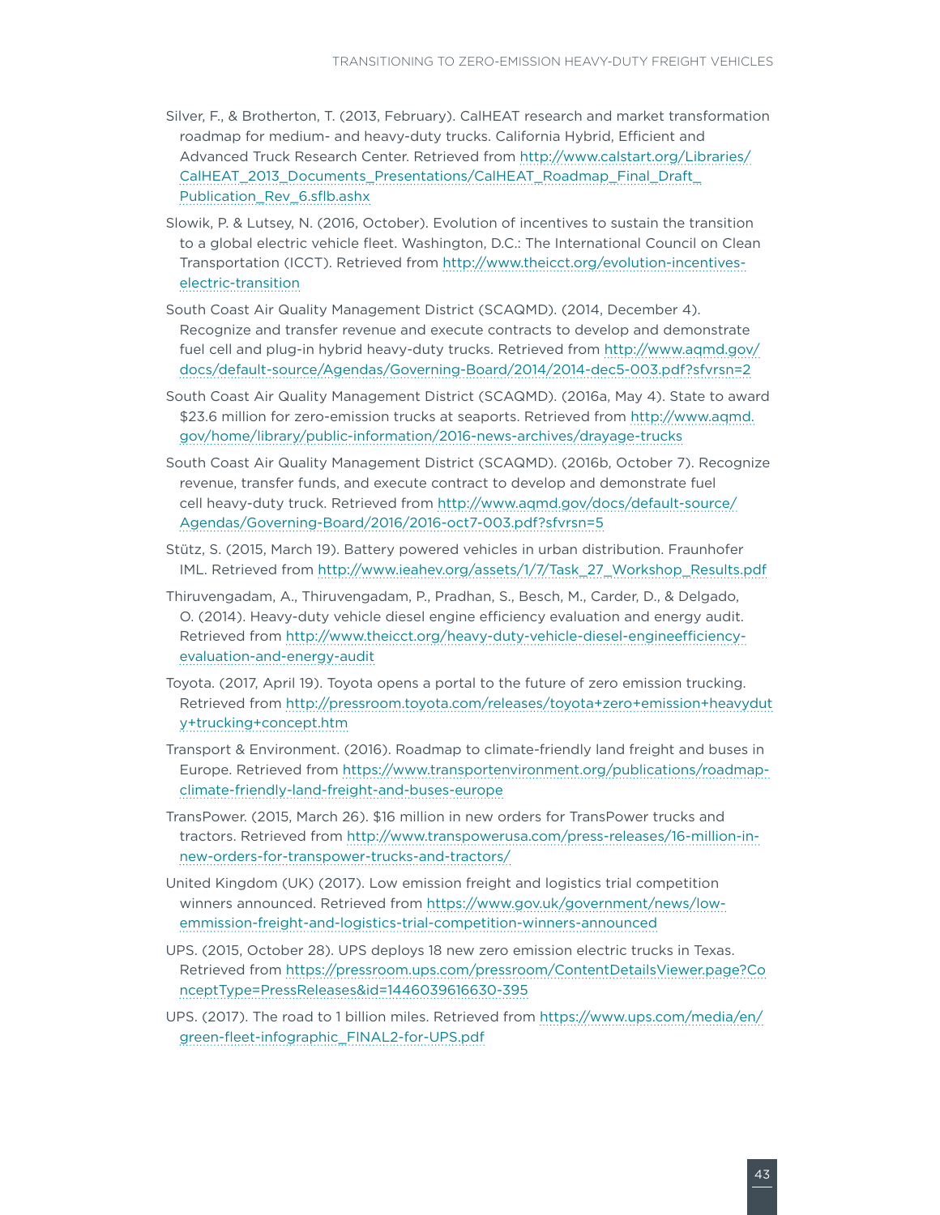Silver, F., & Brotherton, T. (2013, February). CalHEAT research and market transformation roadmap for medium- and heavy-duty trucks. California Hybrid, Efficient and Advanced Truck Research Center. Retrieved from http://www.calstart.org/Libraries/CalHEAT_2013_Documents_Presentations/CalHEAT_Roadmap_Final_Draft_Publication_Rev_6.sflb.ashx

Slowik, P. & Lutsey, N. (2016, October). Evolution of incentives to sustain the transition to a global electric vehicle fleet. Washington, D.C.: The International Council on Clean Transportation (ICCT). Retrieved from http://www.theicct.org/evolution-incentives-electric-transition

South Coast Air Quality Management District (SCAQMD). (2014, December 4). Recognize and transfer revenue and execute contracts to develop and demonstrate fuel cell and plug-in hybrid heavy-duty trucks. Retrieved from http://www.aqmd.gov/docs/default-source/Agendas/Governing-Board/2014/2014-dec5-003.pdf?sfvrsn=2

South Coast Air Quality Management District (SCAQMD). (2016a, May 4). State to award $23.6 million for zero-emission trucks at seaports. Retrieved from http://www.aqmd.gov/home/library/public-information/2016-news-archives/drayage-trucks

South Coast Air Quality Management District (SCAQMD). (2016b, October 7). Recognize revenue, transfer funds, and execute contract to develop and demonstrate fuel cell heavy-duty truck. Retrieved from http://www.aqmd.gov/docs/default-source/Agendas/Governing-Board/2016/2016-oct7-003.pdf?sfvrsn=5

Stütz, S. (2015, March 19). Battery powered vehicles in urban distribution. Fraunhofer IML. Retrieved from http://www.ieahev.org/assets/1/7/Task_27_Workshop_Results.pdf

Thiruvengadam, A., Thiruvengadam, P., Pradhan, S., Besch, M., Carder, D., & Delgado, O. (2014). Heavy-duty vehicle diesel engine efficiency evaluation and energy audit. Retrieved from http://www.theicct.org/heavy-duty-vehicle-diesel-engineefficiency-evaluation-and-energy-audit

Toyota. (2017, April 19). Toyota opens a portal to the future of zero emission trucking. Retrieved from http://pressroom.toyota.com/releases/toyota+zero+emission+heavyduty+trucking+concept.htm

Transport & Environment. (2016). Roadmap to climate-friendly land freight and buses in Europe. Retrieved from https://www.transportenvironment.org/publications/roadmap-climate-friendly-land-freight-and-buses-europe

TransPower. (2015, March 26). $16 million in new orders for TransPower trucks and tractors. Retrieved from http://www.transpowerusa.com/press-releases/16-million-in-new-orders-for-transpower-trucks-and-tractors/

United Kingdom (UK) (2017). Low emission freight and logistics trial competition winners announced. Retrieved from https://www.gov.uk/government/news/low-emmission-freight-and-logistics-trial-competition-winners-announced

UPS. (2015, October 28). UPS deploys 18 new zero emission electric trucks in Texas. Retrieved from https://pressroom.ups.com/pressroom/ContentDetailsViewer.page?ConceptType=PressReleases&id=1446039616630-395

UPS. (2017). The road to 1 billion miles. Retrieved from https://www.ups.com/media/en/green-fleet-infographic_FINAL2-for-UPS.pdf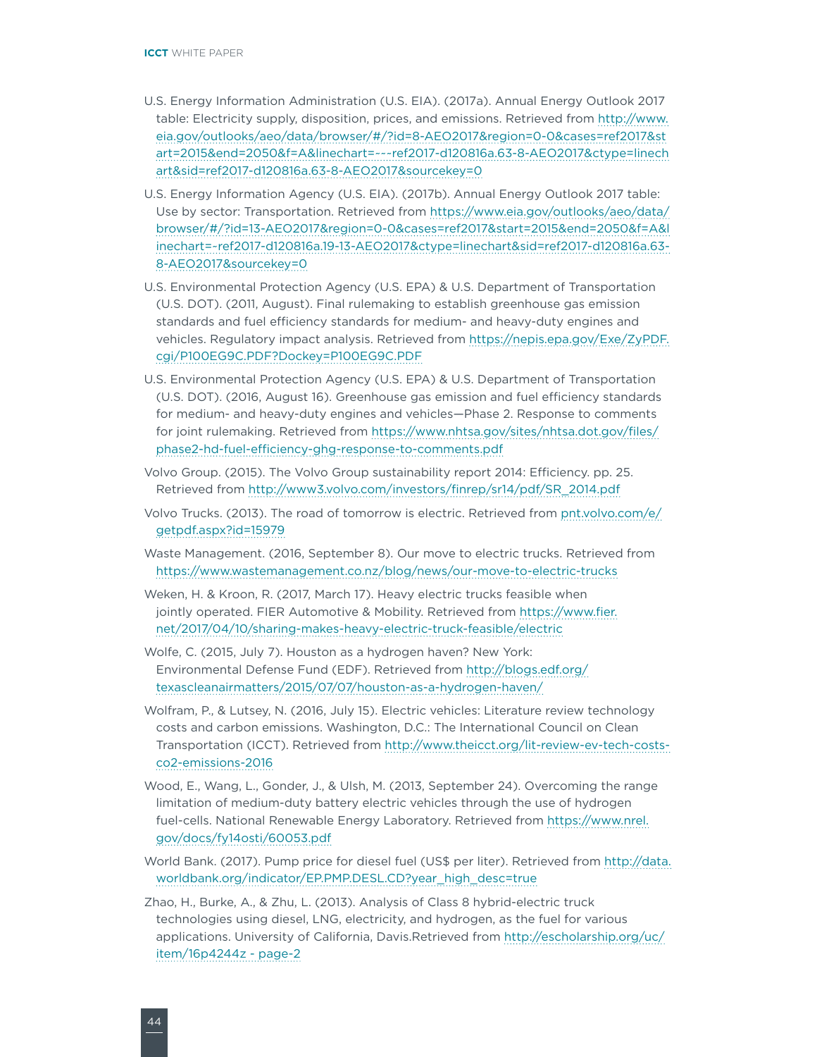U.S. Energy Information Administration (U.S. EIA). (2017a). Annual Energy Outlook 2017 table: Electricity supply, disposition, prices, and emissions. Retrieved from http://www.eia.gov/outlooks/aeo/data/browser/#/?id=8-AEO2017&region=0-0&cases=ref2017&start=2015&end=2050&f=A&linechart=~~~ref2017-d120816a.63-8-AEO2017&ctype=linechart&sid=ref2017-d120816a.63-8-AEO2017&sourcekey=0

U.S. Energy Information Agency (U.S. EIA). (2017b). Annual Energy Outlook 2017 table: Use by sector: Transportation. Retrieved from https://www.eia.gov/outlooks/aeo/data/browser/#/?id=13-AEO2017&region=0-0&cases=ref2017&start=2015&end=2050&f=A&linechart=-ref2017-d120816a.19-13-AEO2017&ctype=linechart&sid=ref2017-d120816a.63-8-AEO2017&sourcekey=0

U.S. Environmental Protection Agency (U.S. EPA) & U.S. Department of Transportation (U.S. DOT). (2011, August). Final rulemaking to establish greenhouse gas emission standards and fuel efficiency standards for medium- and heavy-duty engines and vehicles. Regulatory impact analysis. Retrieved from https://nepis.epa.gov/Exe/ZyPDF.cgi/P100EG9C.PDF?Dockey=P100EG9C.PDF

U.S. Environmental Protection Agency (U.S. EPA) & U.S. Department of Transportation (U.S. DOT). (2016, August 16). Greenhouse gas emission and fuel efficiency standards for medium- and heavy-duty engines and vehicles—Phase 2. Response to comments for joint rulemaking. Retrieved from https://www.nhtsa.gov/sites/nhtsa.dot.gov/files/phase2-hd-fuel-efficiency-ghg-response-to-comments.pdf

Volvo Group. (2015). The Volvo Group sustainability report 2014: Efficiency. pp. 25. Retrieved from http://www3.volvo.com/investors/finrep/sr14/pdf/SR_2014.pdf

Volvo Trucks. (2013). The road of tomorrow is electric. Retrieved from pnt.volvo.com/e/getpdf.aspx?id=15979

Waste Management. (2016, September 8). Our move to electric trucks. Retrieved from https://www.wastemanagement.co.nz/blog/news/our-move-to-electric-trucks

Weken, H. & Kroon, R. (2017, March 17). Heavy electric trucks feasible when jointly operated. FIER Automotive & Mobility. Retrieved from https://www.fier.net/2017/04/10/sharing-makes-heavy-electric-truck-feasible/electric

Wolfe, C. (2015, July 7). Houston as a hydrogen haven? New York: Environmental Defense Fund (EDF). Retrieved from http://blogs.edf.org/texascleanairmatters/2015/07/07/houston-as-a-hydrogen-haven/

Wolfram, P., & Lutsey, N. (2016, July 15). Electric vehicles: Literature review technology costs and carbon emissions. Washington, D.C.: The International Council on Clean Transportation (ICCT). Retrieved from http://www.theicct.org/lit-review-ev-tech-costs-co2-emissions-2016

Wood, E., Wang, L., Gonder, J., & Ulsh, M. (2013, September 24). Overcoming the range limitation of medium-duty battery electric vehicles through the use of hydrogen fuel-cells. National Renewable Energy Laboratory. Retrieved from https://www.nrel.gov/docs/fy14osti/60053.pdf

World Bank. (2017). Pump price for diesel fuel (US$ per liter). Retrieved from http://data.worldbank.org/indicator/EP.PMP.DESL.CD?year_high_desc=true

Zhao, H., Burke, A., & Zhu, L. (2013). Analysis of Class 8 hybrid-electric truck technologies using diesel, LNG, electricity, and hydrogen, as the fuel for various applications. University of California, Davis.Retrieved from http://escholarship.org/uc/item/16p4244z - page-2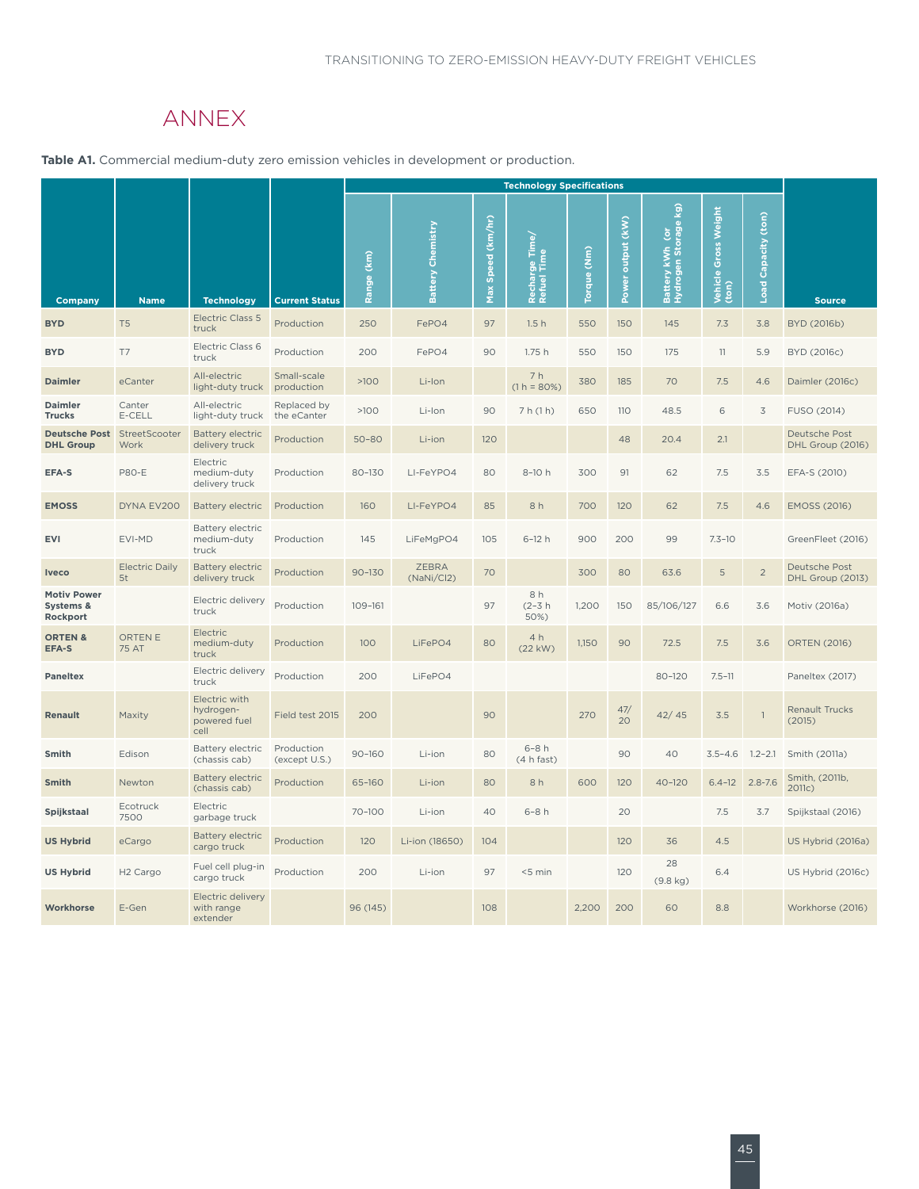# ANNEX

**Table A1.** Commercial medium-duty zero emission vehicles in development or production.

| Company | Name | Technology | Current Status | Technology Specifications | | | | | | | | | Source |
|---|---|---|---|---|---|---|---|---|---|---|---|---|---|
| | | | | Range (km) | Battery Chemistry | Max Speed (km/hr) | Recharge Time/ Refuel Time | Torque (Nm) | Power output (kW) | Battery kWh (or Hydrogen Storage kg) | Vehicle Gross Weight (ton) | Load Capacity (ton) | |
| **BYD** | T5 | Electric Class 5 truck | Production | 250 | FePO4 | 97 | 1.5 h | 550 | 150 | 145 | 7.3 | 3.8 | BYD (2016b) |
| **BYD** | T7 | Electric Class 6 truck | Production | 200 | FePO4 | 90 | 1.75 h | 550 | 150 | 175 | 11 | 5.9 | BYD (2016c) |
| **Daimler** | eCanter | All-electric light-duty truck | Small-scale production | >100 | Li-Ion | | 7 h (1 h = 80%) | 380 | 185 | 70 | 7.5 | 4.6 | Daimler (2016c) |
| **Daimler Trucks** | Canter E-CELL | All-electric light-duty truck | Replaced by the eCanter | >100 | Li-Ion | 90 | 7 h (1 h) | 650 | 110 | 48.5 | 6 | 3 | FUSO (2014) |
| **Deutsche Post DHL Group** | StreetScooter Work | Battery electric delivery truck | Production | 50–80 | Li-ion | 120 | | | 48 | 20.4 | 2.1 | | Deutsche Post DHL Group (2016) |
| **EFA-S** | P80-E | Electric medium-duty delivery truck | Production | 80–130 | LI-FeYPO4 | 80 | 8–10 h | 300 | 91 | 62 | 7.5 | 3.5 | EFA-S (2010) |
| **EMOSS** | DYNA EV200 | Battery electric | Production | 160 | LI-FeYPO4 | 85 | 8 h | 700 | 120 | 62 | 7.5 | 4.6 | EMOSS (2016) |
| **EVI** | EVI-MD | Battery electric medium-duty truck | Production | 145 | LiFeMgPO4 | 105 | 6–12 h | 900 | 200 | 99 | 7.3–10 | | GreenFleet (2016) |
| **Iveco** | Electric Daily 5t | Battery electric delivery truck | Production | 90–130 | ZEBRA (NaNi/Cl2) | 70 | | 300 | 80 | 63.6 | 5 | 2 | Deutsche Post DHL Group (2013) |
| **Motiv Power Systems & Rockport** | | Electric delivery truck | Production | 109–161 | | 97 | 8 h (2–3 h 50%) | 1,200 | 150 | 85/106/127 | 6.6 | 3.6 | Motiv (2016a) |
| **ORTEN & EFA-S** | ORTEN E 75 AT | Electric medium-duty truck | Production | 100 | LiFePO4 | 80 | 4 h (22 kW) | 1,150 | 90 | 72.5 | 7.5 | 3.6 | ORTEN (2016) |
| **Paneltex** | | Electric delivery truck | Production | 200 | LiFePO4 | | | | | 80–120 | 7.5–11 | | Paneltex (2017) |
| **Renault** | Maxity | Electric with hydrogen-powered fuel cell | Field test 2015 | 200 | | 90 | | 270 | 47/ 20 | 42/ 45 | 3.5 | 1 | Renault Trucks (2015) |
| **Smith** | Edison | Battery electric (chassis cab) | Production (except U.S.) | 90–160 | Li-ion | 80 | 6–8 h (4 h fast) | | 90 | 40 | 3.5–4.6 | 1.2–2.1 | Smith (2011a) |
| **Smith** | Newton | Battery electric (chassis cab) | Production | 65–160 | Li-ion | 80 | 8 h | 600 | 120 | 40–120 | 6.4–12 | 2.8-7.6 | Smith, (2011b, 2011c) |
| **Spijkstaal** | Ecotruck 7500 | Electric garbage truck | | 70–100 | Li-ion | 40 | 6–8 h | | 20 | | 7.5 | 3.7 | Spijkstaal (2016) |
| **US Hybrid** | eCargo | Battery electric cargo truck | Production | 120 | Li-ion (18650) | 104 | | | 120 | 36 | 4.5 | | US Hybrid (2016a) |
| **US Hybrid** | H2 Cargo | Fuel cell plug-in cargo truck | Production | 200 | Li-ion | 97 | <5 min | | 120 | 28 (9.8 kg) | 6.4 | | US Hybrid (2016c) |
| **Workhorse** | E-Gen | Electric delivery with range extender | | 96 (145) | | 108 | | 2,200 | 200 | 60 | 8.8 | | Workhorse (2016) |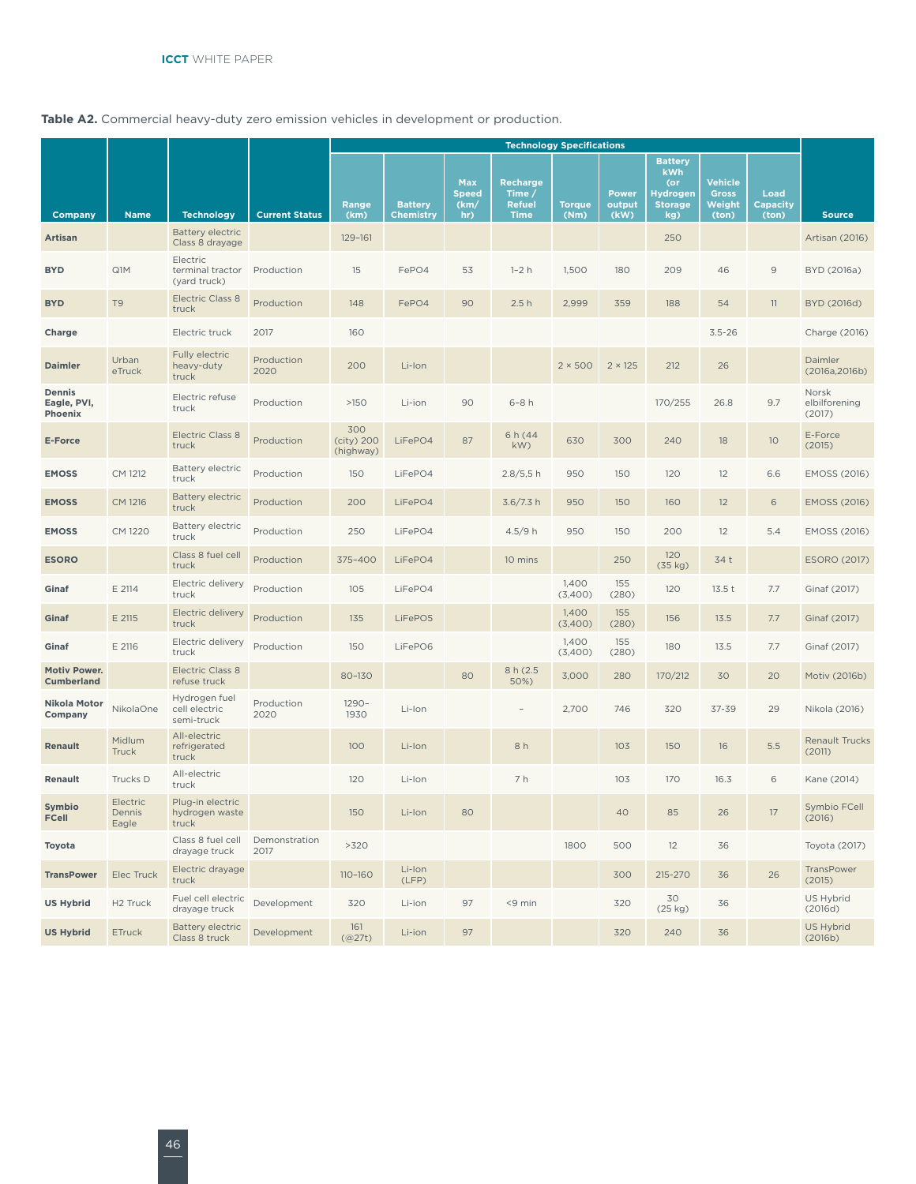**Table A2.** Commercial heavy-duty zero emission vehicles in development or production.

| Company | Name | Technology | Current Status | Technology Specifications | | | | | | | | | Source |
|---|---|---|---|---|---|---|---|---|---|---|---|---|---|
| | | | | Range (km) | Battery Chemistry | Max Speed (km/hr) | Recharge Time / Refuel Time | Torque (Nm) | Power output (kW) | Battery kWh (or Hydrogen Storage kg) | Vehicle Gross Weight (ton) | Load Capacity (ton) | |
| **Artisan** | | Battery electric Class 8 drayage | | 129–161 | | | | | | 250 | | | Artisan (2016) |
| **BYD** | Q1M | Electric terminal tractor (yard truck) | Production | 15 | FePO4 | 53 | 1–2 h | 1,500 | 180 | 209 | 46 | 9 | BYD (2016a) |
| **BYD** | T9 | Electric Class 8 truck | Production | 148 | FePO4 | 90 | 2.5 h | 2,999 | 359 | 188 | 54 | 11 | BYD (2016d) |
| **Charge** | | Electric truck | 2017 | 160 | | | | | | | 3.5-26 | | Charge (2016) |
| **Daimler** | Urban eTruck | Fully electric heavy-duty truck | Production 2020 | 200 | Li-Ion | | | 2 × 500 | 2 × 125 | 212 | 26 | | Daimler (2016a,2016b) |
| **Dennis Eagle, PVI, Phoenix** | | Electric refuse truck | Production | >150 | Li-ion | 90 | 6–8 h | | | 170/255 | 26.8 | 9.7 | Norsk elbilforening (2017) |
| **E-Force** | | Electric Class 8 truck | Production | 300 (city) 200 (highway) | LiFePO4 | 87 | 6 h (44 kW) | 630 | 300 | 240 | 18 | 10 | E-Force (2015) |
| **EMOSS** | CM 1212 | Battery electric truck | Production | 150 | LiFePO4 | | 2.8/5,5 h | 950 | 150 | 120 | 12 | 6.6 | EMOSS (2016) |
| **EMOSS** | CM 1216 | Battery electric truck | Production | 200 | LiFePO4 | | 3.6/7.3 h | 950 | 150 | 160 | 12 | 6 | EMOSS (2016) |
| **EMOSS** | CM 1220 | Battery electric truck | Production | 250 | LiFePO4 | | 4.5/9 h | 950 | 150 | 200 | 12 | 5.4 | EMOSS (2016) |
| **ESORO** | | Class 8 fuel cell truck | Production | 375–400 | LiFePO4 | | 10 mins | | 250 | 120 (35 kg) | 34 t | | ESORO (2017) |
| **Ginaf** | E 2114 | Electric delivery truck | Production | 105 | LiFePO4 | | | 1,400 (3,400) | 155 (280) | 120 | 13.5 t | 7.7 | Ginaf (2017) |
| **Ginaf** | E 2115 | Electric delivery truck | Production | 135 | LiFePO5 | | | 1,400 (3,400) | 155 (280) | 156 | 13.5 | 7.7 | Ginaf (2017) |
| **Ginaf** | E 2116 | Electric delivery truck | Production | 150 | LiFePO6 | | | 1,400 (3,400) | 155 (280) | 180 | 13.5 | 7.7 | Ginaf (2017) |
| **Motiv Power. Cumberland** | | Electric Class 8 refuse truck | | 80–130 | | 80 | 8 h (2.5 50%) | 3,000 | 280 | 170/212 | 30 | 20 | Motiv (2016b) |
| **Nikola Motor Company** | NikolaOne | Hydrogen fuel cell electric semi-truck | Production 2020 | 1290–1930 | Li-Ion | | – | 2,700 | 746 | 320 | 37-39 | 29 | Nikola (2016) |
| **Renault** | Midlum Truck | All-electric refrigerated truck | | 100 | Li-Ion | | 8 h | | 103 | 150 | 16 | 5.5 | Renault Trucks (2011) |
| **Renault** | Trucks D | All-electric truck | | 120 | Li-Ion | | 7 h | | 103 | 170 | 16.3 | 6 | Kane (2014) |
| **Symbio FCell** | Electric Dennis Eagle | Plug-in electric hydrogen waste truck | | 150 | Li-Ion | 80 | | | 40 | 85 | 26 | 17 | Symbio FCell (2016) |
| **Toyota** | | Class 8 fuel cell drayage truck | Demonstration 2017 | >320 | | | | 1800 | 500 | 12 | 36 | | Toyota (2017) |
| **TransPower** | Elec Truck | Electric drayage truck | | 110–160 | Li-Ion (LFP) | | | | 300 | 215-270 | 36 | 26 | TransPower (2015) |
| **US Hybrid** | H2 Truck | Fuel cell electric drayage truck | Development | 320 | Li-ion | 97 | <9 min | | 320 | 30 (25 kg) | 36 | | US Hybrid (2016d) |
| **US Hybrid** | ETruck | Battery electric Class 8 truck | Development | 161 (@27t) | Li-ion | 97 | | | 320 | 240 | 36 | | US Hybrid (2016b) |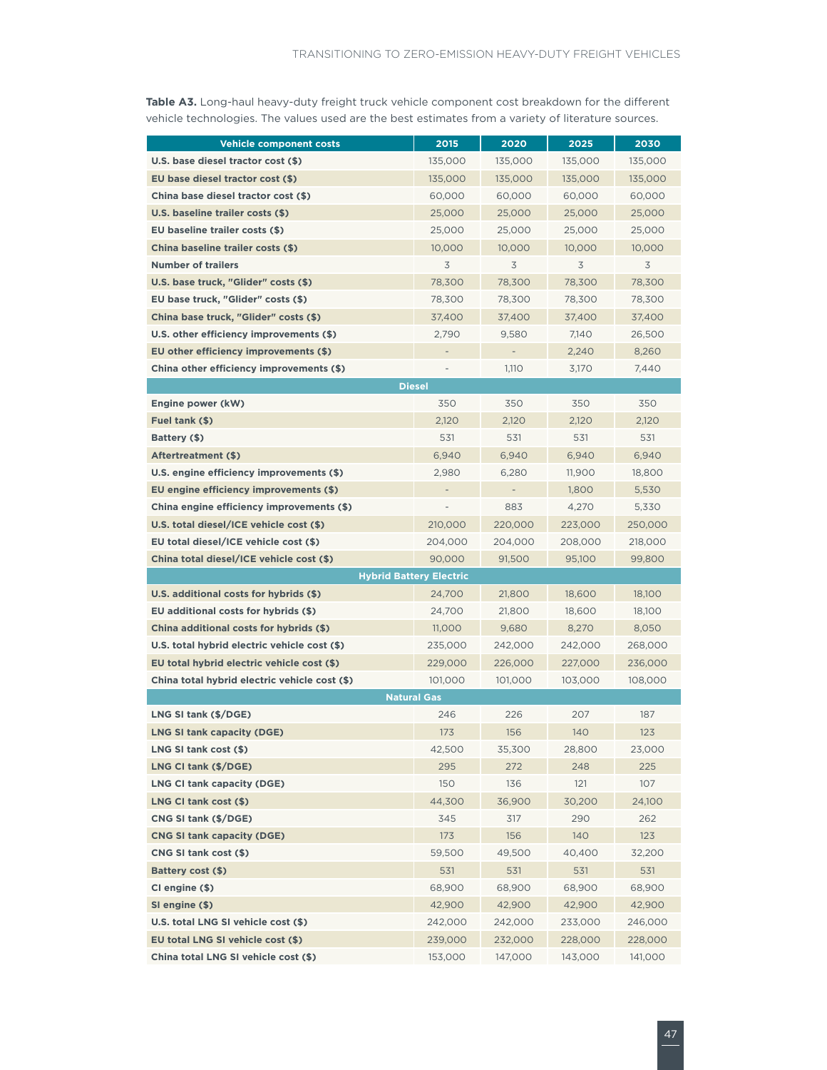**Table A3.** Long-haul heavy-duty freight truck vehicle component cost breakdown for the different vehicle technologies. The values used are the best estimates from a variety of literature sources.

| Vehicle component costs | 2015 | 2020 | 2025 | 2030 |
|---|---|---|---|---|
| U.S. base diesel tractor cost ($) | 135,000 | 135,000 | 135,000 | 135,000 |
| EU base diesel tractor cost ($) | 135,000 | 135,000 | 135,000 | 135,000 |
| China base diesel tractor cost ($) | 60,000 | 60,000 | 60,000 | 60,000 |
| U.S. baseline trailer costs ($) | 25,000 | 25,000 | 25,000 | 25,000 |
| EU baseline trailer costs ($) | 25,000 | 25,000 | 25,000 | 25,000 |
| China baseline trailer costs ($) | 10,000 | 10,000 | 10,000 | 10,000 |
| Number of trailers | 3 | 3 | 3 | 3 |
| U.S. base truck, "Glider" costs ($) | 78,300 | 78,300 | 78,300 | 78,300 |
| EU base truck, "Glider" costs ($) | 78,300 | 78,300 | 78,300 | 78,300 |
| China base truck, "Glider" costs ($) | 37,400 | 37,400 | 37,400 | 37,400 |
| U.S. other efficiency improvements ($) | 2,790 | 9,580 | 7,140 | 26,500 |
| EU other efficiency improvements ($) | - | - | 2,240 | 8,260 |
| China other efficiency improvements ($) | - | 1,110 | 3,170 | 7,440 |
| **Diesel** | | | | |
| Engine power (kW) | 350 | 350 | 350 | 350 |
| Fuel tank ($) | 2,120 | 2,120 | 2,120 | 2,120 |
| Battery ($) | 531 | 531 | 531 | 531 |
| Aftertreatment ($) | 6,940 | 6,940 | 6,940 | 6,940 |
| U.S. engine efficiency improvements ($) | 2,980 | 6,280 | 11,900 | 18,800 |
| EU engine efficiency improvements ($) | - | - | 1,800 | 5,530 |
| China engine efficiency improvements ($) | - | 883 | 4,270 | 5,330 |
| U.S. total diesel/ICE vehicle cost ($) | 210,000 | 220,000 | 223,000 | 250,000 |
| EU total diesel/ICE vehicle cost ($) | 204,000 | 204,000 | 208,000 | 218,000 |
| China total diesel/ICE vehicle cost ($) | 90,000 | 91,500 | 95,100 | 99,800 |
| **Hybrid Battery Electric** | | | | |
| U.S. additional costs for hybrids ($) | 24,700 | 21,800 | 18,600 | 18,100 |
| EU additional costs for hybrids ($) | 24,700 | 21,800 | 18,600 | 18,100 |
| China additional costs for hybrids ($) | 11,000 | 9,680 | 8,270 | 8,050 |
| U.S. total hybrid electric vehicle cost ($) | 235,000 | 242,000 | 242,000 | 268,000 |
| EU total hybrid electric vehicle cost ($) | 229,000 | 226,000 | 227,000 | 236,000 |
| China total hybrid electric vehicle cost ($) | 101,000 | 101,000 | 103,000 | 108,000 |
| **Natural Gas** | | | | |
| LNG SI tank ($/DGE) | 246 | 226 | 207 | 187 |
| LNG SI tank capacity (DGE) | 173 | 156 | 140 | 123 |
| LNG SI tank cost ($) | 42,500 | 35,300 | 28,800 | 23,000 |
| LNG CI tank ($/DGE) | 295 | 272 | 248 | 225 |
| LNG CI tank capacity (DGE) | 150 | 136 | 121 | 107 |
| LNG CI tank cost ($) | 44,300 | 36,900 | 30,200 | 24,100 |
| CNG SI tank ($/DGE) | 345 | 317 | 290 | 262 |
| CNG SI tank capacity (DGE) | 173 | 156 | 140 | 123 |
| CNG SI tank cost ($) | 59,500 | 49,500 | 40,400 | 32,200 |
| Battery cost ($) | 531 | 531 | 531 | 531 |
| CI engine ($) | 68,900 | 68,900 | 68,900 | 68,900 |
| SI engine ($) | 42,900 | 42,900 | 42,900 | 42,900 |
| U.S. total LNG SI vehicle cost ($) | 242,000 | 242,000 | 233,000 | 246,000 |
| EU total LNG SI vehicle cost ($) | 239,000 | 232,000 | 228,000 | 228,000 |
| China total LNG SI vehicle cost ($) | 153,000 | 147,000 | 143,000 | 141,000 |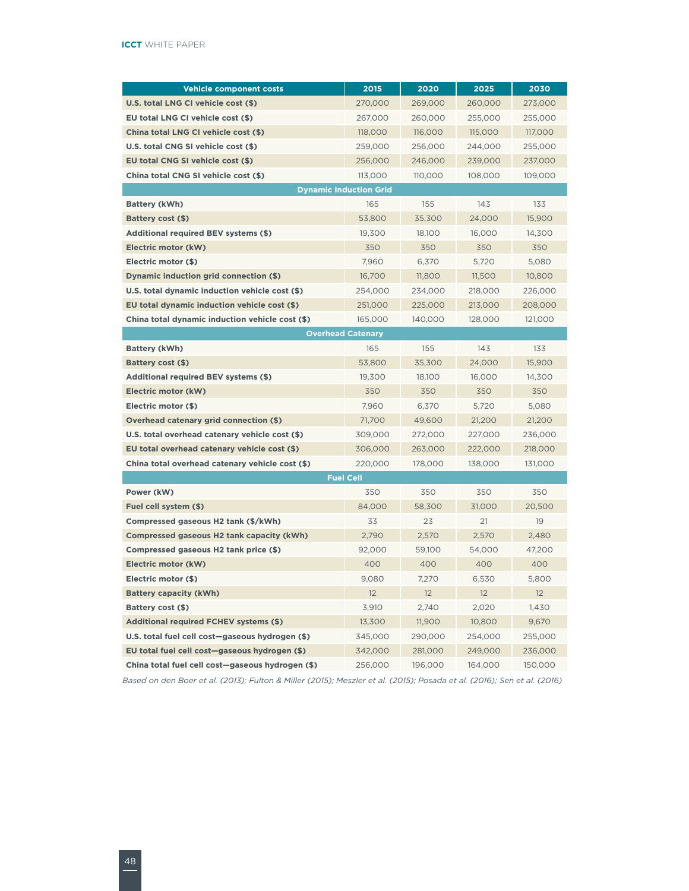| Vehicle component costs | 2015 | 2020 | 2025 | 2030 |
|---|---|---|---|---|
| **U.S. total LNG CI vehicle cost ($)** | 270,000 | 269,000 | 260,000 | 273,000 |
| **EU total LNG CI vehicle cost ($)** | 267,000 | 260,000 | 255,000 | 255,000 |
| **China total LNG CI vehicle cost ($)** | 118,000 | 116,000 | 115,000 | 117,000 |
| **U.S. total CNG SI vehicle cost ($)** | 259,000 | 256,000 | 244,000 | 255,000 |
| **EU total CNG SI vehicle cost ($)** | 256,000 | 246,000 | 239,000 | 237,000 |
| **China total CNG SI vehicle cost ($)** | 113,000 | 110,000 | 108,000 | 109,000 |
| **Dynamic Induction Grid** | | | | |
| **Battery (kWh)** | 165 | 155 | 143 | 133 |
| **Battery cost ($)** | 53,800 | 35,300 | 24,000 | 15,900 |
| **Additional required BEV systems ($)** | 19,300 | 18,100 | 16,000 | 14,300 |
| **Electric motor (kW)** | 350 | 350 | 350 | 350 |
| **Electric motor ($)** | 7,960 | 6,370 | 5,720 | 5,080 |
| **Dynamic induction grid connection ($)** | 16,700 | 11,800 | 11,500 | 10,800 |
| **U.S. total dynamic induction vehicle cost ($)** | 254,000 | 234,000 | 218,000 | 226,000 |
| **EU total dynamic induction vehicle cost ($)** | 251,000 | 225,000 | 213,000 | 208,000 |
| **China total dynamic induction vehicle cost ($)** | 165,000 | 140,000 | 128,000 | 121,000 |
| **Overhead Catenary** | | | | |
| **Battery (kWh)** | 165 | 155 | 143 | 133 |
| **Battery cost ($)** | 53,800 | 35,300 | 24,000 | 15,900 |
| **Additional required BEV systems ($)** | 19,300 | 18,100 | 16,000 | 14,300 |
| **Electric motor (kW)** | 350 | 350 | 350 | 350 |
| **Electric motor ($)** | 7,960 | 6,370 | 5,720 | 5,080 |
| **Overhead catenary grid connection ($)** | 71,700 | 49,600 | 21,200 | 21,200 |
| **U.S. total overhead catenary vehicle cost ($)** | 309,000 | 272,000 | 227,000 | 236,000 |
| **EU total overhead catenary vehicle cost ($)** | 306,000 | 263,000 | 222,000 | 218,000 |
| **China total overhead catenary vehicle cost ($)** | 220,000 | 178,000 | 138,000 | 131,000 |
| **Fuel Cell** | | | | |
| **Power (kW)** | 350 | 350 | 350 | 350 |
| **Fuel cell system ($)** | 84,000 | 58,300 | 31,000 | 20,500 |
| **Compressed gaseous H2 tank ($/kWh)** | 33 | 23 | 21 | 19 |
| **Compressed gaseous H2 tank capacity (kWh)** | 2,790 | 2,570 | 2,570 | 2,480 |
| **Compressed gaseous H2 tank price ($)** | 92,000 | 59,100 | 54,000 | 47,200 |
| **Electric motor (kW)** | 400 | 400 | 400 | 400 |
| **Electric motor ($)** | 9,080 | 7,270 | 6,530 | 5,800 |
| **Battery capacity (kWh)** | 12 | 12 | 12 | 12 |
| **Battery cost ($)** | 3,910 | 2,740 | 2,020 | 1,430 |
| **Additional required FCHEV systems ($)** | 13,300 | 11,900 | 10,800 | 9,670 |
| **U.S. total fuel cell cost—gaseous hydrogen ($)** | 345,000 | 290,000 | 254,000 | 255,000 |
| **EU total fuel cell cost—gaseous hydrogen ($)** | 342,000 | 281,000 | 249,000 | 236,000 |
| **China total fuel cell cost—gaseous hydrogen ($)** | 256,000 | 196,000 | 164,000 | 150,000 |

*Based on den Boer et al. (2013); Fulton & Miller (2015); Meszler et al. (2015); Posada et al. (2016); Sen et al. (2016)*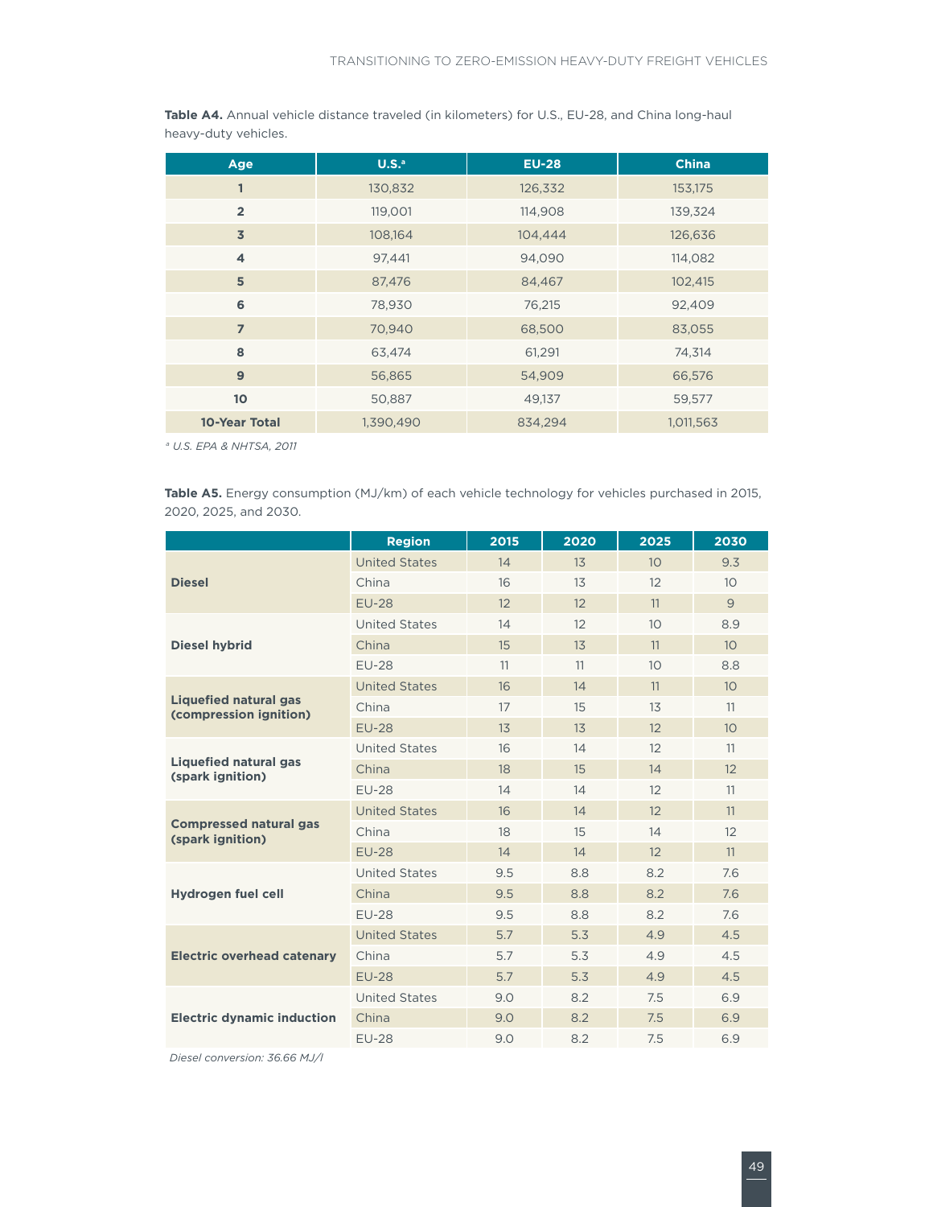**Table A4.** Annual vehicle distance traveled (in kilometers) for U.S., EU-28, and China long-haul heavy-duty vehicles.

| Age | U.S.[a] | EU-28 | China |
|---|---|---|---|
| 1 | 130,832 | 126,332 | 153,175 |
| 2 | 119,001 | 114,908 | 139,324 |
| 3 | 108,164 | 104,444 | 126,636 |
| 4 | 97,441 | 94,090 | 114,082 |
| 5 | 87,476 | 84,467 | 102,415 |
| 6 | 78,930 | 76,215 | 92,409 |
| 7 | 70,940 | 68,500 | 83,055 |
| 8 | 63,474 | 61,291 | 74,314 |
| 9 | 56,865 | 54,909 | 66,576 |
| 10 | 50,887 | 49,137 | 59,577 |
| **10-Year Total** | 1,390,490 | 834,294 | 1,011,563 |

*[a] U.S. EPA & NHTSA, 2011*

**Table A5.** Energy consumption (MJ/km) of each vehicle technology for vehicles purchased in 2015, 2020, 2025, and 2030.

| | Region | 2015 | 2020 | 2025 | 2030 |
|---|---|---|---|---|---|
| **Diesel** | United States | 14 | 13 | 10 | 9.3 |
| | China | 16 | 13 | 12 | 10 |
| | EU-28 | 12 | 12 | 11 | 9 |
| **Diesel hybrid** | United States | 14 | 12 | 10 | 8.9 |
| | China | 15 | 13 | 11 | 10 |
| | EU-28 | 11 | 11 | 10 | 8.8 |
| **Liquefied natural gas (compression ignition)** | United States | 16 | 14 | 11 | 10 |
| | China | 17 | 15 | 13 | 11 |
| | EU-28 | 13 | 13 | 12 | 10 |
| **Liquefied natural gas (spark ignition)** | United States | 16 | 14 | 12 | 11 |
| | China | 18 | 15 | 14 | 12 |
| | EU-28 | 14 | 14 | 12 | 11 |
| **Compressed natural gas (spark ignition)** | United States | 16 | 14 | 12 | 11 |
| | China | 18 | 15 | 14 | 12 |
| | EU-28 | 14 | 14 | 12 | 11 |
| **Hydrogen fuel cell** | United States | 9.5 | 8.8 | 8.2 | 7.6 |
| | China | 9.5 | 8.8 | 8.2 | 7.6 |
| | EU-28 | 9.5 | 8.8 | 8.2 | 7.6 |
| **Electric overhead catenary** | United States | 5.7 | 5.3 | 4.9 | 4.5 |
| | China | 5.7 | 5.3 | 4.9 | 4.5 |
| | EU-28 | 5.7 | 5.3 | 4.9 | 4.5 |
| **Electric dynamic induction** | United States | 9.0 | 8.2 | 7.5 | 6.9 |
| | China | 9.0 | 8.2 | 7.5 | 6.9 |
| | EU-28 | 9.0 | 8.2 | 7.5 | 6.9 |

*Diesel conversion: 36.66 MJ/l*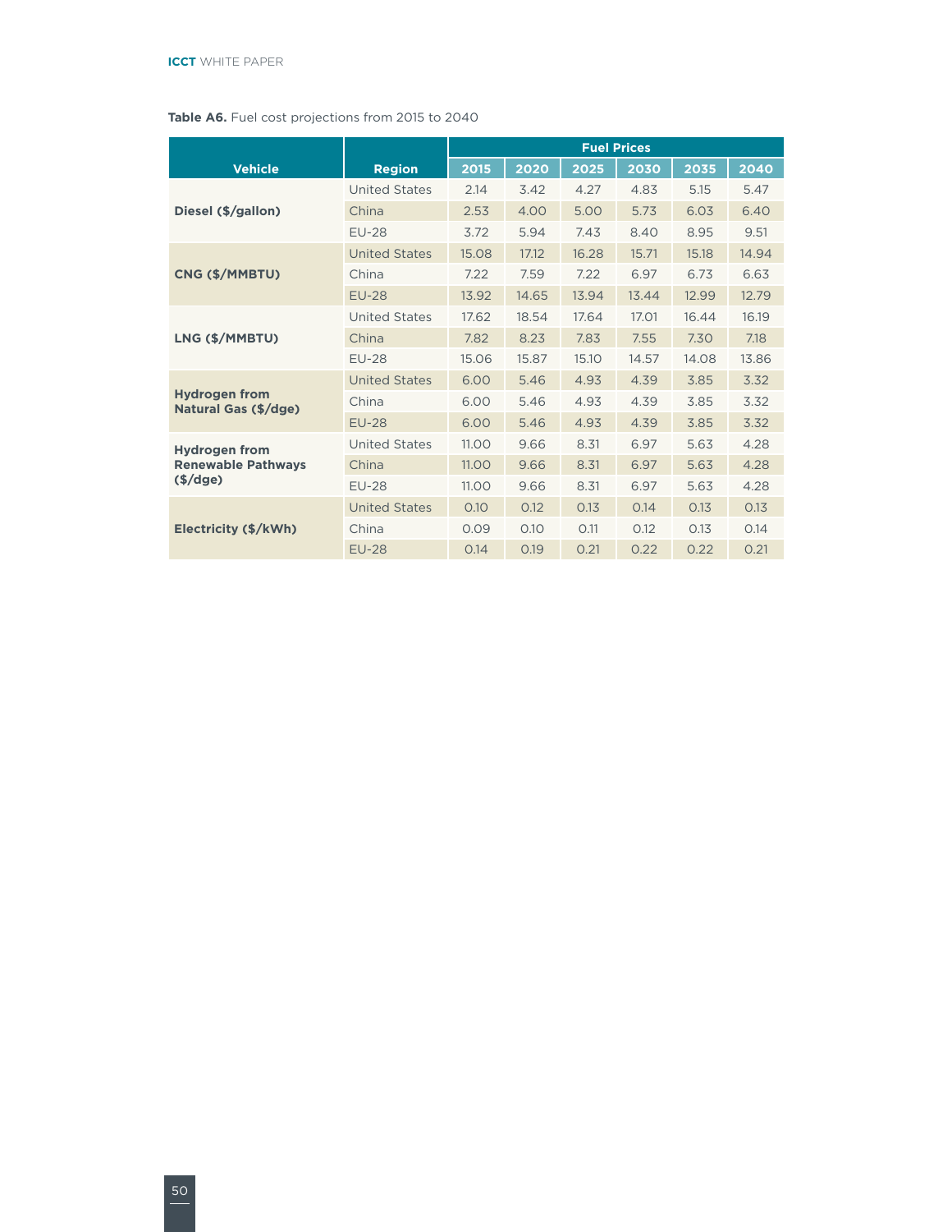**Table A6.** Fuel cost projections from 2015 to 2040

| Vehicle | Region | Fuel Prices | | | | | |
|---|---|---|---|---|---|---|---|
| | | 2015 | 2020 | 2025 | 2030 | 2035 | 2040 |
| **Diesel ($/gallon)** | United States | 2.14 | 3.42 | 4.27 | 4.83 | 5.15 | 5.47 |
| | China | 2.53 | 4.00 | 5.00 | 5.73 | 6.03 | 6.40 |
| | EU-28 | 3.72 | 5.94 | 7.43 | 8.40 | 8.95 | 9.51 |
| **CNG ($/MMBTU)** | United States | 15.08 | 17.12 | 16.28 | 15.71 | 15.18 | 14.94 |
| | China | 7.22 | 7.59 | 7.22 | 6.97 | 6.73 | 6.63 |
| | EU-28 | 13.92 | 14.65 | 13.94 | 13.44 | 12.99 | 12.79 |
| **LNG ($/MMBTU)** | United States | 17.62 | 18.54 | 17.64 | 17.01 | 16.44 | 16.19 |
| | China | 7.82 | 8.23 | 7.83 | 7.55 | 7.30 | 7.18 |
| | EU-28 | 15.06 | 15.87 | 15.10 | 14.57 | 14.08 | 13.86 |
| **Hydrogen from Natural Gas ($/dge)** | United States | 6.00 | 5.46 | 4.93 | 4.39 | 3.85 | 3.32 |
| | China | 6.00 | 5.46 | 4.93 | 4.39 | 3.85 | 3.32 |
| | EU-28 | 6.00 | 5.46 | 4.93 | 4.39 | 3.85 | 3.32 |
| **Hydrogen from Renewable Pathways ($/dge)** | United States | 11.00 | 9.66 | 8.31 | 6.97 | 5.63 | 4.28 |
| | China | 11.00 | 9.66 | 8.31 | 6.97 | 5.63 | 4.28 |
| | EU-28 | 11.00 | 9.66 | 8.31 | 6.97 | 5.63 | 4.28 |
| **Electricity ($/kWh)** | United States | 0.10 | 0.12 | 0.13 | 0.14 | 0.13 | 0.13 |
| | China | 0.09 | 0.10 | 0.11 | 0.12 | 0.13 | 0.14 |
| | EU-28 | 0.14 | 0.19 | 0.21 | 0.22 | 0.22 | 0.21 |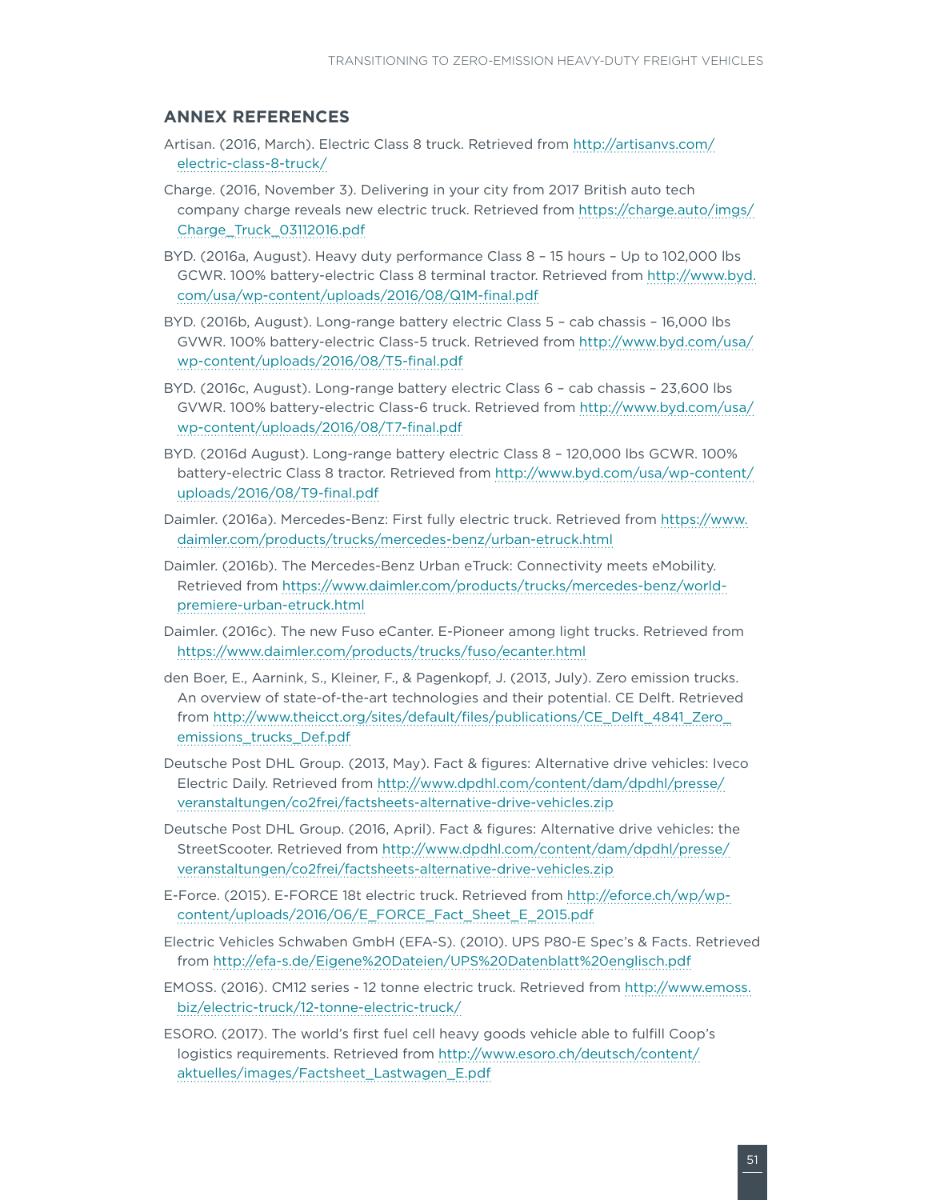## ANNEX REFERENCES

Artisan. (2016, March). Electric Class 8 truck. Retrieved from http://artisanvs.com/electric-class-8-truck/

Charge. (2016, November 3). Delivering in your city from 2017 British auto tech company charge reveals new electric truck. Retrieved from https://charge.auto/imgs/Charge_Truck_03112016.pdf

BYD. (2016a, August). Heavy duty performance Class 8 – 15 hours – Up to 102,000 lbs GCWR. 100% battery-electric Class 8 terminal tractor. Retrieved from http://www.byd.com/usa/wp-content/uploads/2016/08/Q1M-final.pdf

BYD. (2016b, August). Long-range battery electric Class 5 – cab chassis – 16,000 lbs GVWR. 100% battery-electric Class-5 truck. Retrieved from http://www.byd.com/usa/wp-content/uploads/2016/08/T5-final.pdf

BYD. (2016c, August). Long-range battery electric Class 6 – cab chassis – 23,600 lbs GVWR. 100% battery-electric Class-6 truck. Retrieved from http://www.byd.com/usa/wp-content/uploads/2016/08/T7-final.pdf

BYD. (2016d August). Long-range battery electric Class 8 – 120,000 lbs GCWR. 100% battery-electric Class 8 tractor. Retrieved from http://www.byd.com/usa/wp-content/uploads/2016/08/T9-final.pdf

Daimler. (2016a). Mercedes-Benz: First fully electric truck. Retrieved from https://www.daimler.com/products/trucks/mercedes-benz/urban-etruck.html

Daimler. (2016b). The Mercedes-Benz Urban eTruck: Connectivity meets eMobility. Retrieved from https://www.daimler.com/products/trucks/mercedes-benz/world-premiere-urban-etruck.html

Daimler. (2016c). The new Fuso eCanter. E-Pioneer among light trucks. Retrieved from https://www.daimler.com/products/trucks/fuso/ecanter.html

den Boer, E., Aarnink, S., Kleiner, F., & Pagenkopf, J. (2013, July). Zero emission trucks. An overview of state-of-the-art technologies and their potential. CE Delft. Retrieved from http://www.theicct.org/sites/default/files/publications/CE_Delft_4841_Zero_emissions_trucks_Def.pdf

Deutsche Post DHL Group. (2013, May). Fact & figures: Alternative drive vehicles: Iveco Electric Daily. Retrieved from http://www.dpdhl.com/content/dam/dpdhl/presse/veranstaltungen/co2frei/factsheets-alternative-drive-vehicles.zip

Deutsche Post DHL Group. (2016, April). Fact & figures: Alternative drive vehicles: the StreetScooter. Retrieved from http://www.dpdhl.com/content/dam/dpdhl/presse/veranstaltungen/co2frei/factsheets-alternative-drive-vehicles.zip

E-Force. (2015). E-FORCE 18t electric truck. Retrieved from http://eforce.ch/wp/wp-content/uploads/2016/06/E_FORCE_Fact_Sheet_E_2015.pdf

Electric Vehicles Schwaben GmbH (EFA-S). (2010). UPS P80-E Spec's & Facts. Retrieved from http://efa-s.de/Eigene%20Dateien/UPS%20Datenblatt%20englisch.pdf

EMOSS. (2016). CM12 series - 12 tonne electric truck. Retrieved from http://www.emoss.biz/electric-truck/12-tonne-electric-truck/

ESORO. (2017). The world's first fuel cell heavy goods vehicle able to fulfill Coop's logistics requirements. Retrieved from http://www.esoro.ch/deutsch/content/aktuelles/images/Factsheet_Lastwagen_E.pdf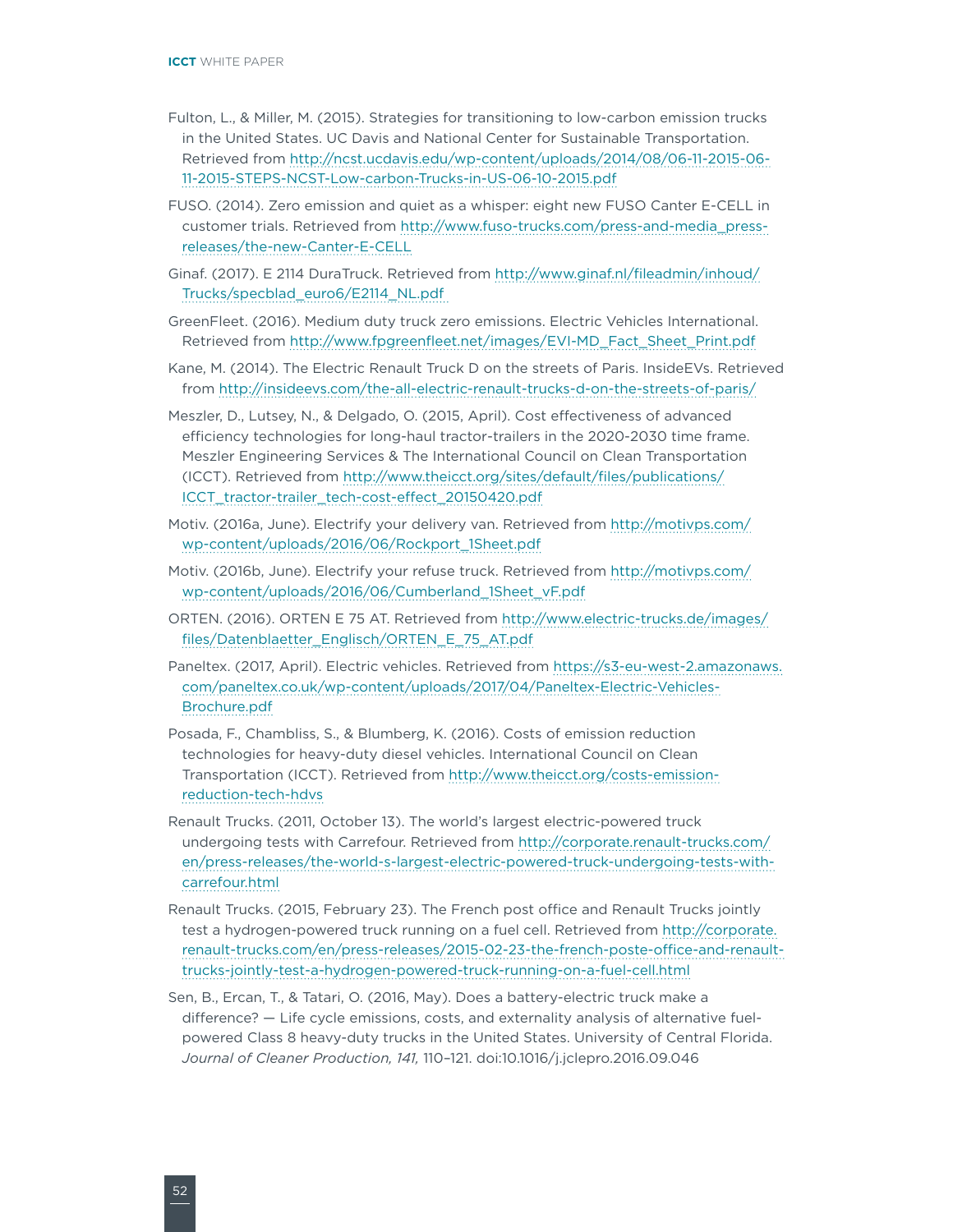Fulton, L., & Miller, M. (2015). Strategies for transitioning to low-carbon emission trucks in the United States. UC Davis and National Center for Sustainable Transportation. Retrieved from http://ncst.ucdavis.edu/wp-content/uploads/2014/08/06-11-2015-06-11-2015-STEPS-NCST-Low-carbon-Trucks-in-US-06-10-2015.pdf

FUSO. (2014). Zero emission and quiet as a whisper: eight new FUSO Canter E-CELL in customer trials. Retrieved from http://www.fuso-trucks.com/press-and-media_press-releases/the-new-Canter-E-CELL

Ginaf. (2017). E 2114 DuraTruck. Retrieved from http://www.ginaf.nl/fileadmin/inhoud/Trucks/specblad_euro6/E2114_NL.pdf

GreenFleet. (2016). Medium duty truck zero emissions. Electric Vehicles International. Retrieved from http://www.fpgreenfleet.net/images/EVI-MD_Fact_Sheet_Print.pdf

Kane, M. (2014). The Electric Renault Truck D on the streets of Paris. InsideEVs. Retrieved from http://insideevs.com/the-all-electric-renault-trucks-d-on-the-streets-of-paris/

Meszler, D., Lutsey, N., & Delgado, O. (2015, April). Cost effectiveness of advanced efficiency technologies for long-haul tractor-trailers in the 2020-2030 time frame. Meszler Engineering Services & The International Council on Clean Transportation (ICCT). Retrieved from http://www.theicct.org/sites/default/files/publications/ICCT_tractor-trailer_tech-cost-effect_20150420.pdf

Motiv. (2016a, June). Electrify your delivery van. Retrieved from http://motivps.com/wp-content/uploads/2016/06/Rockport_1Sheet.pdf

Motiv. (2016b, June). Electrify your refuse truck. Retrieved from http://motivps.com/wp-content/uploads/2016/06/Cumberland_1Sheet_vF.pdf

ORTEN. (2016). ORTEN E 75 AT. Retrieved from http://www.electric-trucks.de/images/files/Datenblaetter_Englisch/ORTEN_E_75_AT.pdf

Paneltex. (2017, April). Electric vehicles. Retrieved from https://s3-eu-west-2.amazonaws.com/paneltex.co.uk/wp-content/uploads/2017/04/Paneltex-Electric-Vehicles-Brochure.pdf

Posada, F., Chambliss, S., & Blumberg, K. (2016). Costs of emission reduction technologies for heavy-duty diesel vehicles. International Council on Clean Transportation (ICCT). Retrieved from http://www.theicct.org/costs-emission-reduction-tech-hdvs

Renault Trucks. (2011, October 13). The world's largest electric-powered truck undergoing tests with Carrefour. Retrieved from http://corporate.renault-trucks.com/en/press-releases/the-world-s-largest-electric-powered-truck-undergoing-tests-with-carrefour.html

Renault Trucks. (2015, February 23). The French post office and Renault Trucks jointly test a hydrogen-powered truck running on a fuel cell. Retrieved from http://corporate.renault-trucks.com/en/press-releases/2015-02-23-the-french-poste-office-and-renault-trucks-jointly-test-a-hydrogen-powered-truck-running-on-a-fuel-cell.html

Sen, B., Ercan, T., & Tatari, O. (2016, May). Does a battery-electric truck make a difference? — Life cycle emissions, costs, and externality analysis of alternative fuel-powered Class 8 heavy-duty trucks in the United States. University of Central Florida. *Journal of Cleaner Production, 141,* 110–121. doi:10.1016/j.jclepro.2016.09.046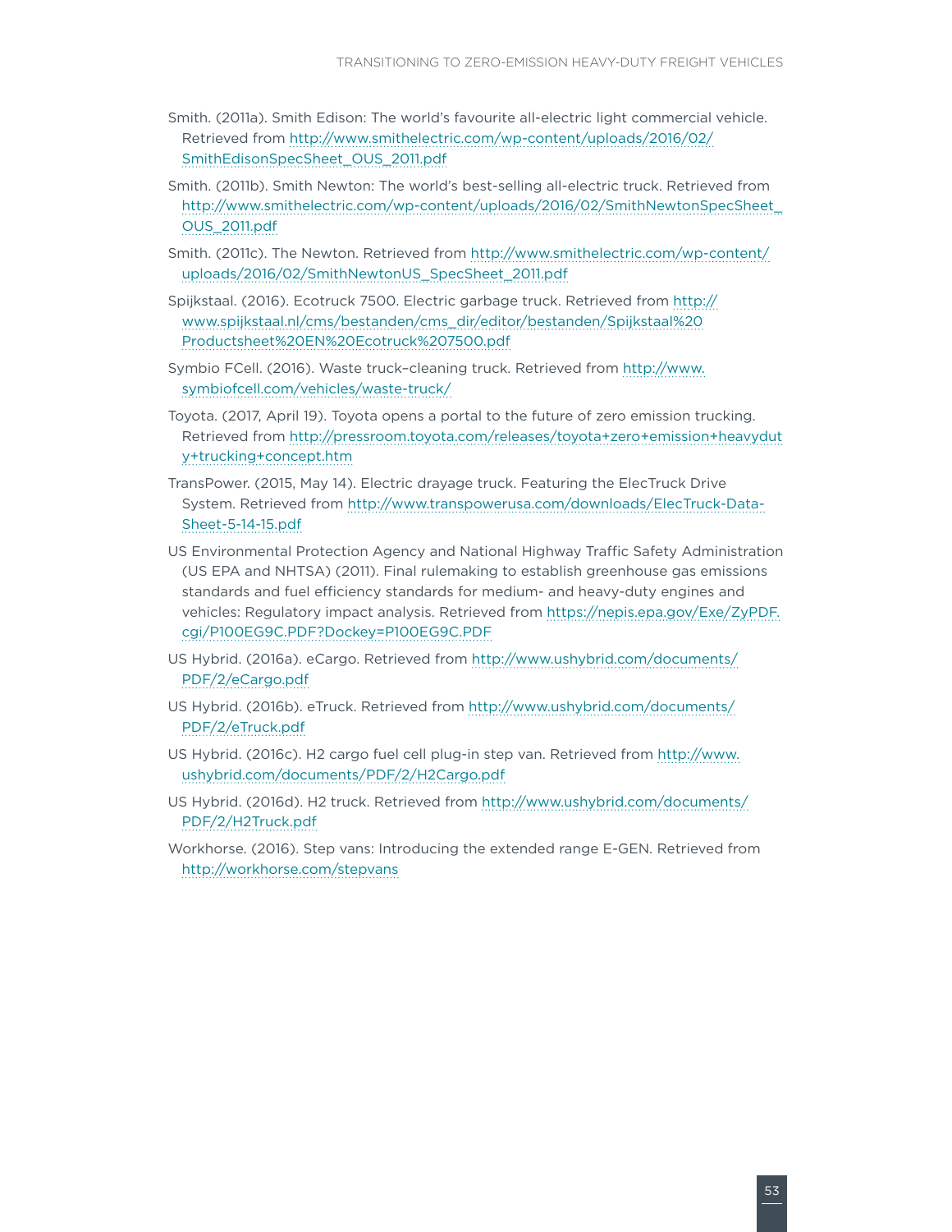Smith. (2011a). Smith Edison: The world's favourite all-electric light commercial vehicle. Retrieved from http://www.smithelectric.com/wp-content/uploads/2016/02/SmithEdisonSpecSheet_OUS_2011.pdf

Smith. (2011b). Smith Newton: The world's best-selling all-electric truck. Retrieved from http://www.smithelectric.com/wp-content/uploads/2016/02/SmithNewtonSpecSheet_OUS_2011.pdf

Smith. (2011c). The Newton. Retrieved from http://www.smithelectric.com/wp-content/uploads/2016/02/SmithNewtonUS_SpecSheet_2011.pdf

Spijkstaal. (2016). Ecotruck 7500. Electric garbage truck. Retrieved from http://www.spijkstaal.nl/cms/bestanden/cms_dir/editor/bestanden/Spijkstaal%20Productsheet%20EN%20Ecotruck%207500.pdf

Symbio FCell. (2016). Waste truck–cleaning truck. Retrieved from http://www.symbiofcell.com/vehicles/waste-truck/

Toyota. (2017, April 19). Toyota opens a portal to the future of zero emission trucking. Retrieved from http://pressroom.toyota.com/releases/toyota+zero+emission+heavyduty+trucking+concept.htm

TransPower. (2015, May 14). Electric drayage truck. Featuring the ElecTruck Drive System. Retrieved from http://www.transpowerusa.com/downloads/ElecTruck-Data-Sheet-5-14-15.pdf

US Environmental Protection Agency and National Highway Traffic Safety Administration (US EPA and NHTSA) (2011). Final rulemaking to establish greenhouse gas emissions standards and fuel efficiency standards for medium- and heavy-duty engines and vehicles: Regulatory impact analysis. Retrieved from https://nepis.epa.gov/Exe/ZyPDF.cgi/P100EG9C.PDF?Dockey=P100EG9C.PDF

US Hybrid. (2016a). eCargo. Retrieved from http://www.ushybrid.com/documents/PDF/2/eCargo.pdf

US Hybrid. (2016b). eTruck. Retrieved from http://www.ushybrid.com/documents/PDF/2/eTruck.pdf

US Hybrid. (2016c). H2 cargo fuel cell plug-in step van. Retrieved from http://www.ushybrid.com/documents/PDF/2/H2Cargo.pdf

US Hybrid. (2016d). H2 truck. Retrieved from http://www.ushybrid.com/documents/PDF/2/H2Truck.pdf

Workhorse. (2016). Step vans: Introducing the extended range E-GEN. Retrieved from http://workhorse.com/stepvans